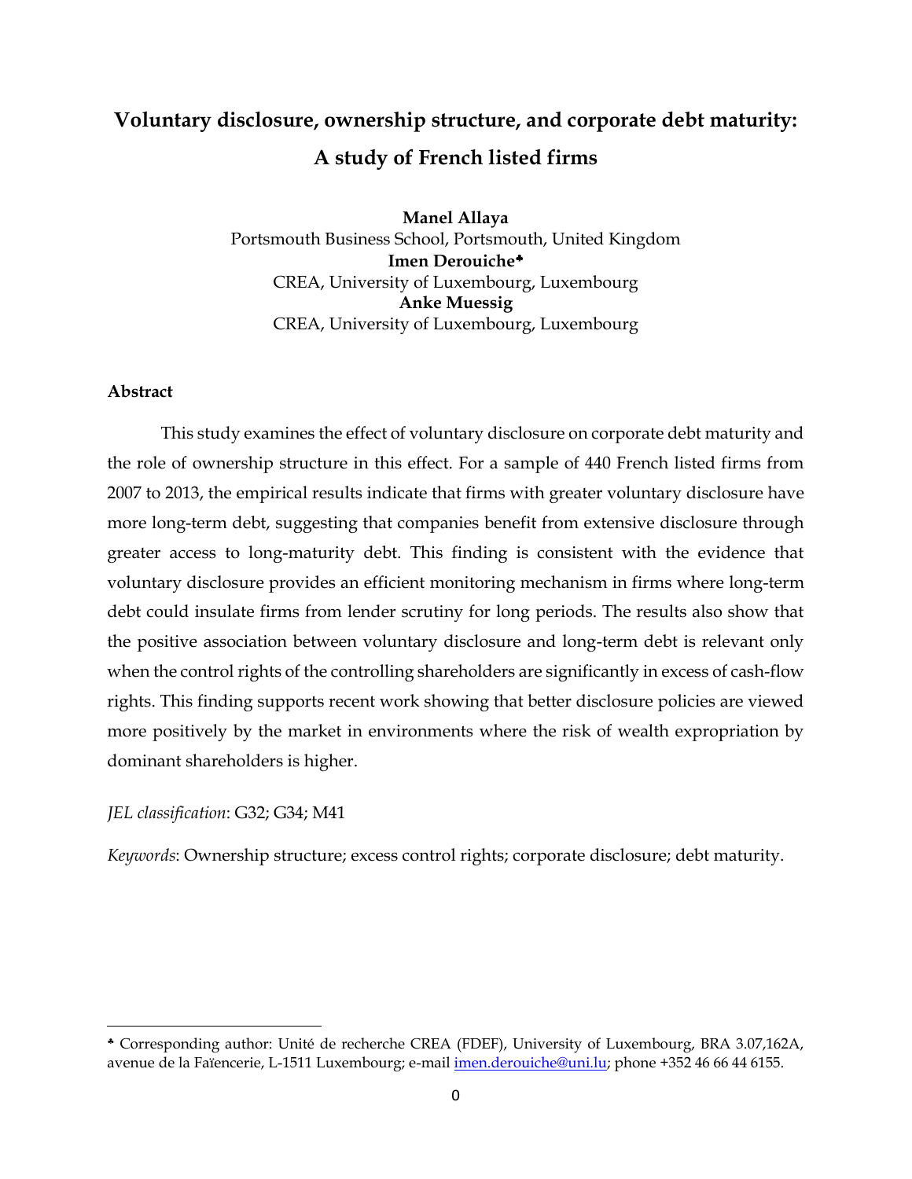# Voluntary disclosure, ownership structure, and corporate debt maturity: A study of French listed firms

**Manel Allaya**
Portsmouth Business School, Portsmouth, United Kingdom
**Imen Derouiche**[♣]
CREA, University of Luxembourg, Luxembourg
**Anke Muessig**
CREA, University of Luxembourg, Luxembourg

### Abstract

This study examines the effect of voluntary disclosure on corporate debt maturity and the role of ownership structure in this effect. For a sample of 440 French listed firms from 2007 to 2013, the empirical results indicate that firms with greater voluntary disclosure have more long-term debt, suggesting that companies benefit from extensive disclosure through greater access to long-maturity debt. This finding is consistent with the evidence that voluntary disclosure provides an efficient monitoring mechanism in firms where long-term debt could insulate firms from lender scrutiny for long periods. The results also show that the positive association between voluntary disclosure and long-term debt is relevant only when the control rights of the controlling shareholders are significantly in excess of cash-flow rights. This finding supports recent work showing that better disclosure policies are viewed more positively by the market in environments where the risk of wealth expropriation by dominant shareholders is higher.

*JEL classification*: G32; G34; M41

*Keywords*: Ownership structure; excess control rights; corporate disclosure; debt maturity.

---

[♣] Corresponding author: Unité de recherche CREA (FDEF), University of Luxembourg, BRA 3.07,162A, avenue de la Faïencerie, L-1511 Luxembourg; e-mail imen.derouiche@uni.lu; phone +352 46 66 44 6155.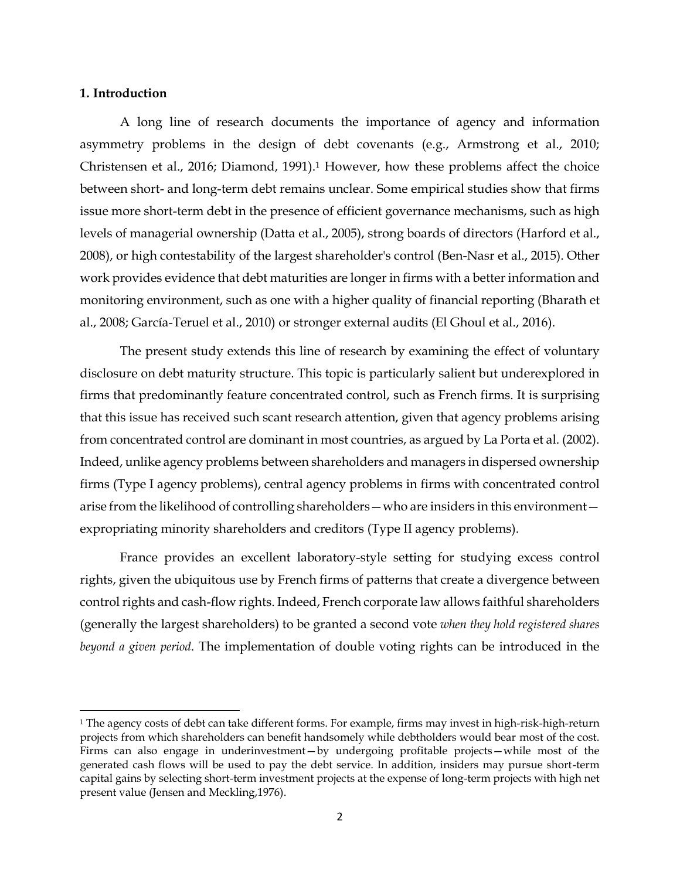**1. Introduction**

A long line of research documents the importance of agency and information asymmetry problems in the design of debt covenants (e.g., Armstrong et al., 2010; Christensen et al., 2016; Diamond, 1991).[1] However, how these problems affect the choice between short- and long-term debt remains unclear. Some empirical studies show that firms issue more short-term debt in the presence of efficient governance mechanisms, such as high levels of managerial ownership (Datta et al., 2005), strong boards of directors (Harford et al., 2008), or high contestability of the largest shareholder's control (Ben-Nasr et al., 2015). Other work provides evidence that debt maturities are longer in firms with a better information and monitoring environment, such as one with a higher quality of financial reporting (Bharath et al., 2008; García-Teruel et al., 2010) or stronger external audits (El Ghoul et al., 2016).

The present study extends this line of research by examining the effect of voluntary disclosure on debt maturity structure. This topic is particularly salient but underexplored in firms that predominantly feature concentrated control, such as French firms. It is surprising that this issue has received such scant research attention, given that agency problems arising from concentrated control are dominant in most countries, as argued by La Porta et al. (2002). Indeed, unlike agency problems between shareholders and managers in dispersed ownership firms (Type I agency problems), central agency problems in firms with concentrated control arise from the likelihood of controlling shareholders—who are insiders in this environment—expropriating minority shareholders and creditors (Type II agency problems).

France provides an excellent laboratory-style setting for studying excess control rights, given the ubiquitous use by French firms of patterns that create a divergence between control rights and cash-flow rights. Indeed, French corporate law allows faithful shareholders (generally the largest shareholders) to be granted a second vote *when they hold registered shares beyond a given period*. The implementation of double voting rights can be introduced in the

[1] The agency costs of debt can take different forms. For example, firms may invest in high-risk-high-return projects from which shareholders can benefit handsomely while debtholders would bear most of the cost. Firms can also engage in underinvestment—by undergoing profitable projects—while most of the generated cash flows will be used to pay the debt service. In addition, insiders may pursue short-term capital gains by selecting short-term investment projects at the expense of long-term projects with high net present value (Jensen and Meckling,1976).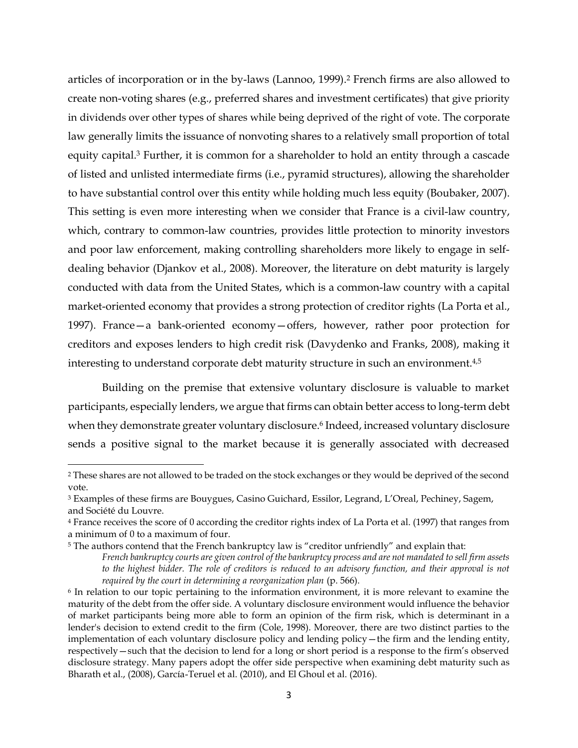articles of incorporation or in the by-laws (Lannoo, 1999).[2] French firms are also allowed to create non-voting shares (e.g., preferred shares and investment certificates) that give priority in dividends over other types of shares while being deprived of the right of vote. The corporate law generally limits the issuance of nonvoting shares to a relatively small proportion of total equity capital.[3] Further, it is common for a shareholder to hold an entity through a cascade of listed and unlisted intermediate firms (i.e., pyramid structures), allowing the shareholder to have substantial control over this entity while holding much less equity (Boubaker, 2007). This setting is even more interesting when we consider that France is a civil-law country, which, contrary to common-law countries, provides little protection to minority investors and poor law enforcement, making controlling shareholders more likely to engage in self-dealing behavior (Djankov et al., 2008). Moreover, the literature on debt maturity is largely conducted with data from the United States, which is a common-law country with a capital market-oriented economy that provides a strong protection of creditor rights (La Porta et al., 1997). France—a bank-oriented economy—offers, however, rather poor protection for creditors and exposes lenders to high credit risk (Davydenko and Franks, 2008), making it interesting to understand corporate debt maturity structure in such an environment.[4,5]

Building on the premise that extensive voluntary disclosure is valuable to market participants, especially lenders, we argue that firms can obtain better access to long-term debt when they demonstrate greater voluntary disclosure.[6] Indeed, increased voluntary disclosure sends a positive signal to the market because it is generally associated with decreased

---

[2] These shares are not allowed to be traded on the stock exchanges or they would be deprived of the second vote.

[3] Examples of these firms are Bouygues, Casino Guichard, Essilor, Legrand, L'Oreal, Pechiney, Sagem, and Société du Louvre.

[4] France receives the score of 0 according the creditor rights index of La Porta et al. (1997) that ranges from a minimum of 0 to a maximum of four.

[5] The authors contend that the French bankruptcy law is "creditor unfriendly" and explain that:

> *French bankruptcy courts are given control of the bankruptcy process and are not mandated to sell firm assets to the highest bidder. The role of creditors is reduced to an advisory function, and their approval is not required by the court in determining a reorganization plan* (p. 566).

[6] In relation to our topic pertaining to the information environment, it is more relevant to examine the maturity of the debt from the offer side. A voluntary disclosure environment would influence the behavior of market participants being more able to form an opinion of the firm risk, which is determinant in a lender's decision to extend credit to the firm (Cole, 1998). Moreover, there are two distinct parties to the implementation of each voluntary disclosure policy and lending policy—the firm and the lending entity, respectively—such that the decision to lend for a long or short period is a response to the firm's observed disclosure strategy. Many papers adopt the offer side perspective when examining debt maturity such as Bharath et al., (2008), García-Teruel et al. (2010), and El Ghoul et al. (2016).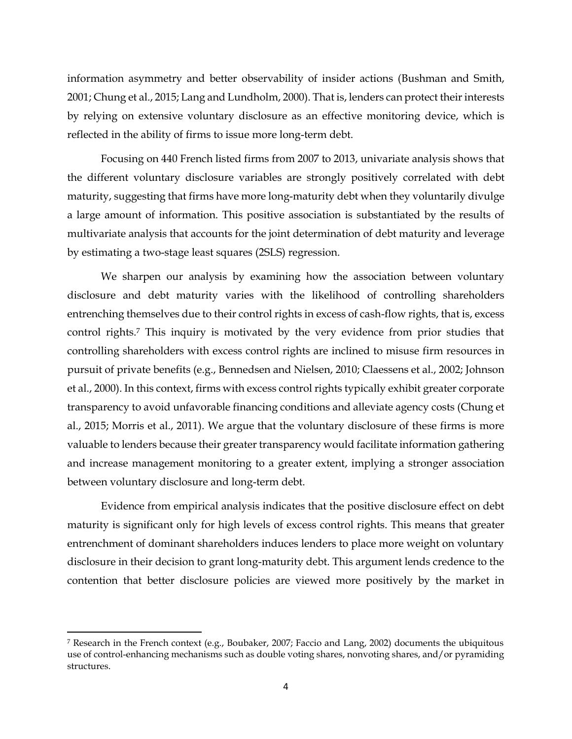information asymmetry and better observability of insider actions (Bushman and Smith, 2001; Chung et al., 2015; Lang and Lundholm, 2000). That is, lenders can protect their interests by relying on extensive voluntary disclosure as an effective monitoring device, which is reflected in the ability of firms to issue more long-term debt.

Focusing on 440 French listed firms from 2007 to 2013, univariate analysis shows that the different voluntary disclosure variables are strongly positively correlated with debt maturity, suggesting that firms have more long-maturity debt when they voluntarily divulge a large amount of information. This positive association is substantiated by the results of multivariate analysis that accounts for the joint determination of debt maturity and leverage by estimating a two-stage least squares (2SLS) regression.

We sharpen our analysis by examining how the association between voluntary disclosure and debt maturity varies with the likelihood of controlling shareholders entrenching themselves due to their control rights in excess of cash-flow rights, that is, excess control rights.[7] This inquiry is motivated by the very evidence from prior studies that controlling shareholders with excess control rights are inclined to misuse firm resources in pursuit of private benefits (e.g., Bennedsen and Nielsen, 2010; Claessens et al., 2002; Johnson et al., 2000). In this context, firms with excess control rights typically exhibit greater corporate transparency to avoid unfavorable financing conditions and alleviate agency costs (Chung et al., 2015; Morris et al., 2011). We argue that the voluntary disclosure of these firms is more valuable to lenders because their greater transparency would facilitate information gathering and increase management monitoring to a greater extent, implying a stronger association between voluntary disclosure and long-term debt.

Evidence from empirical analysis indicates that the positive disclosure effect on debt maturity is significant only for high levels of excess control rights. This means that greater entrenchment of dominant shareholders induces lenders to place more weight on voluntary disclosure in their decision to grant long-maturity debt. This argument lends credence to the contention that better disclosure policies are viewed more positively by the market in

[7] Research in the French context (e.g., Boubaker, 2007; Faccio and Lang, 2002) documents the ubiquitous use of control-enhancing mechanisms such as double voting shares, nonvoting shares, and/or pyramiding structures.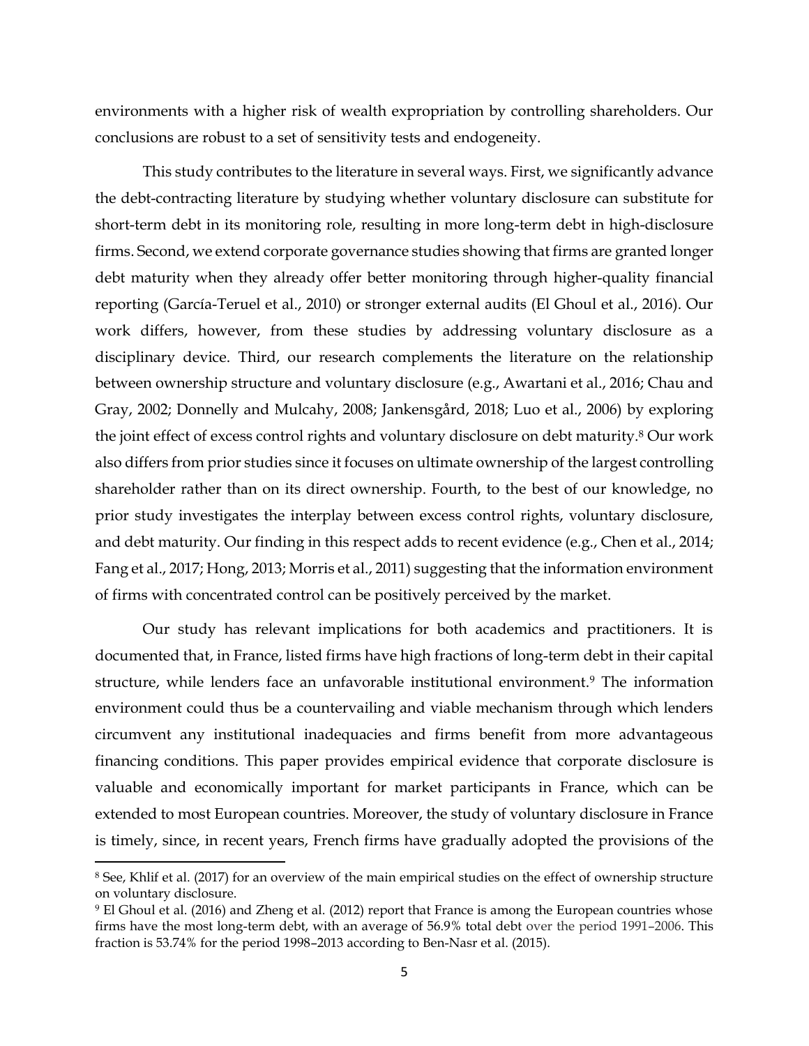environments with a higher risk of wealth expropriation by controlling shareholders. Our conclusions are robust to a set of sensitivity tests and endogeneity.

This study contributes to the literature in several ways. First, we significantly advance the debt-contracting literature by studying whether voluntary disclosure can substitute for short-term debt in its monitoring role, resulting in more long-term debt in high-disclosure firms. Second, we extend corporate governance studies showing that firms are granted longer debt maturity when they already offer better monitoring through higher-quality financial reporting (García-Teruel et al., 2010) or stronger external audits (El Ghoul et al., 2016). Our work differs, however, from these studies by addressing voluntary disclosure as a disciplinary device. Third, our research complements the literature on the relationship between ownership structure and voluntary disclosure (e.g., Awartani et al., 2016; Chau and Gray, 2002; Donnelly and Mulcahy, 2008; Jankensgård, 2018; Luo et al., 2006) by exploring the joint effect of excess control rights and voluntary disclosure on debt maturity.[8] Our work also differs from prior studies since it focuses on ultimate ownership of the largest controlling shareholder rather than on its direct ownership. Fourth, to the best of our knowledge, no prior study investigates the interplay between excess control rights, voluntary disclosure, and debt maturity. Our finding in this respect adds to recent evidence (e.g., Chen et al., 2014; Fang et al., 2017; Hong, 2013; Morris et al., 2011) suggesting that the information environment of firms with concentrated control can be positively perceived by the market.

Our study has relevant implications for both academics and practitioners. It is documented that, in France, listed firms have high fractions of long-term debt in their capital structure, while lenders face an unfavorable institutional environment.[9] The information environment could thus be a countervailing and viable mechanism through which lenders circumvent any institutional inadequacies and firms benefit from more advantageous financing conditions. This paper provides empirical evidence that corporate disclosure is valuable and economically important for market participants in France, which can be extended to most European countries. Moreover, the study of voluntary disclosure in France is timely, since, in recent years, French firms have gradually adopted the provisions of the

---

[8] See, Khlif et al. (2017) for an overview of the main empirical studies on the effect of ownership structure on voluntary disclosure.

[9] El Ghoul et al. (2016) and Zheng et al. (2012) report that France is among the European countries whose firms have the most long-term debt, with an average of 56.9% total debt over the period 1991–2006. This fraction is 53.74% for the period 1998–2013 according to Ben-Nasr et al. (2015).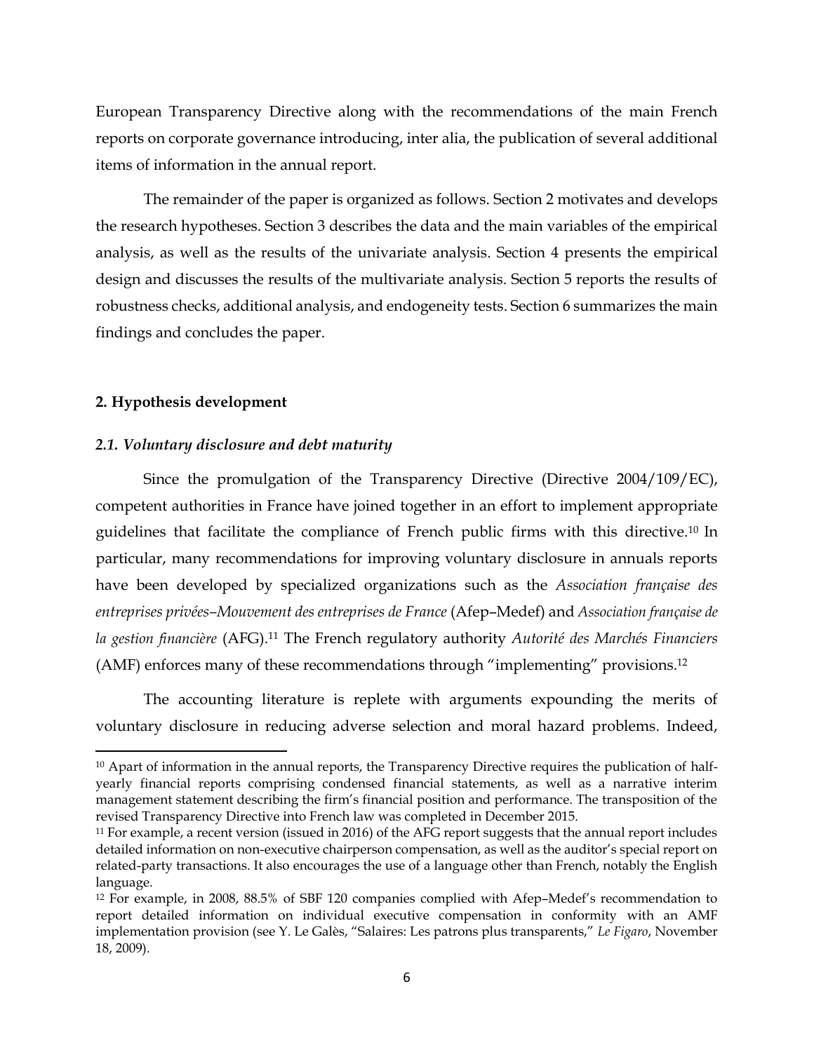European Transparency Directive along with the recommendations of the main French reports on corporate governance introducing, inter alia, the publication of several additional items of information in the annual report.

The remainder of the paper is organized as follows. Section 2 motivates and develops the research hypotheses. Section 3 describes the data and the main variables of the empirical analysis, as well as the results of the univariate analysis. Section 4 presents the empirical design and discusses the results of the multivariate analysis. Section 5 reports the results of robustness checks, additional analysis, and endogeneity tests. Section 6 summarizes the main findings and concludes the paper.

## 2. Hypothesis development

### *2.1. Voluntary disclosure and debt maturity*

Since the promulgation of the Transparency Directive (Directive 2004/109/EC), competent authorities in France have joined together in an effort to implement appropriate guidelines that facilitate the compliance of French public firms with this directive.[10] In particular, many recommendations for improving voluntary disclosure in annuals reports have been developed by specialized organizations such as the *Association française des entreprises privées–Mouvement des entreprises de France* (Afep–Medef) and *Association française de la gestion financière* (AFG).[11] The French regulatory authority *Autorité des Marchés Financiers* (AMF) enforces many of these recommendations through "implementing" provisions.[12]

The accounting literature is replete with arguments expounding the merits of voluntary disclosure in reducing adverse selection and moral hazard problems. Indeed,

---

[10] Apart of information in the annual reports, the Transparency Directive requires the publication of half-yearly financial reports comprising condensed financial statements, as well as a narrative interim management statement describing the firm's financial position and performance. The transposition of the revised Transparency Directive into French law was completed in December 2015.

[11] For example, a recent version (issued in 2016) of the AFG report suggests that the annual report includes detailed information on non-executive chairperson compensation, as well as the auditor's special report on related-party transactions. It also encourages the use of a language other than French, notably the English language.

[12] For example, in 2008, 88.5% of SBF 120 companies complied with Afep–Medef's recommendation to report detailed information on individual executive compensation in conformity with an AMF implementation provision (see Y. Le Galès, "Salaires: Les patrons plus transparents," *Le Figaro*, November 18, 2009).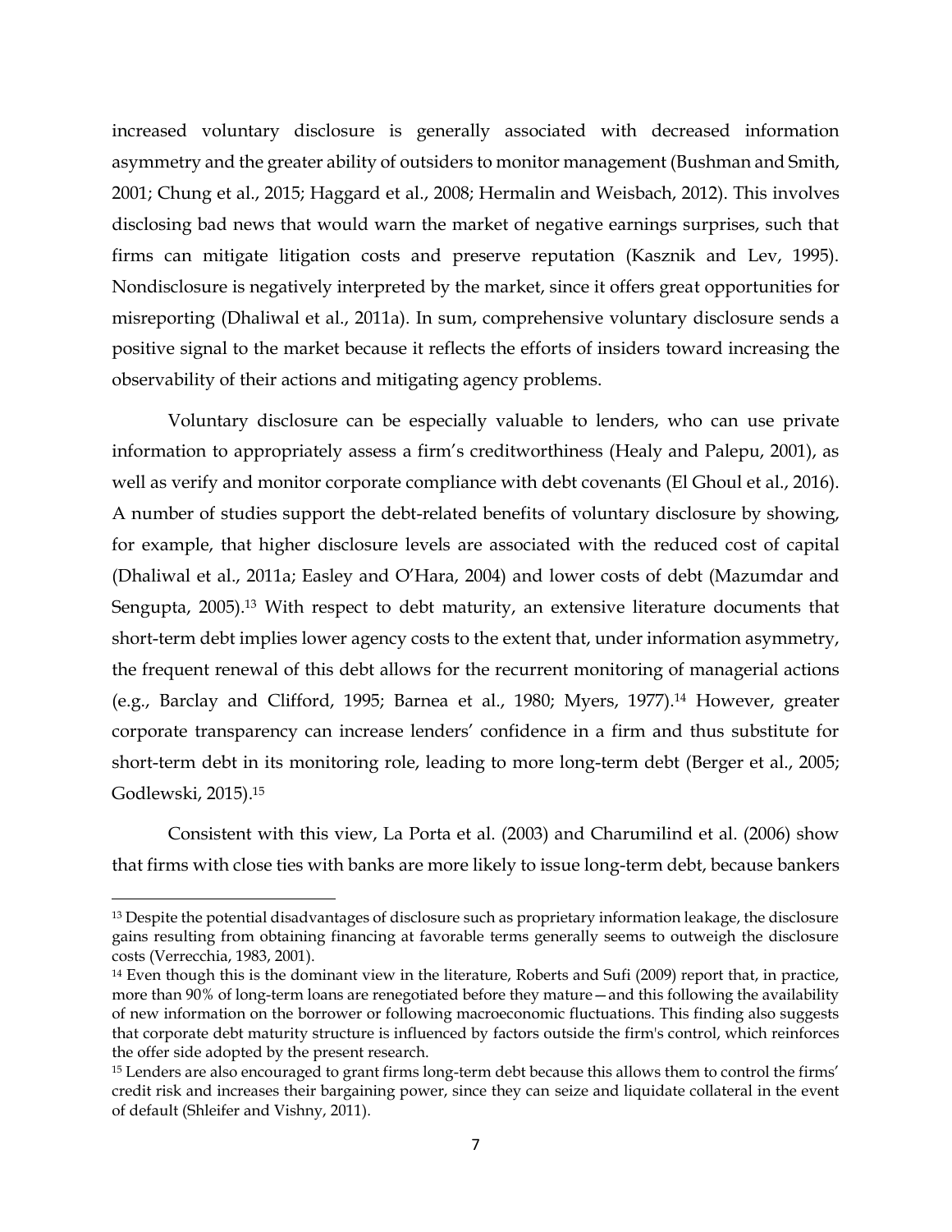increased voluntary disclosure is generally associated with decreased information asymmetry and the greater ability of outsiders to monitor management (Bushman and Smith, 2001; Chung et al., 2015; Haggard et al., 2008; Hermalin and Weisbach, 2012). This involves disclosing bad news that would warn the market of negative earnings surprises, such that firms can mitigate litigation costs and preserve reputation (Kasznik and Lev, 1995). Nondisclosure is negatively interpreted by the market, since it offers great opportunities for misreporting (Dhaliwal et al., 2011a). In sum, comprehensive voluntary disclosure sends a positive signal to the market because it reflects the efforts of insiders toward increasing the observability of their actions and mitigating agency problems.

Voluntary disclosure can be especially valuable to lenders, who can use private information to appropriately assess a firm's creditworthiness (Healy and Palepu, 2001), as well as verify and monitor corporate compliance with debt covenants (El Ghoul et al., 2016). A number of studies support the debt-related benefits of voluntary disclosure by showing, for example, that higher disclosure levels are associated with the reduced cost of capital (Dhaliwal et al., 2011a; Easley and O'Hara, 2004) and lower costs of debt (Mazumdar and Sengupta, 2005).[13] With respect to debt maturity, an extensive literature documents that short-term debt implies lower agency costs to the extent that, under information asymmetry, the frequent renewal of this debt allows for the recurrent monitoring of managerial actions (e.g., Barclay and Clifford, 1995; Barnea et al., 1980; Myers, 1977).[14] However, greater corporate transparency can increase lenders' confidence in a firm and thus substitute for short-term debt in its monitoring role, leading to more long-term debt (Berger et al., 2005; Godlewski, 2015).[15]

Consistent with this view, La Porta et al. (2003) and Charumilind et al. (2006) show that firms with close ties with banks are more likely to issue long-term debt, because bankers

[13] Despite the potential disadvantages of disclosure such as proprietary information leakage, the disclosure gains resulting from obtaining financing at favorable terms generally seems to outweigh the disclosure costs (Verrecchia, 1983, 2001).

[14] Even though this is the dominant view in the literature, Roberts and Sufi (2009) report that, in practice, more than 90% of long-term loans are renegotiated before they mature—and this following the availability of new information on the borrower or following macroeconomic fluctuations. This finding also suggests that corporate debt maturity structure is influenced by factors outside the firm's control, which reinforces the offer side adopted by the present research.

[15] Lenders are also encouraged to grant firms long-term debt because this allows them to control the firms' credit risk and increases their bargaining power, since they can seize and liquidate collateral in the event of default (Shleifer and Vishny, 2011).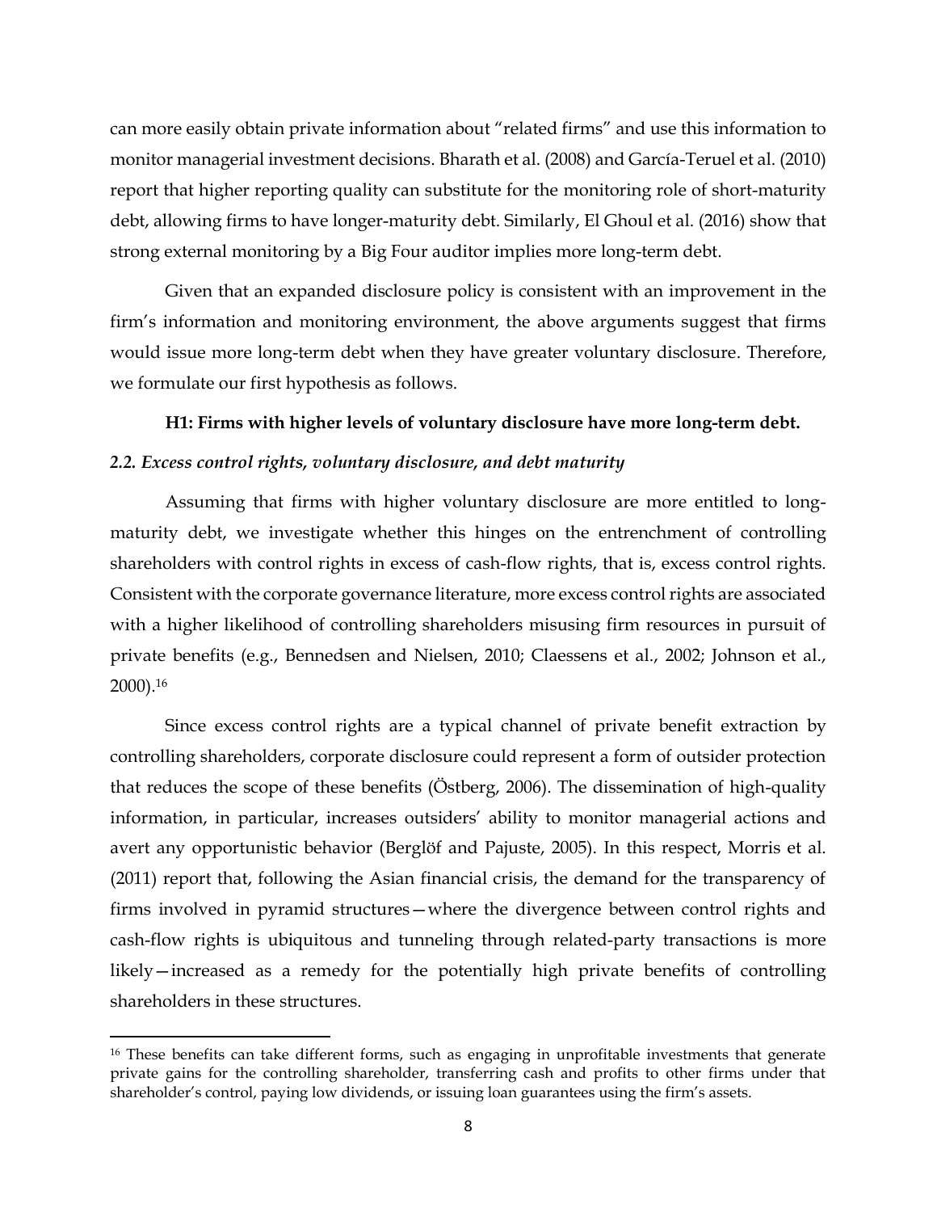can more easily obtain private information about "related firms" and use this information to monitor managerial investment decisions. Bharath et al. (2008) and García-Teruel et al. (2010) report that higher reporting quality can substitute for the monitoring role of short-maturity debt, allowing firms to have longer-maturity debt. Similarly, El Ghoul et al. (2016) show that strong external monitoring by a Big Four auditor implies more long-term debt.

Given that an expanded disclosure policy is consistent with an improvement in the firm's information and monitoring environment, the above arguments suggest that firms would issue more long-term debt when they have greater voluntary disclosure. Therefore, we formulate our first hypothesis as follows.

**H1: Firms with higher levels of voluntary disclosure have more long-term debt.**

### *2.2. Excess control rights, voluntary disclosure, and debt maturity*

Assuming that firms with higher voluntary disclosure are more entitled to long-maturity debt, we investigate whether this hinges on the entrenchment of controlling shareholders with control rights in excess of cash-flow rights, that is, excess control rights. Consistent with the corporate governance literature, more excess control rights are associated with a higher likelihood of controlling shareholders misusing firm resources in pursuit of private benefits (e.g., Bennedsen and Nielsen, 2010; Claessens et al., 2002; Johnson et al., 2000).[16]

Since excess control rights are a typical channel of private benefit extraction by controlling shareholders, corporate disclosure could represent a form of outsider protection that reduces the scope of these benefits (Östberg, 2006). The dissemination of high-quality information, in particular, increases outsiders' ability to monitor managerial actions and avert any opportunistic behavior (Berglöf and Pajuste, 2005). In this respect, Morris et al. (2011) report that, following the Asian financial crisis, the demand for the transparency of firms involved in pyramid structures—where the divergence between control rights and cash-flow rights is ubiquitous and tunneling through related-party transactions is more likely—increased as a remedy for the potentially high private benefits of controlling shareholders in these structures.

[16] These benefits can take different forms, such as engaging in unprofitable investments that generate private gains for the controlling shareholder, transferring cash and profits to other firms under that shareholder's control, paying low dividends, or issuing loan guarantees using the firm's assets.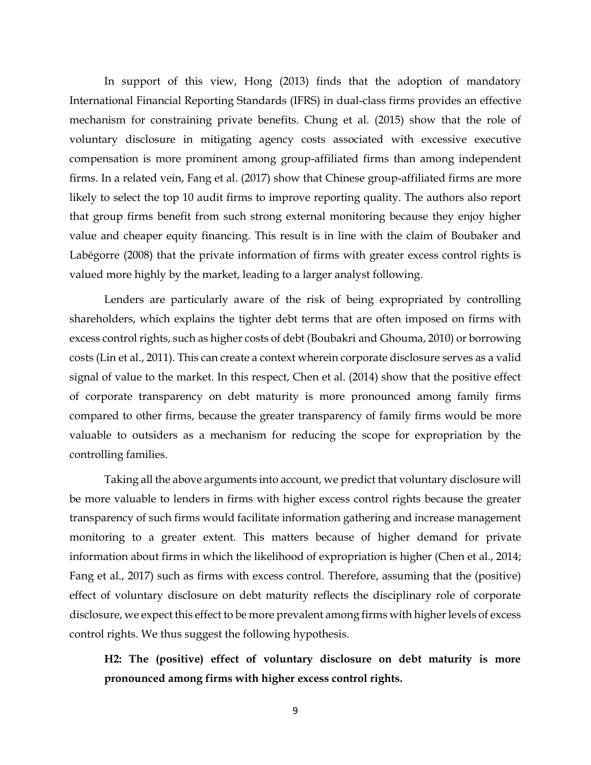In support of this view, Hong (2013) finds that the adoption of mandatory International Financial Reporting Standards (IFRS) in dual-class firms provides an effective mechanism for constraining private benefits. Chung et al. (2015) show that the role of voluntary disclosure in mitigating agency costs associated with excessive executive compensation is more prominent among group-affiliated firms than among independent firms. In a related vein, Fang et al. (2017) show that Chinese group-affiliated firms are more likely to select the top 10 audit firms to improve reporting quality. The authors also report that group firms benefit from such strong external monitoring because they enjoy higher value and cheaper equity financing. This result is in line with the claim of Boubaker and Labégorre (2008) that the private information of firms with greater excess control rights is valued more highly by the market, leading to a larger analyst following.

Lenders are particularly aware of the risk of being expropriated by controlling shareholders, which explains the tighter debt terms that are often imposed on firms with excess control rights, such as higher costs of debt (Boubakri and Ghouma, 2010) or borrowing costs (Lin et al., 2011). This can create a context wherein corporate disclosure serves as a valid signal of value to the market. In this respect, Chen et al. (2014) show that the positive effect of corporate transparency on debt maturity is more pronounced among family firms compared to other firms, because the greater transparency of family firms would be more valuable to outsiders as a mechanism for reducing the scope for expropriation by the controlling families.

Taking all the above arguments into account, we predict that voluntary disclosure will be more valuable to lenders in firms with higher excess control rights because the greater transparency of such firms would facilitate information gathering and increase management monitoring to a greater extent. This matters because of higher demand for private information about firms in which the likelihood of expropriation is higher (Chen et al., 2014; Fang et al., 2017) such as firms with excess control. Therefore, assuming that the (positive) effect of voluntary disclosure on debt maturity reflects the disciplinary role of corporate disclosure, we expect this effect to be more prevalent among firms with higher levels of excess control rights. We thus suggest the following hypothesis.

**H2: The (positive) effect of voluntary disclosure on debt maturity is more pronounced among firms with higher excess control rights.**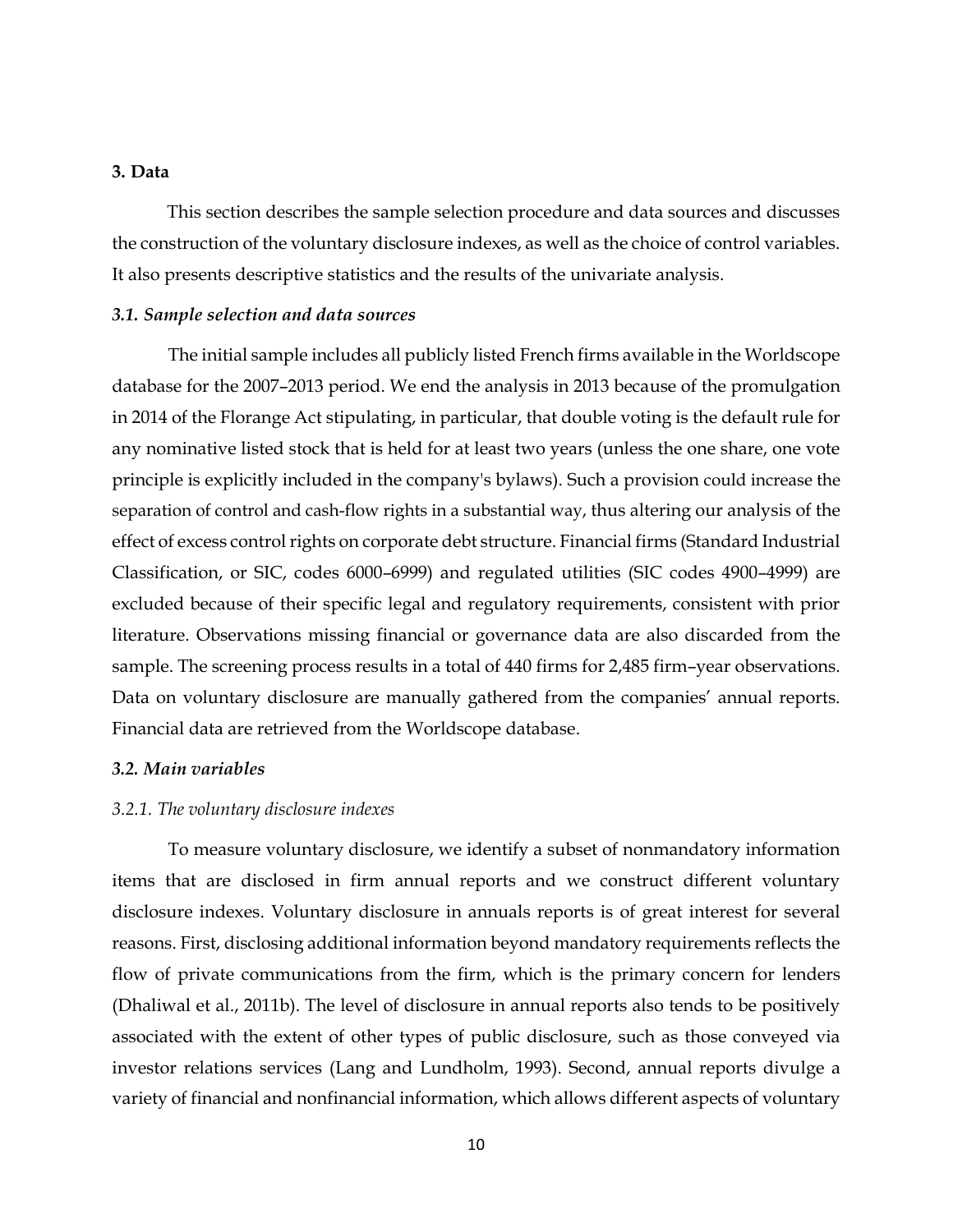## 3. Data

This section describes the sample selection procedure and data sources and discusses the construction of the voluntary disclosure indexes, as well as the choice of control variables. It also presents descriptive statistics and the results of the univariate analysis.

### *3.1. Sample selection and data sources*

The initial sample includes all publicly listed French firms available in the Worldscope database for the 2007–2013 period. We end the analysis in 2013 because of the promulgation in 2014 of the Florange Act stipulating, in particular, that double voting is the default rule for any nominative listed stock that is held for at least two years (unless the one share, one vote principle is explicitly included in the company's bylaws). Such a provision could increase the separation of control and cash-flow rights in a substantial way, thus altering our analysis of the effect of excess control rights on corporate debt structure. Financial firms (Standard Industrial Classification, or SIC, codes 6000–6999) and regulated utilities (SIC codes 4900–4999) are excluded because of their specific legal and regulatory requirements, consistent with prior literature. Observations missing financial or governance data are also discarded from the sample. The screening process results in a total of 440 firms for 2,485 firm–year observations. Data on voluntary disclosure are manually gathered from the companies' annual reports. Financial data are retrieved from the Worldscope database.

### *3.2. Main variables*

#### *3.2.1. The voluntary disclosure indexes*

To measure voluntary disclosure, we identify a subset of nonmandatory information items that are disclosed in firm annual reports and we construct different voluntary disclosure indexes. Voluntary disclosure in annuals reports is of great interest for several reasons. First, disclosing additional information beyond mandatory requirements reflects the flow of private communications from the firm, which is the primary concern for lenders (Dhaliwal et al., 2011b). The level of disclosure in annual reports also tends to be positively associated with the extent of other types of public disclosure, such as those conveyed via investor relations services (Lang and Lundholm, 1993). Second, annual reports divulge a variety of financial and nonfinancial information, which allows different aspects of voluntary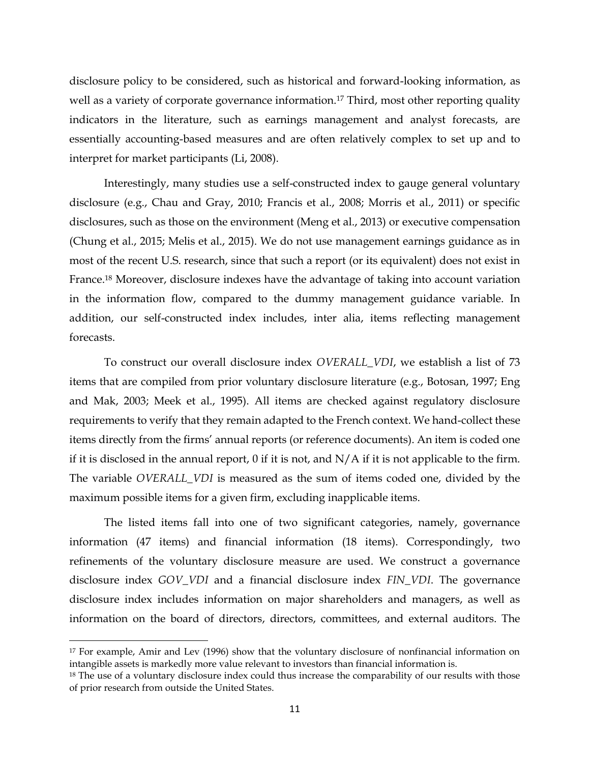disclosure policy to be considered, such as historical and forward-looking information, as well as a variety of corporate governance information.[17] Third, most other reporting quality indicators in the literature, such as earnings management and analyst forecasts, are essentially accounting-based measures and are often relatively complex to set up and to interpret for market participants (Li, 2008).

Interestingly, many studies use a self-constructed index to gauge general voluntary disclosure (e.g., Chau and Gray, 2010; Francis et al., 2008; Morris et al., 2011) or specific disclosures, such as those on the environment (Meng et al., 2013) or executive compensation (Chung et al., 2015; Melis et al., 2015). We do not use management earnings guidance as in most of the recent U.S. research, since that such a report (or its equivalent) does not exist in France.[18] Moreover, disclosure indexes have the advantage of taking into account variation in the information flow, compared to the dummy management guidance variable. In addition, our self-constructed index includes, inter alia, items reflecting management forecasts.

To construct our overall disclosure index *OVERALL_VDI*, we establish a list of 73 items that are compiled from prior voluntary disclosure literature (e.g., Botosan, 1997; Eng and Mak, 2003; Meek et al., 1995). All items are checked against regulatory disclosure requirements to verify that they remain adapted to the French context. We hand-collect these items directly from the firms' annual reports (or reference documents). An item is coded one if it is disclosed in the annual report, 0 if it is not, and N/A if it is not applicable to the firm. The variable *OVERALL_VDI* is measured as the sum of items coded one, divided by the maximum possible items for a given firm, excluding inapplicable items.

The listed items fall into one of two significant categories, namely, governance information (47 items) and financial information (18 items). Correspondingly, two refinements of the voluntary disclosure measure are used. We construct a governance disclosure index *GOV_VDI* and a financial disclosure index *FIN_VDI*. The governance disclosure index includes information on major shareholders and managers, as well as information on the board of directors, directors, committees, and external auditors. The

---

[17] For example, Amir and Lev (1996) show that the voluntary disclosure of nonfinancial information on intangible assets is markedly more value relevant to investors than financial information is.

[18] The use of a voluntary disclosure index could thus increase the comparability of our results with those of prior research from outside the United States.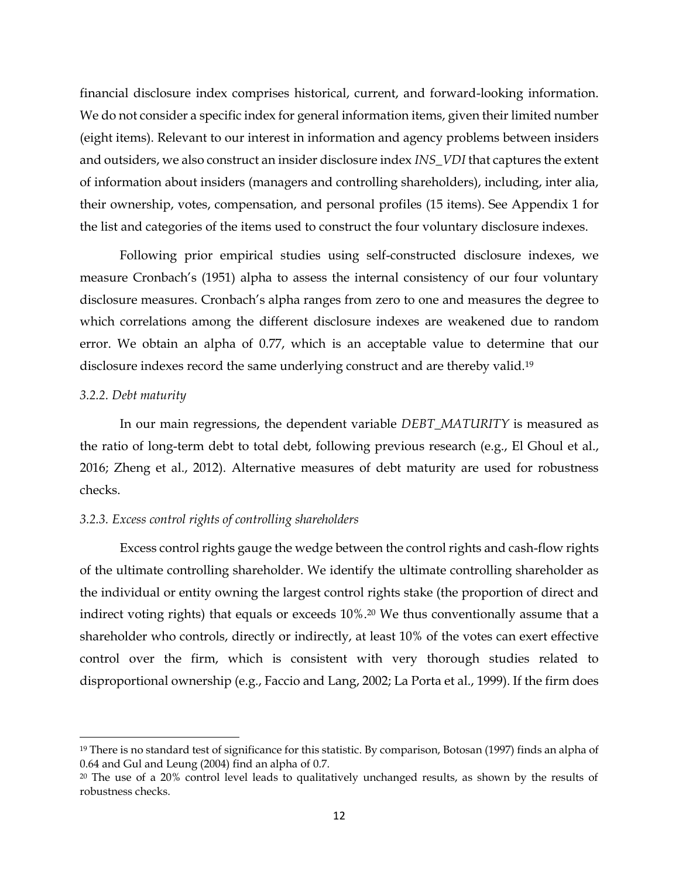financial disclosure index comprises historical, current, and forward-looking information. We do not consider a specific index for general information items, given their limited number (eight items). Relevant to our interest in information and agency problems between insiders and outsiders, we also construct an insider disclosure index *INS_VDI* that captures the extent of information about insiders (managers and controlling shareholders), including, inter alia, their ownership, votes, compensation, and personal profiles (15 items). See Appendix 1 for the list and categories of the items used to construct the four voluntary disclosure indexes.

Following prior empirical studies using self-constructed disclosure indexes, we measure Cronbach's (1951) alpha to assess the internal consistency of our four voluntary disclosure measures. Cronbach's alpha ranges from zero to one and measures the degree to which correlations among the different disclosure indexes are weakened due to random error. We obtain an alpha of 0.77, which is an acceptable value to determine that our disclosure indexes record the same underlying construct and are thereby valid.[19]

### *3.2.2. Debt maturity*

In our main regressions, the dependent variable *DEBT_MATURITY* is measured as the ratio of long-term debt to total debt, following previous research (e.g., El Ghoul et al., 2016; Zheng et al., 2012). Alternative measures of debt maturity are used for robustness checks.

### *3.2.3. Excess control rights of controlling shareholders*

Excess control rights gauge the wedge between the control rights and cash-flow rights of the ultimate controlling shareholder. We identify the ultimate controlling shareholder as the individual or entity owning the largest control rights stake (the proportion of direct and indirect voting rights) that equals or exceeds 10%.[20] We thus conventionally assume that a shareholder who controls, directly or indirectly, at least 10% of the votes can exert effective control over the firm, which is consistent with very thorough studies related to disproportional ownership (e.g., Faccio and Lang, 2002; La Porta et al., 1999). If the firm does

---

[19] There is no standard test of significance for this statistic. By comparison, Botosan (1997) finds an alpha of 0.64 and Gul and Leung (2004) find an alpha of 0.7.

[20] The use of a 20% control level leads to qualitatively unchanged results, as shown by the results of robustness checks.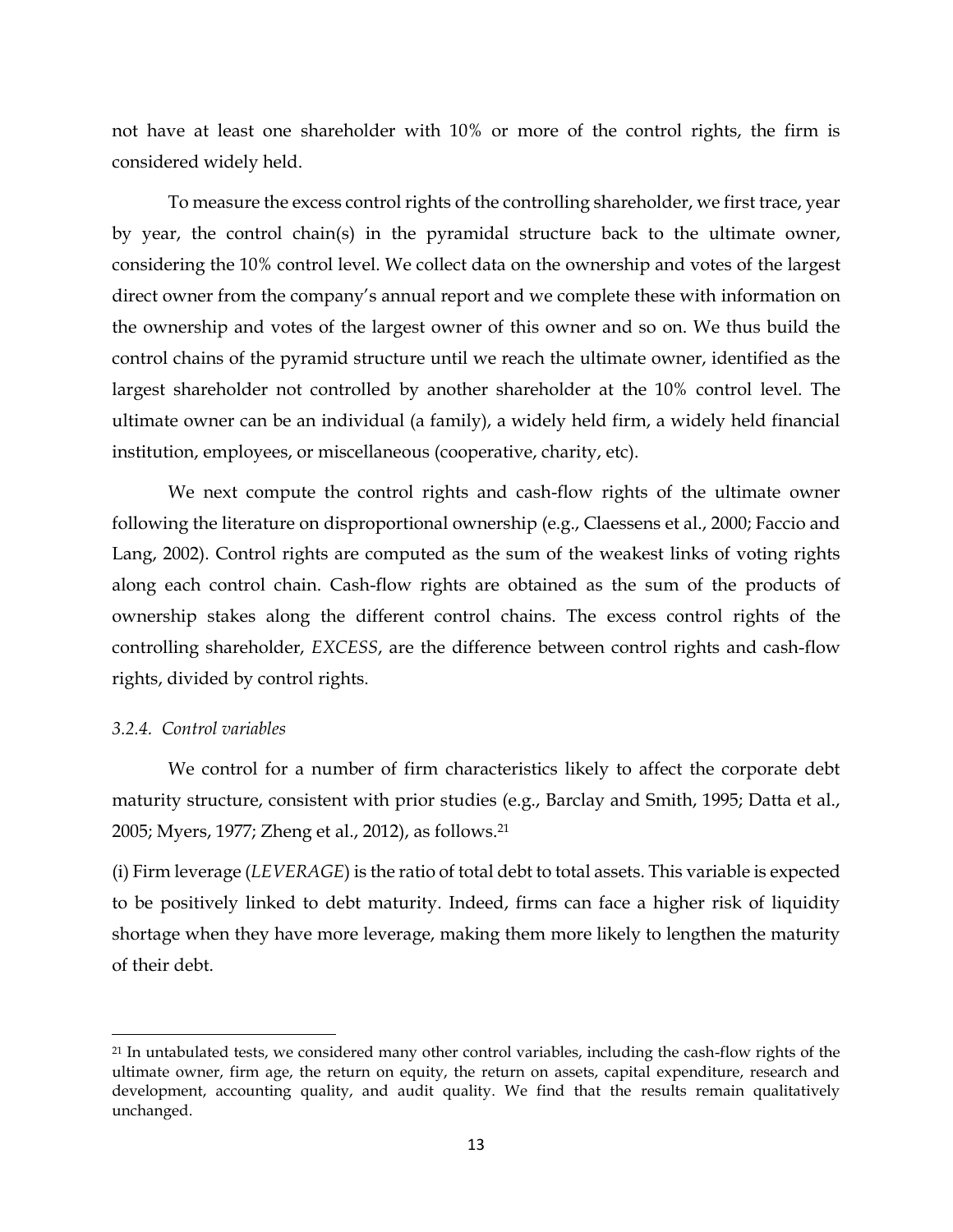not have at least one shareholder with 10% or more of the control rights, the firm is considered widely held.

To measure the excess control rights of the controlling shareholder, we first trace, year by year, the control chain(s) in the pyramidal structure back to the ultimate owner, considering the 10% control level. We collect data on the ownership and votes of the largest direct owner from the company's annual report and we complete these with information on the ownership and votes of the largest owner of this owner and so on. We thus build the control chains of the pyramid structure until we reach the ultimate owner, identified as the largest shareholder not controlled by another shareholder at the 10% control level. The ultimate owner can be an individual (a family), a widely held firm, a widely held financial institution, employees, or miscellaneous (cooperative, charity, etc).

We next compute the control rights and cash-flow rights of the ultimate owner following the literature on disproportional ownership (e.g., Claessens et al., 2000; Faccio and Lang, 2002). Control rights are computed as the sum of the weakest links of voting rights along each control chain. Cash-flow rights are obtained as the sum of the products of ownership stakes along the different control chains. The excess control rights of the controlling shareholder, *EXCESS*, are the difference between control rights and cash-flow rights, divided by control rights.

### *3.2.4. Control variables*

We control for a number of firm characteristics likely to affect the corporate debt maturity structure, consistent with prior studies (e.g., Barclay and Smith, 1995; Datta et al., 2005; Myers, 1977; Zheng et al., 2012), as follows.[21]

(i) Firm leverage (*LEVERAGE*) is the ratio of total debt to total assets. This variable is expected to be positively linked to debt maturity. Indeed, firms can face a higher risk of liquidity shortage when they have more leverage, making them more likely to lengthen the maturity of their debt.

---

[21] In untabulated tests, we considered many other control variables, including the cash-flow rights of the ultimate owner, firm age, the return on equity, the return on assets, capital expenditure, research and development, accounting quality, and audit quality. We find that the results remain qualitatively unchanged.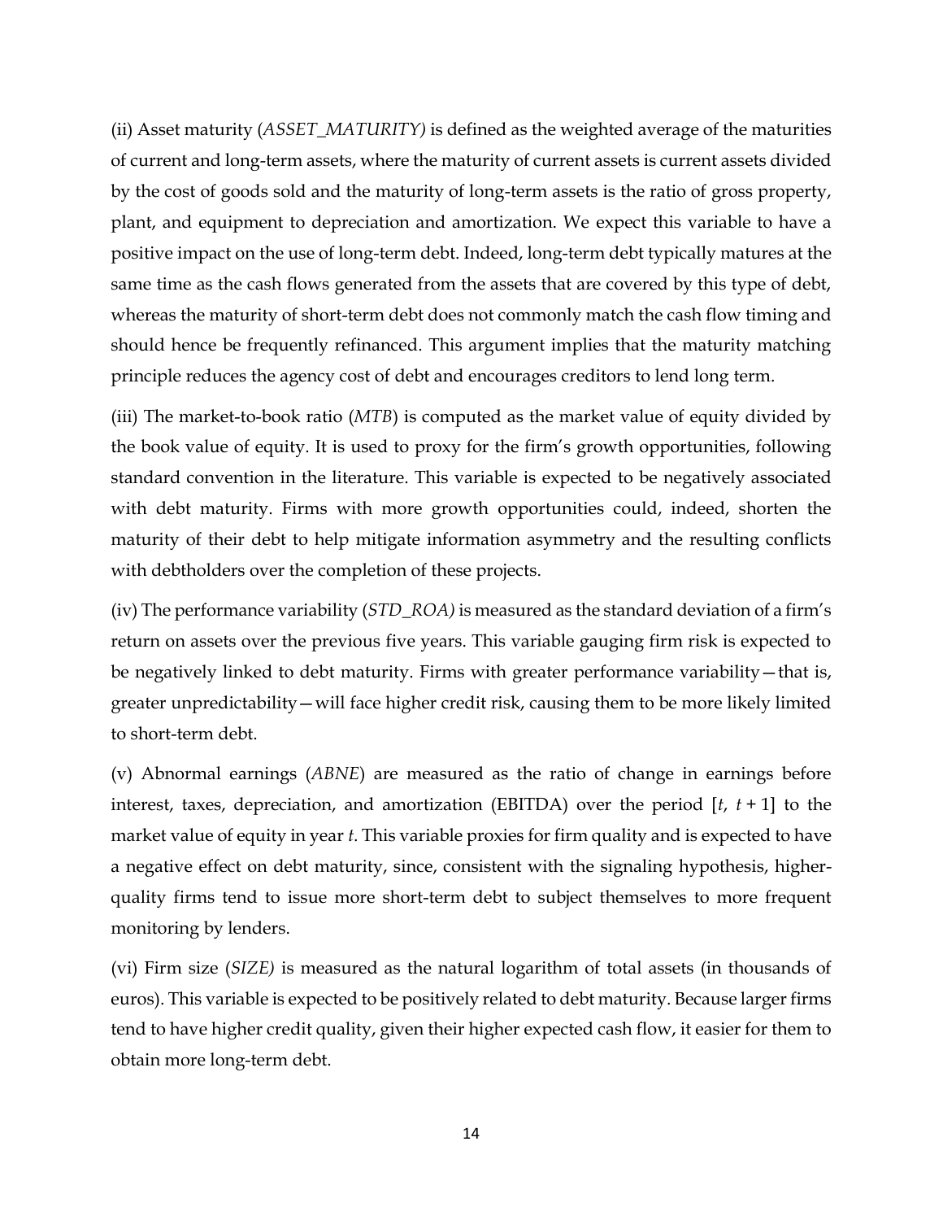(ii) Asset maturity (*ASSET_MATURITY)* is defined as the weighted average of the maturities of current and long-term assets, where the maturity of current assets is current assets divided by the cost of goods sold and the maturity of long-term assets is the ratio of gross property, plant, and equipment to depreciation and amortization. We expect this variable to have a positive impact on the use of long-term debt. Indeed, long-term debt typically matures at the same time as the cash flows generated from the assets that are covered by this type of debt, whereas the maturity of short-term debt does not commonly match the cash flow timing and should hence be frequently refinanced. This argument implies that the maturity matching principle reduces the agency cost of debt and encourages creditors to lend long term.

(iii) The market-to-book ratio (*MTB*) is computed as the market value of equity divided by the book value of equity. It is used to proxy for the firm's growth opportunities, following standard convention in the literature. This variable is expected to be negatively associated with debt maturity. Firms with more growth opportunities could, indeed, shorten the maturity of their debt to help mitigate information asymmetry and the resulting conflicts with debtholders over the completion of these projects.

(iv) The performance variability (*STD_ROA)* is measured as the standard deviation of a firm's return on assets over the previous five years. This variable gauging firm risk is expected to be negatively linked to debt maturity. Firms with greater performance variability—that is, greater unpredictability—will face higher credit risk, causing them to be more likely limited to short-term debt.

(v) Abnormal earnings (*ABNE*) are measured as the ratio of change in earnings before interest, taxes, depreciation, and amortization (EBITDA) over the period $[t, t+1]$ to the market value of equity in year $t$. This variable proxies for firm quality and is expected to have a negative effect on debt maturity, since, consistent with the signaling hypothesis, higher-quality firms tend to issue more short-term debt to subject themselves to more frequent monitoring by lenders.

(vi) Firm size (*SIZE)* is measured as the natural logarithm of total assets (in thousands of euros). This variable is expected to be positively related to debt maturity. Because larger firms tend to have higher credit quality, given their higher expected cash flow, it easier for them to obtain more long-term debt.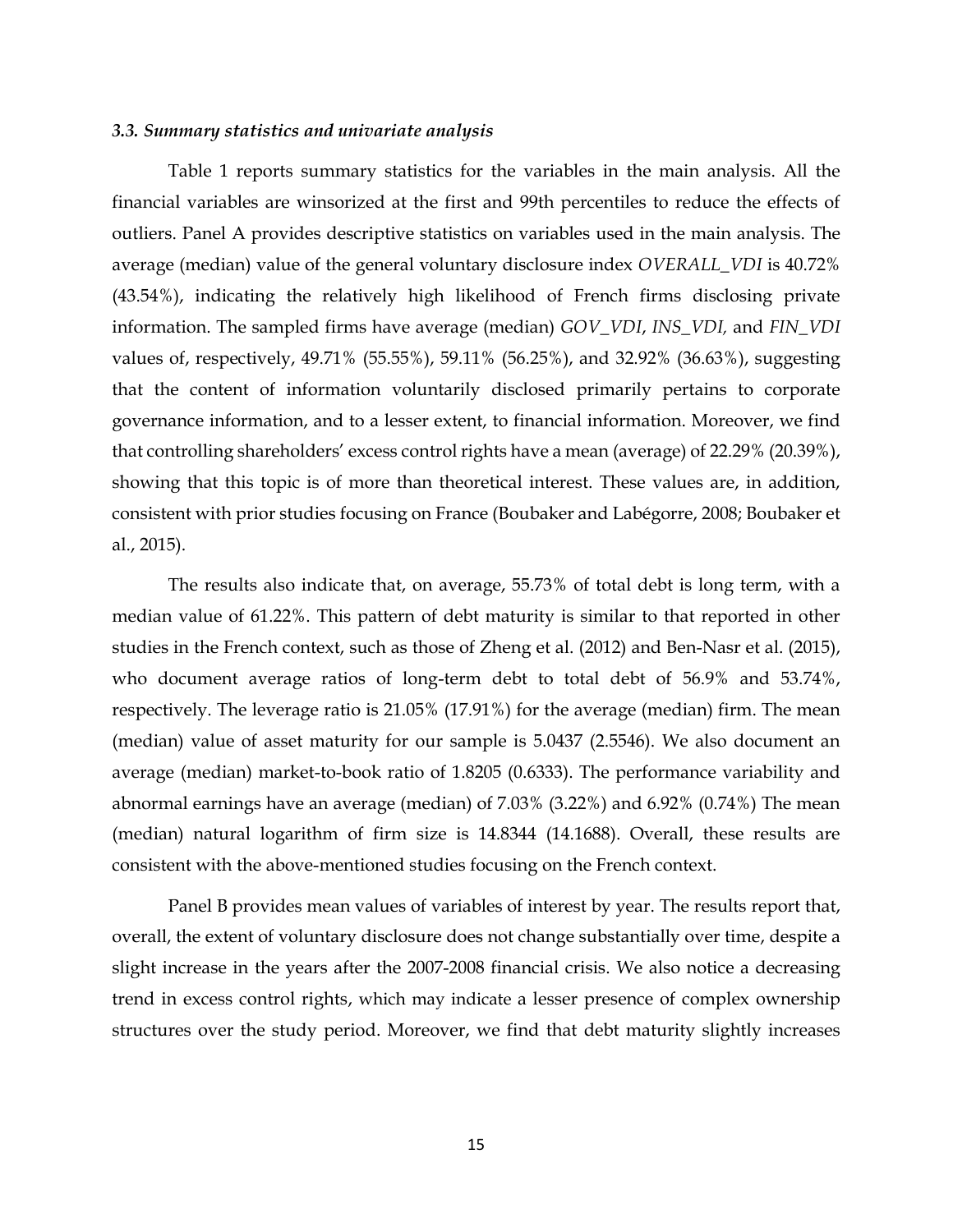### *3.3. Summary statistics and univariate analysis*

Table 1 reports summary statistics for the variables in the main analysis. All the financial variables are winsorized at the first and 99th percentiles to reduce the effects of outliers. Panel A provides descriptive statistics on variables used in the main analysis. The average (median) value of the general voluntary disclosure index *OVERALL_VDI* is 40.72% (43.54%), indicating the relatively high likelihood of French firms disclosing private information. The sampled firms have average (median) *GOV_VDI*, *INS_VDI,* and *FIN_VDI* values of, respectively, 49.71% (55.55%), 59.11% (56.25%), and 32.92% (36.63%), suggesting that the content of information voluntarily disclosed primarily pertains to corporate governance information, and to a lesser extent, to financial information. Moreover, we find that controlling shareholders' excess control rights have a mean (average) of 22.29% (20.39%), showing that this topic is of more than theoretical interest. These values are, in addition, consistent with prior studies focusing on France (Boubaker and Labégorre, 2008; Boubaker et al., 2015).

The results also indicate that, on average, 55.73% of total debt is long term, with a median value of 61.22%. This pattern of debt maturity is similar to that reported in other studies in the French context, such as those of Zheng et al. (2012) and Ben-Nasr et al. (2015), who document average ratios of long-term debt to total debt of 56.9% and 53.74%, respectively. The leverage ratio is 21.05% (17.91%) for the average (median) firm. The mean (median) value of asset maturity for our sample is 5.0437 (2.5546). We also document an average (median) market-to-book ratio of 1.8205 (0.6333). The performance variability and abnormal earnings have an average (median) of 7.03% (3.22%) and 6.92% (0.74%) The mean (median) natural logarithm of firm size is 14.8344 (14.1688). Overall, these results are consistent with the above-mentioned studies focusing on the French context.

Panel B provides mean values of variables of interest by year. The results report that, overall, the extent of voluntary disclosure does not change substantially over time, despite a slight increase in the years after the 2007-2008 financial crisis. We also notice a decreasing trend in excess control rights, which may indicate a lesser presence of complex ownership structures over the study period. Moreover, we find that debt maturity slightly increases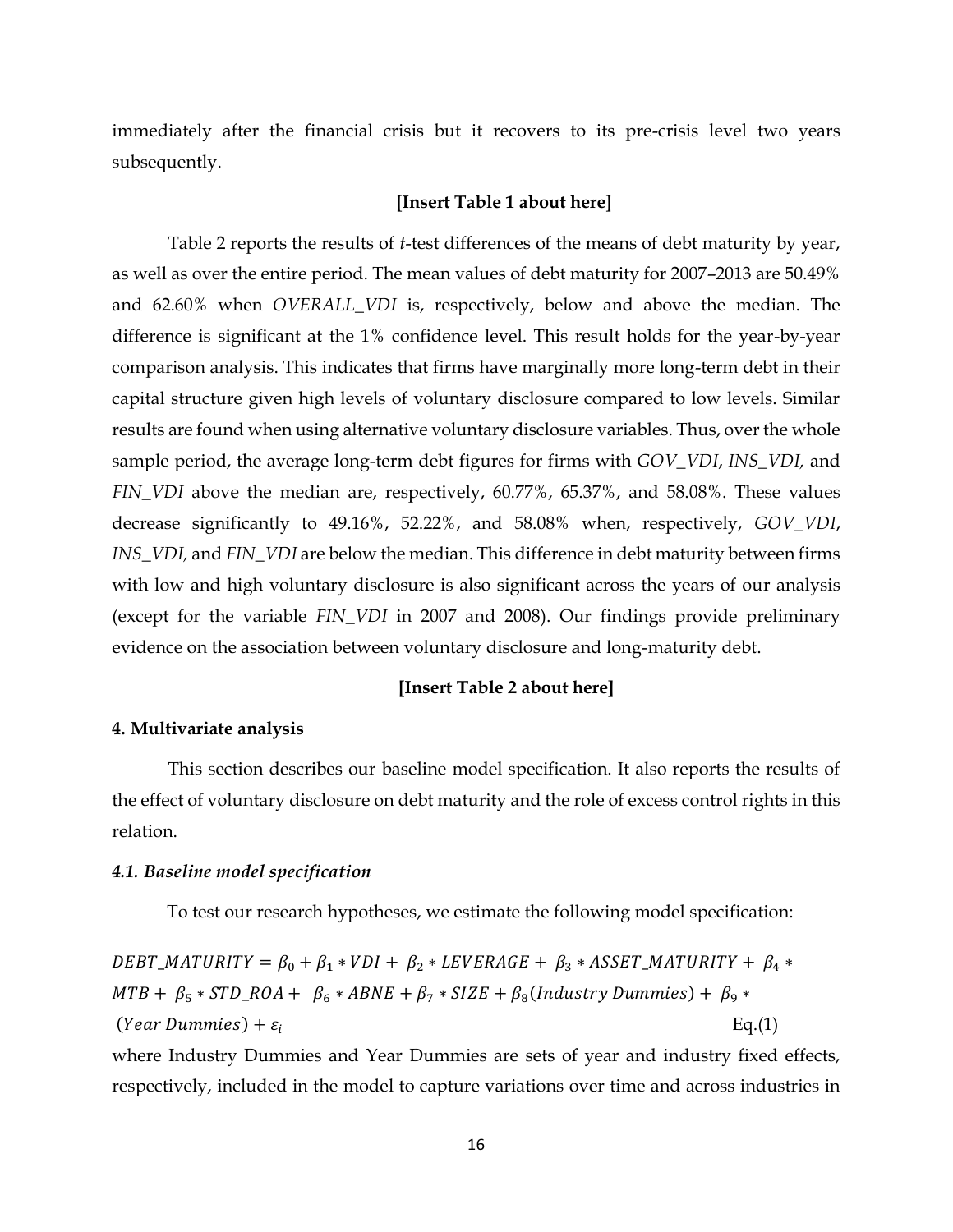immediately after the financial crisis but it recovers to its pre-crisis level two years subsequently.

**[Insert Table 1 about here]**

Table 2 reports the results of *t*-test differences of the means of debt maturity by year, as well as over the entire period. The mean values of debt maturity for 2007–2013 are 50.49% and 62.60% when *OVERALL_VDI* is, respectively, below and above the median. The difference is significant at the 1% confidence level. This result holds for the year-by-year comparison analysis. This indicates that firms have marginally more long-term debt in their capital structure given high levels of voluntary disclosure compared to low levels. Similar results are found when using alternative voluntary disclosure variables. Thus, over the whole sample period, the average long-term debt figures for firms with *GOV_VDI*, *INS_VDI,* and *FIN_VDI* above the median are, respectively, 60.77%, 65.37%, and 58.08%. These values decrease significantly to 49.16%, 52.22%, and 58.08% when, respectively, *GOV_VDI*, *INS_VDI,* and *FIN_VDI* are below the median. This difference in debt maturity between firms with low and high voluntary disclosure is also significant across the years of our analysis (except for the variable *FIN_VDI* in 2007 and 2008). Our findings provide preliminary evidence on the association between voluntary disclosure and long-maturity debt.

**[Insert Table 2 about here]**

## 4. Multivariate analysis

This section describes our baseline model specification. It also reports the results of the effect of voluntary disclosure on debt maturity and the role of excess control rights in this relation.

### *4.1. Baseline model specification*

To test our research hypotheses, we estimate the following model specification:

$$DEBT\_MATURITY = \beta_0 + \beta_1 * VDI + \beta_2 * LEVERAGE + \beta_3 * ASSET\_MATURITY + \beta_4 * MTB + \beta_5 * STD\_ROA + \beta_6 * ABNE + \beta_7 * SIZE + \beta_8(Industry\ Dummies) + \beta_9 * (Year\ Dummies) + \varepsilon_i \quad \text{Eq.(1)}$$

where Industry Dummies and Year Dummies are sets of year and industry fixed effects, respectively, included in the model to capture variations over time and across industries in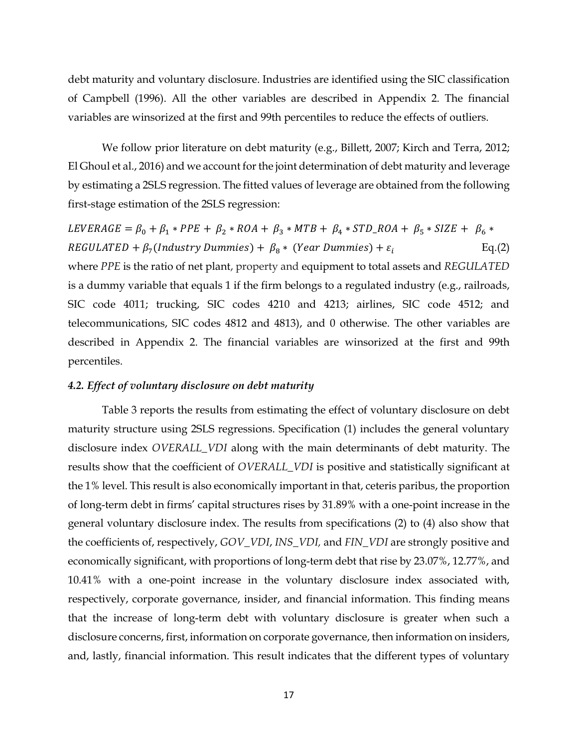debt maturity and voluntary disclosure. Industries are identified using the SIC classification of Campbell (1996). All the other variables are described in Appendix 2. The financial variables are winsorized at the first and 99th percentiles to reduce the effects of outliers.

We follow prior literature on debt maturity (e.g., Billett, 2007; Kirch and Terra, 2012; El Ghoul et al., 2016) and we account for the joint determination of debt maturity and leverage by estimating a 2SLS regression. The fitted values of leverage are obtained from the following first-stage estimation of the 2SLS regression:

$$LEVERAGE = \beta_0 + \beta_1 * PPE + \beta_2 * ROA + \beta_3 * MTB + \beta_4 * STD\_ROA + \beta_5 * SIZE + \beta_6 * REGULATED + \beta_7(Industry\ Dummies) + \beta_8 * (Year\ Dummies) + \varepsilon_i \qquad \text{Eq.(2)}$$

where *PPE* is the ratio of net plant, property and equipment to total assets and *REGULATED* is a dummy variable that equals 1 if the firm belongs to a regulated industry (e.g., railroads, SIC code 4011; trucking, SIC codes 4210 and 4213; airlines, SIC code 4512; and telecommunications, SIC codes 4812 and 4813), and 0 otherwise. The other variables are described in Appendix 2. The financial variables are winsorized at the first and 99th percentiles.

#### *4.2. Effect of voluntary disclosure on debt maturity*

Table 3 reports the results from estimating the effect of voluntary disclosure on debt maturity structure using 2SLS regressions. Specification (1) includes the general voluntary disclosure index *OVERALL_VDI* along with the main determinants of debt maturity. The results show that the coefficient of *OVERALL_VDI* is positive and statistically significant at the 1% level. This result is also economically important in that, ceteris paribus, the proportion of long-term debt in firms' capital structures rises by 31.89% with a one-point increase in the general voluntary disclosure index. The results from specifications (2) to (4) also show that the coefficients of, respectively, *GOV_VDI*, *INS_VDI,* and *FIN_VDI* are strongly positive and economically significant, with proportions of long-term debt that rise by 23.07%, 12.77%, and 10.41% with a one-point increase in the voluntary disclosure index associated with, respectively, corporate governance, insider, and financial information. This finding means that the increase of long-term debt with voluntary disclosure is greater when such a disclosure concerns, first, information on corporate governance, then information on insiders, and, lastly, financial information. This result indicates that the different types of voluntary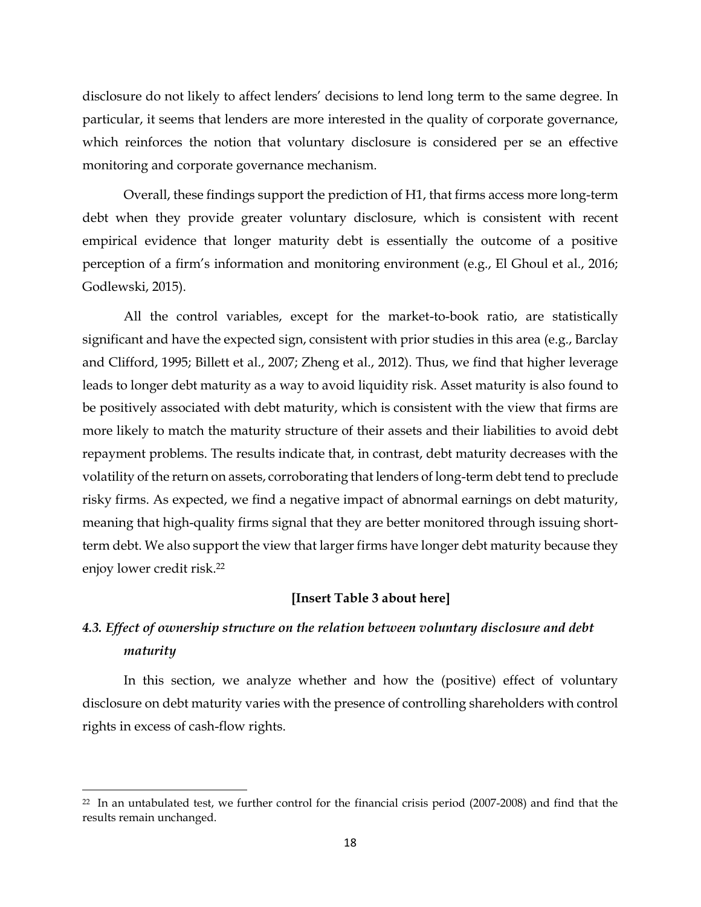disclosure do not likely to affect lenders' decisions to lend long term to the same degree. In particular, it seems that lenders are more interested in the quality of corporate governance, which reinforces the notion that voluntary disclosure is considered per se an effective monitoring and corporate governance mechanism.

Overall, these findings support the prediction of H1, that firms access more long-term debt when they provide greater voluntary disclosure, which is consistent with recent empirical evidence that longer maturity debt is essentially the outcome of a positive perception of a firm's information and monitoring environment (e.g., El Ghoul et al., 2016; Godlewski, 2015).

All the control variables, except for the market-to-book ratio, are statistically significant and have the expected sign, consistent with prior studies in this area (e.g., Barclay and Clifford, 1995; Billett et al., 2007; Zheng et al., 2012). Thus, we find that higher leverage leads to longer debt maturity as a way to avoid liquidity risk. Asset maturity is also found to be positively associated with debt maturity, which is consistent with the view that firms are more likely to match the maturity structure of their assets and their liabilities to avoid debt repayment problems. The results indicate that, in contrast, debt maturity decreases with the volatility of the return on assets, corroborating that lenders of long-term debt tend to preclude risky firms. As expected, we find a negative impact of abnormal earnings on debt maturity, meaning that high-quality firms signal that they are better monitored through issuing short-term debt. We also support the view that larger firms have longer debt maturity because they enjoy lower credit risk.[22]

**[Insert Table 3 about here]**

### *4.3. Effect of ownership structure on the relation between voluntary disclosure and debt maturity*

In this section, we analyze whether and how the (positive) effect of voluntary disclosure on debt maturity varies with the presence of controlling shareholders with control rights in excess of cash-flow rights.

---

[22] In an untabulated test, we further control for the financial crisis period (2007-2008) and find that the results remain unchanged.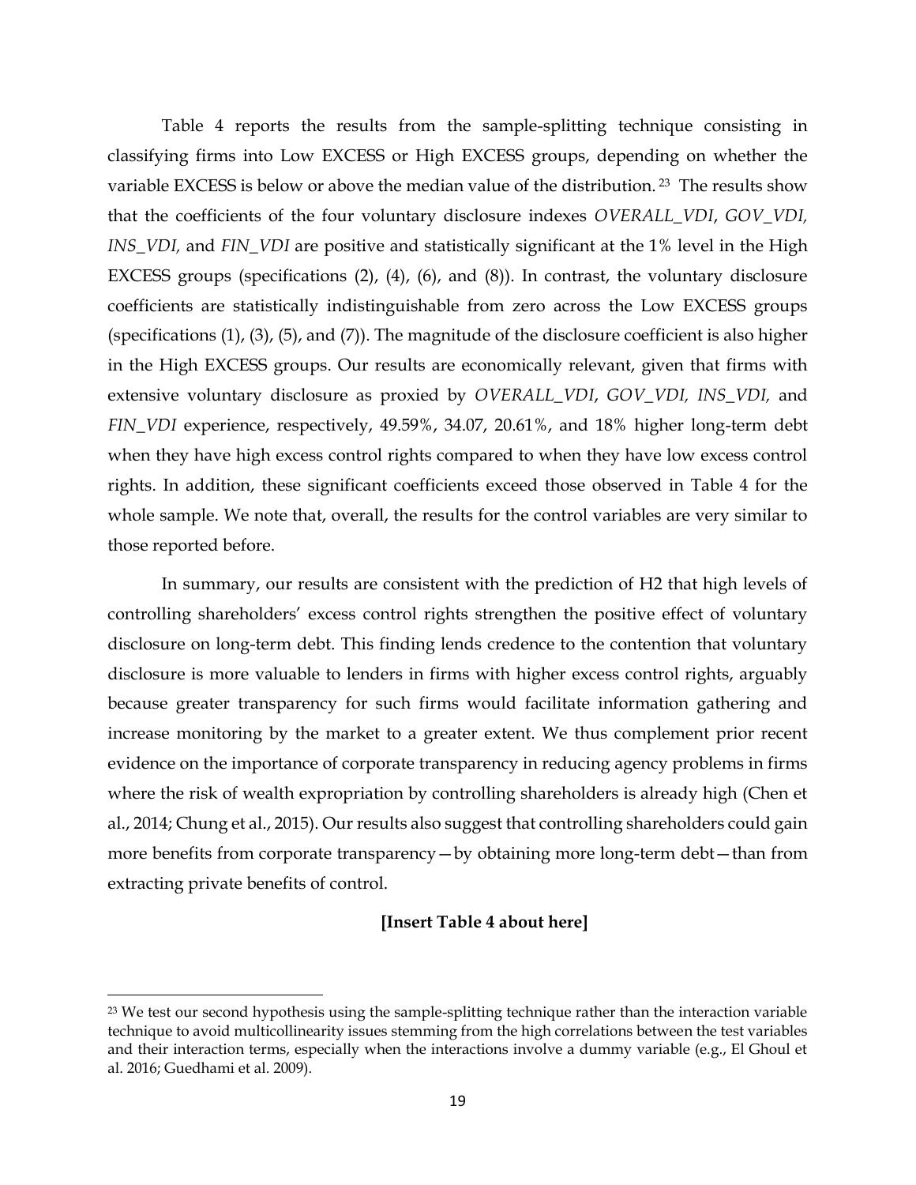Table 4 reports the results from the sample-splitting technique consisting in classifying firms into Low EXCESS or High EXCESS groups, depending on whether the variable EXCESS is below or above the median value of the distribution.[23] The results show that the coefficients of the four voluntary disclosure indexes *OVERALL_VDI*, *GOV_VDI, INS_VDI,* and *FIN_VDI* are positive and statistically significant at the 1% level in the High EXCESS groups (specifications (2), (4), (6), and (8)). In contrast, the voluntary disclosure coefficients are statistically indistinguishable from zero across the Low EXCESS groups (specifications (1), (3), (5), and (7)). The magnitude of the disclosure coefficient is also higher in the High EXCESS groups. Our results are economically relevant, given that firms with extensive voluntary disclosure as proxied by *OVERALL_VDI*, *GOV_VDI, INS_VDI,* and *FIN_VDI* experience, respectively, 49.59%, 34.07, 20.61%, and 18% higher long-term debt when they have high excess control rights compared to when they have low excess control rights. In addition, these significant coefficients exceed those observed in Table 4 for the whole sample. We note that, overall, the results for the control variables are very similar to those reported before.

In summary, our results are consistent with the prediction of H2 that high levels of controlling shareholders' excess control rights strengthen the positive effect of voluntary disclosure on long-term debt. This finding lends credence to the contention that voluntary disclosure is more valuable to lenders in firms with higher excess control rights, arguably because greater transparency for such firms would facilitate information gathering and increase monitoring by the market to a greater extent. We thus complement prior recent evidence on the importance of corporate transparency in reducing agency problems in firms where the risk of wealth expropriation by controlling shareholders is already high (Chen et al., 2014; Chung et al., 2015). Our results also suggest that controlling shareholders could gain more benefits from corporate transparency—by obtaining more long-term debt—than from extracting private benefits of control.

**[Insert Table 4 about here]**

[23] We test our second hypothesis using the sample-splitting technique rather than the interaction variable technique to avoid multicollinearity issues stemming from the high correlations between the test variables and their interaction terms, especially when the interactions involve a dummy variable (e.g., El Ghoul et al. 2016; Guedhami et al. 2009).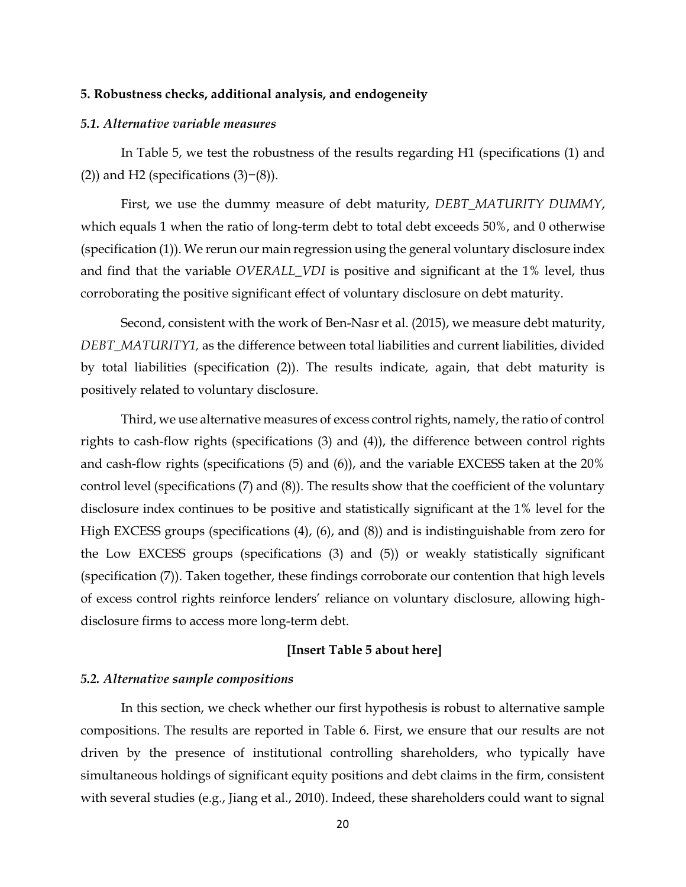## 5. Robustness checks, additional analysis, and endogeneity

### 5.1. Alternative variable measures

In Table 5, we test the robustness of the results regarding H1 (specifications (1) and (2)) and H2 (specifications (3)−(8)).

First, we use the dummy measure of debt maturity, *DEBT_MATURITY DUMMY*, which equals 1 when the ratio of long-term debt to total debt exceeds 50%, and 0 otherwise (specification (1)). We rerun our main regression using the general voluntary disclosure index and find that the variable *OVERALL_VDI* is positive and significant at the 1% level, thus corroborating the positive significant effect of voluntary disclosure on debt maturity.

Second, consistent with the work of Ben-Nasr et al. (2015), we measure debt maturity, *DEBT_MATURITY1,* as the difference between total liabilities and current liabilities, divided by total liabilities (specification (2)). The results indicate, again, that debt maturity is positively related to voluntary disclosure.

Third, we use alternative measures of excess control rights, namely, the ratio of control rights to cash-flow rights (specifications (3) and (4)), the difference between control rights and cash-flow rights (specifications (5) and (6)), and the variable EXCESS taken at the 20% control level (specifications (7) and (8)). The results show that the coefficient of the voluntary disclosure index continues to be positive and statistically significant at the 1% level for the High EXCESS groups (specifications (4), (6), and (8)) and is indistinguishable from zero for the Low EXCESS groups (specifications (3) and (5)) or weakly statistically significant (specification (7)). Taken together, these findings corroborate our contention that high levels of excess control rights reinforce lenders' reliance on voluntary disclosure, allowing high-disclosure firms to access more long-term debt.

**[Insert Table 5 about here]**

### 5.2. Alternative sample compositions

In this section, we check whether our first hypothesis is robust to alternative sample compositions. The results are reported in Table 6. First, we ensure that our results are not driven by the presence of institutional controlling shareholders, who typically have simultaneous holdings of significant equity positions and debt claims in the firm, consistent with several studies (e.g., Jiang et al., 2010). Indeed, these shareholders could want to signal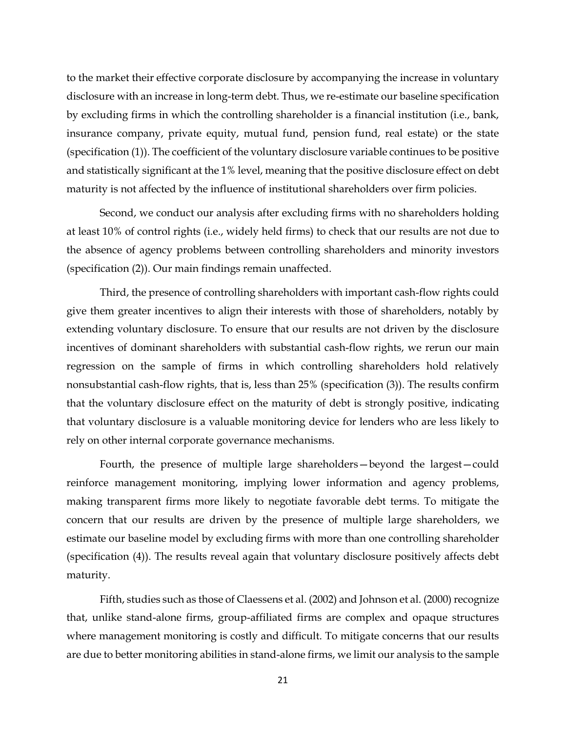to the market their effective corporate disclosure by accompanying the increase in voluntary disclosure with an increase in long-term debt. Thus, we re-estimate our baseline specification by excluding firms in which the controlling shareholder is a financial institution (i.e., bank, insurance company, private equity, mutual fund, pension fund, real estate) or the state (specification (1)). The coefficient of the voluntary disclosure variable continues to be positive and statistically significant at the 1% level, meaning that the positive disclosure effect on debt maturity is not affected by the influence of institutional shareholders over firm policies.

Second, we conduct our analysis after excluding firms with no shareholders holding at least 10% of control rights (i.e., widely held firms) to check that our results are not due to the absence of agency problems between controlling shareholders and minority investors (specification (2)). Our main findings remain unaffected.

Third, the presence of controlling shareholders with important cash-flow rights could give them greater incentives to align their interests with those of shareholders, notably by extending voluntary disclosure. To ensure that our results are not driven by the disclosure incentives of dominant shareholders with substantial cash-flow rights, we rerun our main regression on the sample of firms in which controlling shareholders hold relatively nonsubstantial cash-flow rights, that is, less than 25% (specification (3)). The results confirm that the voluntary disclosure effect on the maturity of debt is strongly positive, indicating that voluntary disclosure is a valuable monitoring device for lenders who are less likely to rely on other internal corporate governance mechanisms.

Fourth, the presence of multiple large shareholders—beyond the largest—could reinforce management monitoring, implying lower information and agency problems, making transparent firms more likely to negotiate favorable debt terms. To mitigate the concern that our results are driven by the presence of multiple large shareholders, we estimate our baseline model by excluding firms with more than one controlling shareholder (specification (4)). The results reveal again that voluntary disclosure positively affects debt maturity.

Fifth, studies such as those of Claessens et al. (2002) and Johnson et al. (2000) recognize that, unlike stand-alone firms, group-affiliated firms are complex and opaque structures where management monitoring is costly and difficult. To mitigate concerns that our results are due to better monitoring abilities in stand-alone firms, we limit our analysis to the sample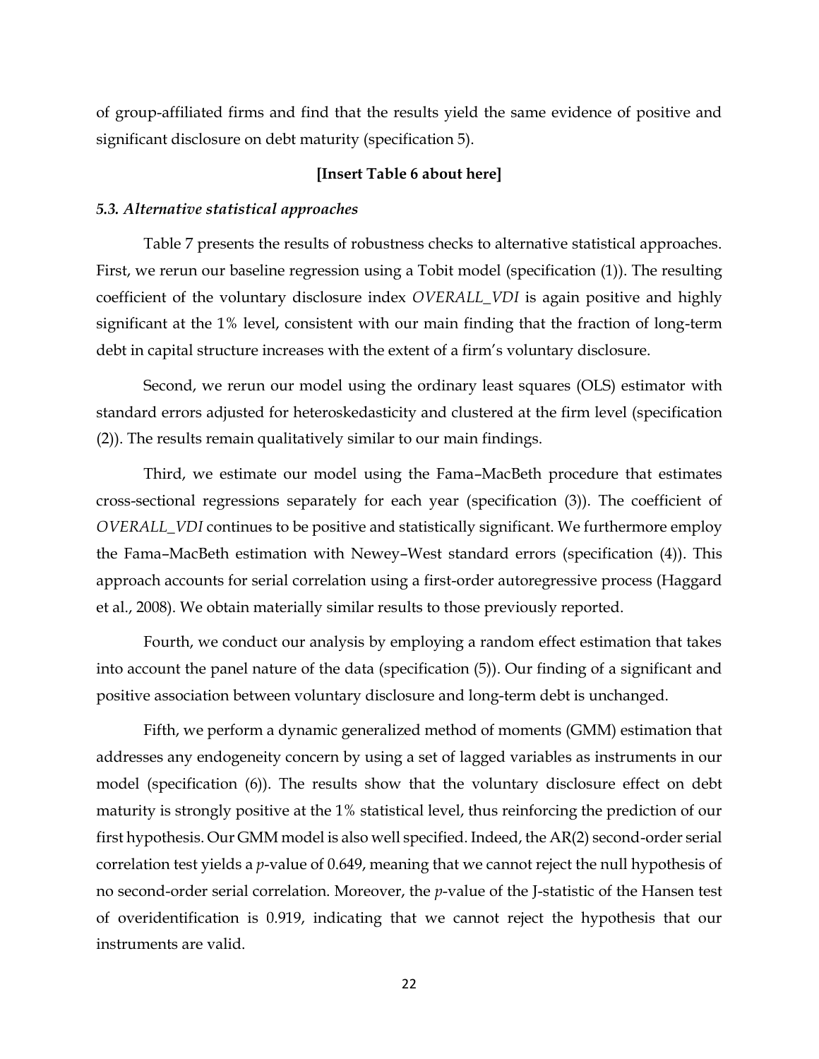of group-affiliated firms and find that the results yield the same evidence of positive and significant disclosure on debt maturity (specification 5).

**[Insert Table 6 about here]**

### *5.3. Alternative statistical approaches*

Table 7 presents the results of robustness checks to alternative statistical approaches. First, we rerun our baseline regression using a Tobit model (specification (1)). The resulting coefficient of the voluntary disclosure index *OVERALL_VDI* is again positive and highly significant at the 1% level, consistent with our main finding that the fraction of long-term debt in capital structure increases with the extent of a firm's voluntary disclosure.

Second, we rerun our model using the ordinary least squares (OLS) estimator with standard errors adjusted for heteroskedasticity and clustered at the firm level (specification (2)). The results remain qualitatively similar to our main findings.

Third, we estimate our model using the Fama–MacBeth procedure that estimates cross-sectional regressions separately for each year (specification (3)). The coefficient of *OVERALL_VDI* continues to be positive and statistically significant. We furthermore employ the Fama–MacBeth estimation with Newey–West standard errors (specification (4)). This approach accounts for serial correlation using a first-order autoregressive process (Haggard et al., 2008). We obtain materially similar results to those previously reported.

Fourth, we conduct our analysis by employing a random effect estimation that takes into account the panel nature of the data (specification (5)). Our finding of a significant and positive association between voluntary disclosure and long-term debt is unchanged.

Fifth, we perform a dynamic generalized method of moments (GMM) estimation that addresses any endogeneity concern by using a set of lagged variables as instruments in our model (specification (6)). The results show that the voluntary disclosure effect on debt maturity is strongly positive at the 1% statistical level, thus reinforcing the prediction of our first hypothesis. Our GMM model is also well specified. Indeed, the AR(2) second-order serial correlation test yields a $p$-value of 0.649, meaning that we cannot reject the null hypothesis of no second-order serial correlation. Moreover, the $p$-value of the J-statistic of the Hansen test of overidentification is 0.919, indicating that we cannot reject the hypothesis that our instruments are valid.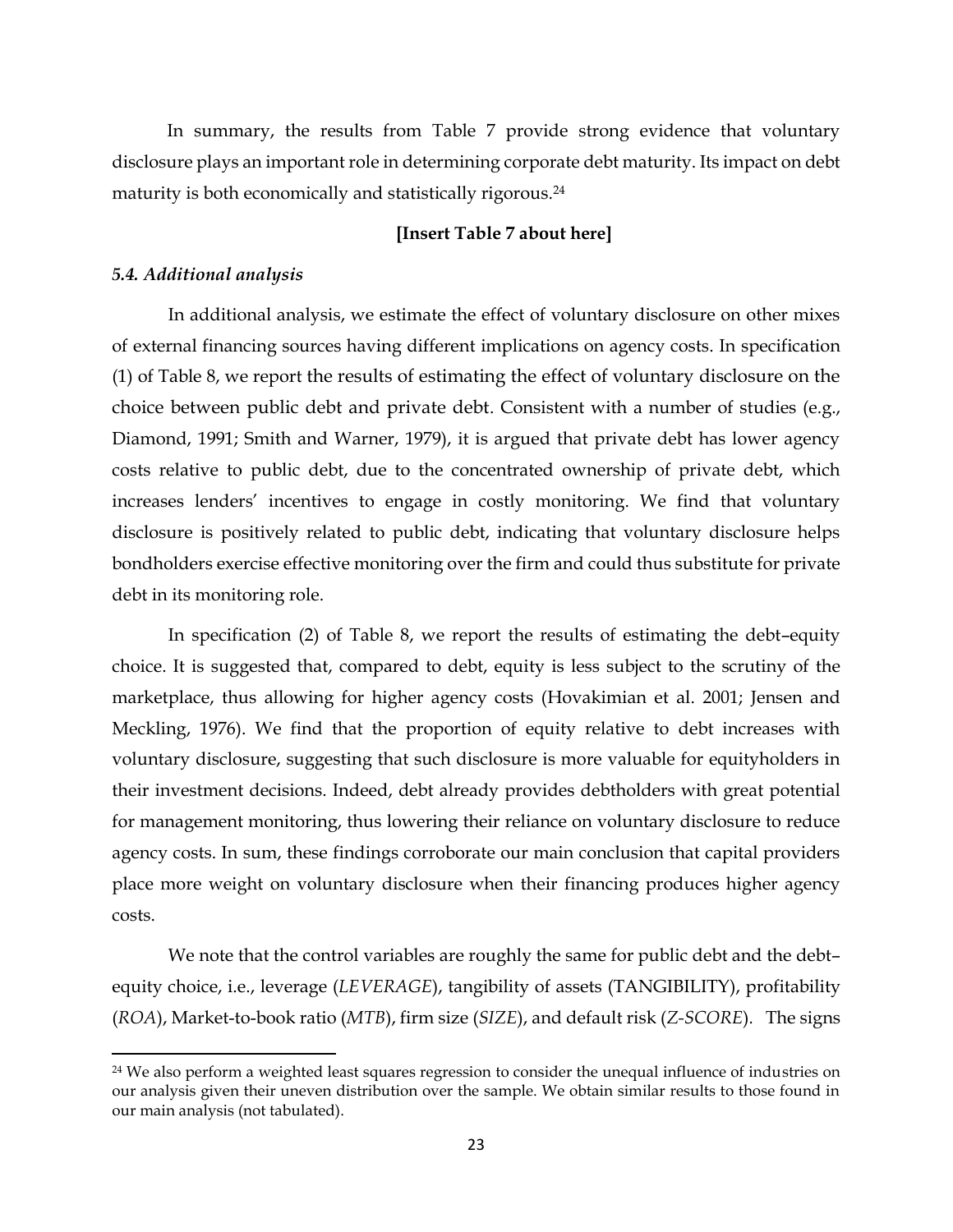In summary, the results from Table 7 provide strong evidence that voluntary disclosure plays an important role in determining corporate debt maturity. Its impact on debt maturity is both economically and statistically rigorous.[24]

**[Insert Table 7 about here]**

### *5.4. Additional analysis*

In additional analysis, we estimate the effect of voluntary disclosure on other mixes of external financing sources having different implications on agency costs. In specification (1) of Table 8, we report the results of estimating the effect of voluntary disclosure on the choice between public debt and private debt. Consistent with a number of studies (e.g., Diamond, 1991; Smith and Warner, 1979), it is argued that private debt has lower agency costs relative to public debt, due to the concentrated ownership of private debt, which increases lenders' incentives to engage in costly monitoring. We find that voluntary disclosure is positively related to public debt, indicating that voluntary disclosure helps bondholders exercise effective monitoring over the firm and could thus substitute for private debt in its monitoring role.

In specification (2) of Table 8, we report the results of estimating the debt–equity choice. It is suggested that, compared to debt, equity is less subject to the scrutiny of the marketplace, thus allowing for higher agency costs (Hovakimian et al. 2001; Jensen and Meckling, 1976). We find that the proportion of equity relative to debt increases with voluntary disclosure, suggesting that such disclosure is more valuable for equityholders in their investment decisions. Indeed, debt already provides debtholders with great potential for management monitoring, thus lowering their reliance on voluntary disclosure to reduce agency costs. In sum, these findings corroborate our main conclusion that capital providers place more weight on voluntary disclosure when their financing produces higher agency costs.

We note that the control variables are roughly the same for public debt and the debt–equity choice, i.e., leverage (*LEVERAGE*), tangibility of assets (TANGIBILITY), profitability (*ROA*), Market-to-book ratio (*MTB*), firm size (*SIZE*), and default risk (*Z-SCORE*). The signs

[24] We also perform a weighted least squares regression to consider the unequal influence of industries on our analysis given their uneven distribution over the sample. We obtain similar results to those found in our main analysis (not tabulated).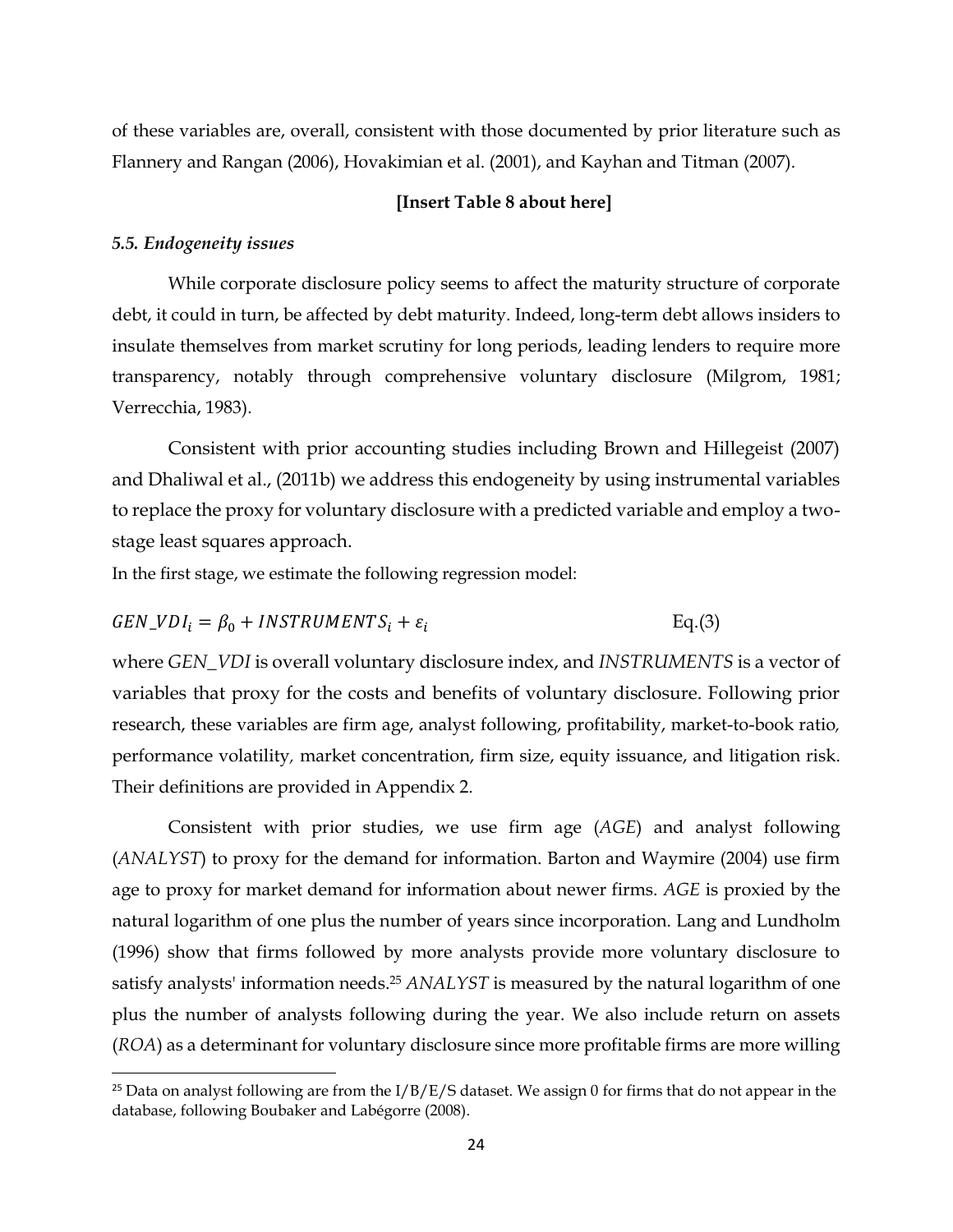of these variables are, overall, consistent with those documented by prior literature such as Flannery and Rangan (2006), Hovakimian et al. (2001), and Kayhan and Titman (2007).

**[Insert Table 8 about here]**

### *5.5. Endogeneity issues*

While corporate disclosure policy seems to affect the maturity structure of corporate debt, it could in turn, be affected by debt maturity. Indeed, long-term debt allows insiders to insulate themselves from market scrutiny for long periods, leading lenders to require more transparency, notably through comprehensive voluntary disclosure (Milgrom, 1981; Verrecchia, 1983).

Consistent with prior accounting studies including Brown and Hillegeist (2007) and Dhaliwal et al., (2011b) we address this endogeneity by using instrumental variables to replace the proxy for voluntary disclosure with a predicted variable and employ a two-stage least squares approach.

In the first stage, we estimate the following regression model:

$$GEN\_VDI_i = \beta_0 + INSTRUMENTS_i + \varepsilon_i \qquad \text{Eq.(3)}$$

where *GEN_VDI* is overall voluntary disclosure index, and *INSTRUMENTS* is a vector of variables that proxy for the costs and benefits of voluntary disclosure. Following prior research, these variables are firm age, analyst following, profitability, market-to-book ratio, performance volatility, market concentration, firm size, equity issuance, and litigation risk. Their definitions are provided in Appendix 2.

Consistent with prior studies, we use firm age (*AGE*) and analyst following (*ANALYST*) to proxy for the demand for information. Barton and Waymire (2004) use firm age to proxy for market demand for information about newer firms. *AGE* is proxied by the natural logarithm of one plus the number of years since incorporation. Lang and Lundholm (1996) show that firms followed by more analysts provide more voluntary disclosure to satisfy analysts' information needs.[25] *ANALYST* is measured by the natural logarithm of one plus the number of analysts following during the year. We also include return on assets (*ROA*) as a determinant for voluntary disclosure since more profitable firms are more willing

[25] Data on analyst following are from the I/B/E/S dataset. We assign 0 for firms that do not appear in the database, following Boubaker and Labégorre (2008).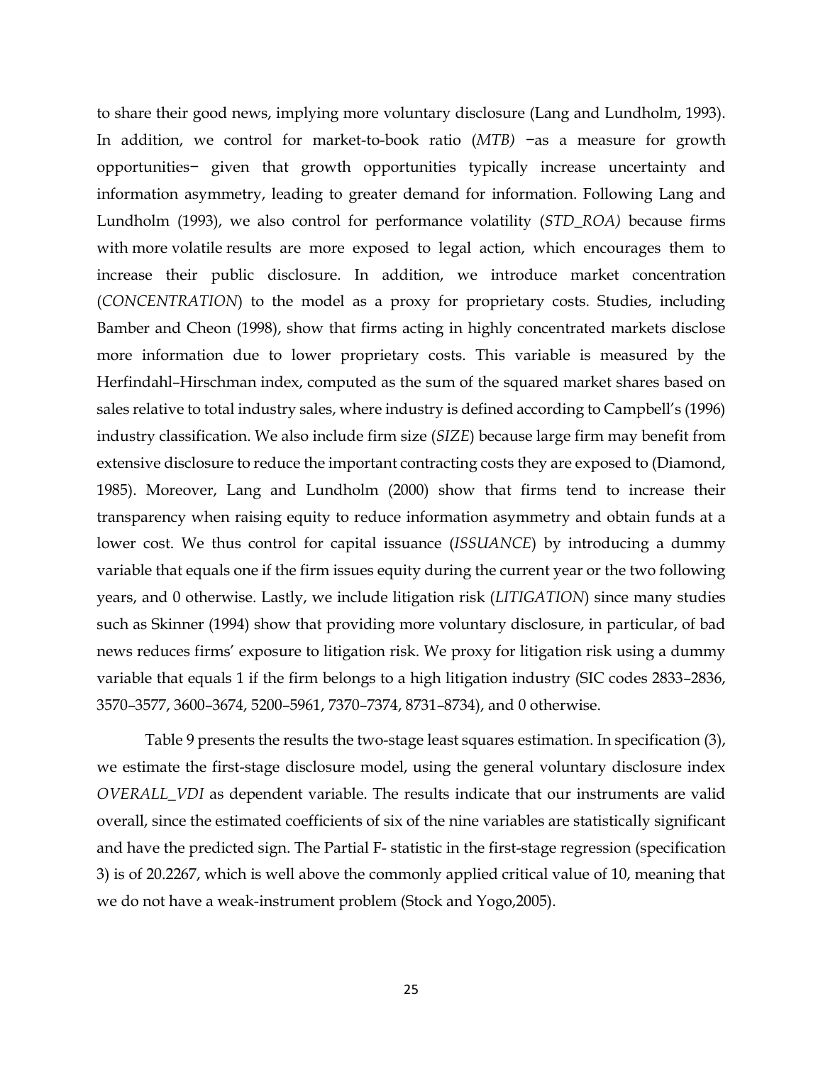to share their good news, implying more voluntary disclosure (Lang and Lundholm, 1993). In addition, we control for market-to-book ratio (*MTB)* −as a measure for growth opportunities− given that growth opportunities typically increase uncertainty and information asymmetry, leading to greater demand for information. Following Lang and Lundholm (1993), we also control for performance volatility (*STD_ROA)* because firms with more volatile results are more exposed to legal action, which encourages them to increase their public disclosure. In addition, we introduce market concentration (*CONCENTRATION*) to the model as a proxy for proprietary costs. Studies, including Bamber and Cheon (1998), show that firms acting in highly concentrated markets disclose more information due to lower proprietary costs. This variable is measured by the Herfindahl–Hirschman index, computed as the sum of the squared market shares based on sales relative to total industry sales, where industry is defined according to Campbell's (1996) industry classification. We also include firm size (*SIZE*) because large firm may benefit from extensive disclosure to reduce the important contracting costs they are exposed to (Diamond, 1985). Moreover, Lang and Lundholm (2000) show that firms tend to increase their transparency when raising equity to reduce information asymmetry and obtain funds at a lower cost. We thus control for capital issuance (*ISSUANCE*) by introducing a dummy variable that equals one if the firm issues equity during the current year or the two following years, and 0 otherwise. Lastly, we include litigation risk (*LITIGATION*) since many studies such as Skinner (1994) show that providing more voluntary disclosure, in particular, of bad news reduces firms' exposure to litigation risk. We proxy for litigation risk using a dummy variable that equals 1 if the firm belongs to a high litigation industry (SIC codes 2833–2836, 3570–3577, 3600–3674, 5200–5961, 7370–7374, 8731–8734), and 0 otherwise.

Table 9 presents the results the two-stage least squares estimation. In specification (3), we estimate the first-stage disclosure model, using the general voluntary disclosure index *OVERALL_VDI* as dependent variable. The results indicate that our instruments are valid overall, since the estimated coefficients of six of the nine variables are statistically significant and have the predicted sign. The Partial F- statistic in the first-stage regression (specification 3) is of 20.2267, which is well above the commonly applied critical value of 10, meaning that we do not have a weak-instrument problem (Stock and Yogo,2005).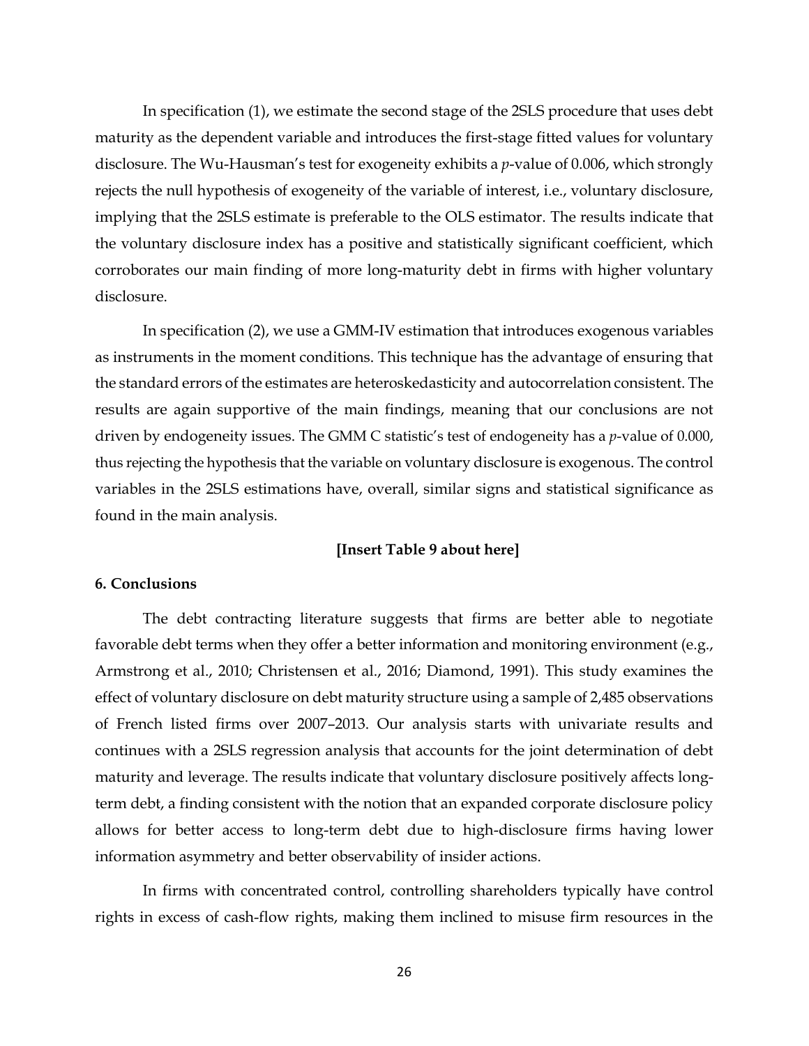In specification (1), we estimate the second stage of the 2SLS procedure that uses debt maturity as the dependent variable and introduces the first-stage fitted values for voluntary disclosure. The Wu-Hausman's test for exogeneity exhibits a *p*-value of 0.006, which strongly rejects the null hypothesis of exogeneity of the variable of interest, i.e., voluntary disclosure, implying that the 2SLS estimate is preferable to the OLS estimator. The results indicate that the voluntary disclosure index has a positive and statistically significant coefficient, which corroborates our main finding of more long-maturity debt in firms with higher voluntary disclosure.

In specification (2), we use a GMM-IV estimation that introduces exogenous variables as instruments in the moment conditions. This technique has the advantage of ensuring that the standard errors of the estimates are heteroskedasticity and autocorrelation consistent. The results are again supportive of the main findings, meaning that our conclusions are not driven by endogeneity issues. The GMM C statistic's test of endogeneity has a *p*-value of 0.000, thus rejecting the hypothesis that the variable on voluntary disclosure is exogenous. The control variables in the 2SLS estimations have, overall, similar signs and statistical significance as found in the main analysis.

**[Insert Table 9 about here]**

## 6. Conclusions

The debt contracting literature suggests that firms are better able to negotiate favorable debt terms when they offer a better information and monitoring environment (e.g., Armstrong et al., 2010; Christensen et al., 2016; Diamond, 1991). This study examines the effect of voluntary disclosure on debt maturity structure using a sample of 2,485 observations of French listed firms over 2007–2013. Our analysis starts with univariate results and continues with a 2SLS regression analysis that accounts for the joint determination of debt maturity and leverage. The results indicate that voluntary disclosure positively affects long-term debt, a finding consistent with the notion that an expanded corporate disclosure policy allows for better access to long-term debt due to high-disclosure firms having lower information asymmetry and better observability of insider actions.

In firms with concentrated control, controlling shareholders typically have control rights in excess of cash-flow rights, making them inclined to misuse firm resources in the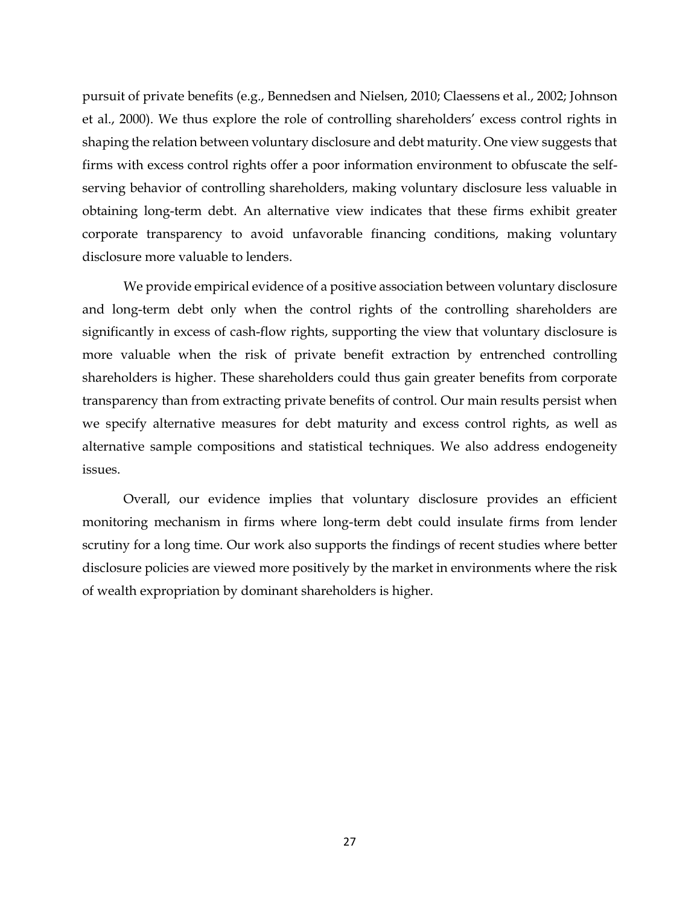pursuit of private benefits (e.g., Bennedsen and Nielsen, 2010; Claessens et al., 2002; Johnson et al., 2000). We thus explore the role of controlling shareholders' excess control rights in shaping the relation between voluntary disclosure and debt maturity. One view suggests that firms with excess control rights offer a poor information environment to obfuscate the self-serving behavior of controlling shareholders, making voluntary disclosure less valuable in obtaining long-term debt. An alternative view indicates that these firms exhibit greater corporate transparency to avoid unfavorable financing conditions, making voluntary disclosure more valuable to lenders.

We provide empirical evidence of a positive association between voluntary disclosure and long-term debt only when the control rights of the controlling shareholders are significantly in excess of cash-flow rights, supporting the view that voluntary disclosure is more valuable when the risk of private benefit extraction by entrenched controlling shareholders is higher. These shareholders could thus gain greater benefits from corporate transparency than from extracting private benefits of control. Our main results persist when we specify alternative measures for debt maturity and excess control rights, as well as alternative sample compositions and statistical techniques. We also address endogeneity issues.

Overall, our evidence implies that voluntary disclosure provides an efficient monitoring mechanism in firms where long-term debt could insulate firms from lender scrutiny for a long time. Our work also supports the findings of recent studies where better disclosure policies are viewed more positively by the market in environments where the risk of wealth expropriation by dominant shareholders is higher.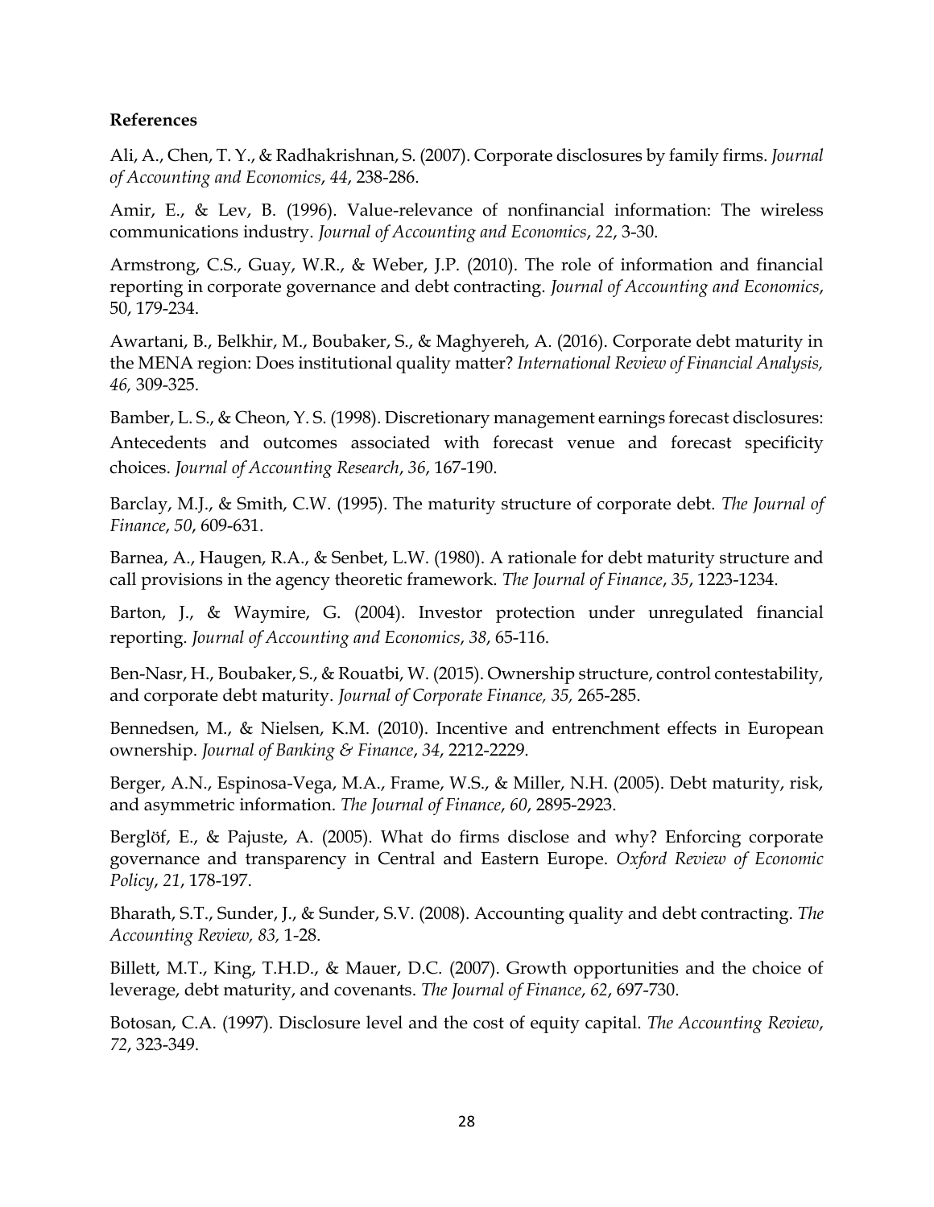**References**

Ali, A., Chen, T. Y., & Radhakrishnan, S. (2007). Corporate disclosures by family firms. *Journal of Accounting and Economics*, *44*, 238-286.

Amir, E., & Lev, B. (1996). Value-relevance of nonfinancial information: The wireless communications industry. *Journal of Accounting and Economics*, *22*, 3-30.

Armstrong, C.S., Guay, W.R., & Weber, J.P. (2010). The role of information and financial reporting in corporate governance and debt contracting. *Journal of Accounting and Economics*, 50, 179-234.

Awartani, B., Belkhir, M., Boubaker, S., & Maghyereh, A. (2016). Corporate debt maturity in the MENA region: Does institutional quality matter? *International Review of Financial Analysis, 46,* 309-325.

Bamber, L. S., & Cheon, Y. S. (1998). Discretionary management earnings forecast disclosures: Antecedents and outcomes associated with forecast venue and forecast specificity choices. *Journal of Accounting Research*, *36*, 167-190.

Barclay, M.J., & Smith, C.W. (1995). The maturity structure of corporate debt. *The Journal of Finance*, *50*, 609-631.

Barnea, A., Haugen, R.A., & Senbet, L.W. (1980). A rationale for debt maturity structure and call provisions in the agency theoretic framework. *The Journal of Finance*, *35*, 1223-1234.

Barton, J., & Waymire, G. (2004). Investor protection under unregulated financial reporting. *Journal of Accounting and Economics*, *38*, 65-116.

Ben-Nasr, H., Boubaker, S., & Rouatbi, W. (2015). Ownership structure, control contestability, and corporate debt maturity. *Journal of Corporate Finance, 35,* 265-285.

Bennedsen, M., & Nielsen, K.M. (2010). Incentive and entrenchment effects in European ownership. *Journal of Banking & Finance*, *34*, 2212-2229.

Berger, A.N., Espinosa-Vega, M.A., Frame, W.S., & Miller, N.H. (2005). Debt maturity, risk, and asymmetric information. *The Journal of Finance*, *60*, 2895-2923.

Berglöf, E., & Pajuste, A. (2005). What do firms disclose and why? Enforcing corporate governance and transparency in Central and Eastern Europe. *Oxford Review of Economic Policy*, *21*, 178-197.

Bharath, S.T., Sunder, J., & Sunder, S.V. (2008). Accounting quality and debt contracting. *The Accounting Review, 83,* 1-28.

Billett, M.T., King, T.H.D., & Mauer, D.C. (2007). Growth opportunities and the choice of leverage, debt maturity, and covenants. *The Journal of Finance*, *62*, 697-730.

Botosan, C.A. (1997). Disclosure level and the cost of equity capital. *The Accounting Review*, *72*, 323-349.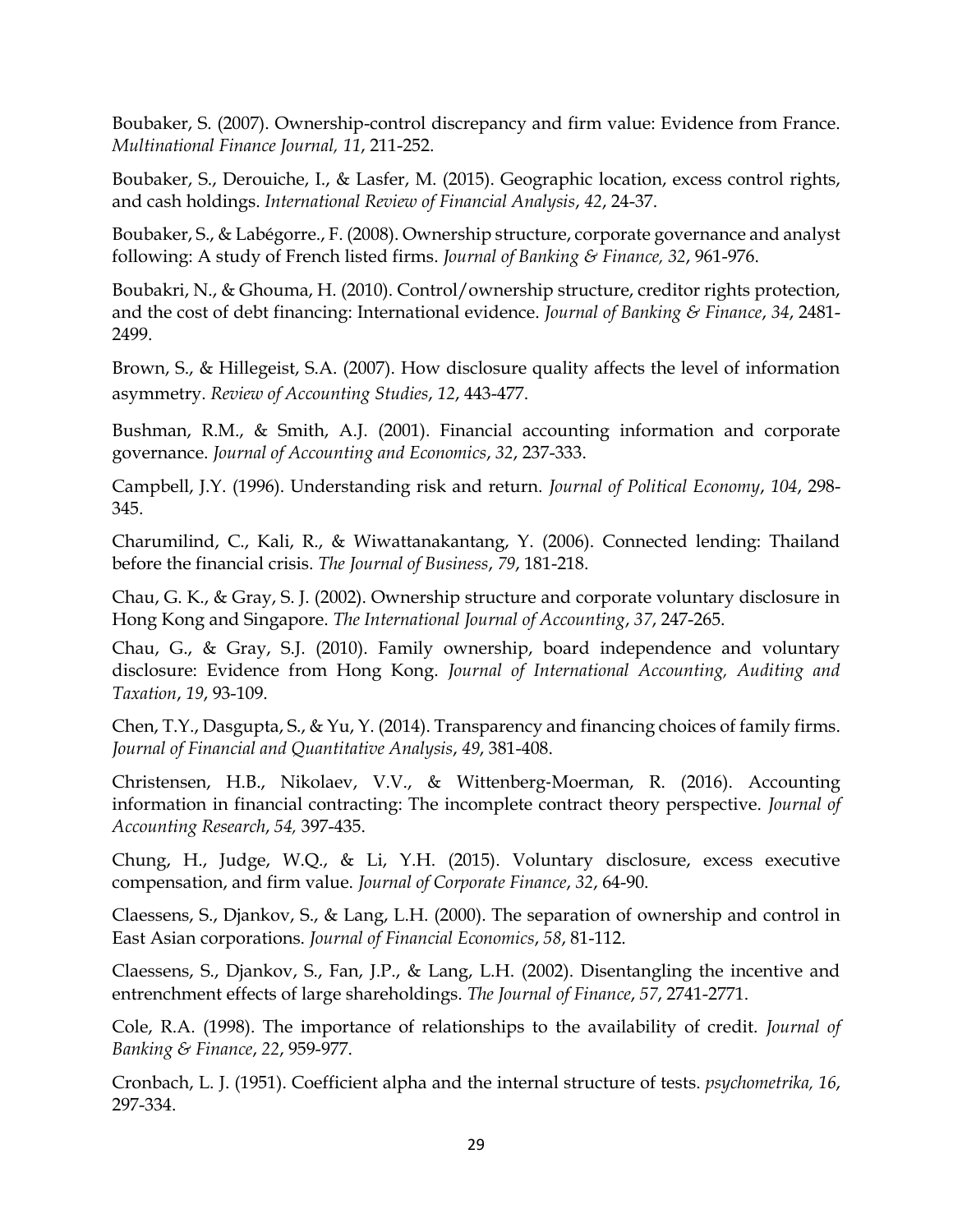Boubaker, S. (2007). Ownership-control discrepancy and firm value: Evidence from France. *Multinational Finance Journal, 11*, 211-252.

Boubaker, S., Derouiche, I., & Lasfer, M. (2015). Geographic location, excess control rights, and cash holdings. *International Review of Financial Analysis*, *42*, 24-37.

Boubaker, S., & Labégorre., F. (2008). Ownership structure, corporate governance and analyst following: A study of French listed firms. *Journal of Banking & Finance, 32*, 961-976.

Boubakri, N., & Ghouma, H. (2010). Control/ownership structure, creditor rights protection, and the cost of debt financing: International evidence. *Journal of Banking & Finance*, *34*, 2481-2499.

Brown, S., & Hillegeist, S.A. (2007). How disclosure quality affects the level of information asymmetry. *Review of Accounting Studies*, *12*, 443-477.

Bushman, R.M., & Smith, A.J. (2001). Financial accounting information and corporate governance. *Journal of Accounting and Economics*, *32*, 237-333.

Campbell, J.Y. (1996). Understanding risk and return. *Journal of Political Economy*, *104*, 298-345.

Charumilind, C., Kali, R., & Wiwattanakantang, Y. (2006). Connected lending: Thailand before the financial crisis. *The Journal of Business*, *79*, 181-218.

Chau, G. K., & Gray, S. J. (2002). Ownership structure and corporate voluntary disclosure in Hong Kong and Singapore. *The International Journal of Accounting*, *37*, 247-265.

Chau, G., & Gray, S.J. (2010). Family ownership, board independence and voluntary disclosure: Evidence from Hong Kong. *Journal of International Accounting, Auditing and Taxation*, *19*, 93-109.

Chen, T.Y., Dasgupta, S., & Yu, Y. (2014). Transparency and financing choices of family firms. *Journal of Financial and Quantitative Analysis*, *49*, 381-408.

Christensen, H.B., Nikolaev, V.V., & Wittenberg-Moerman, R. (2016). Accounting information in financial contracting: The incomplete contract theory perspective. *Journal of Accounting Research*, *54,* 397-435.

Chung, H., Judge, W.Q., & Li, Y.H. (2015). Voluntary disclosure, excess executive compensation, and firm value. *Journal of Corporate Finance*, *32*, 64-90.

Claessens, S., Djankov, S., & Lang, L.H. (2000). The separation of ownership and control in East Asian corporations. *Journal of Financial Economics*, *58*, 81-112.

Claessens, S., Djankov, S., Fan, J.P., & Lang, L.H. (2002). Disentangling the incentive and entrenchment effects of large shareholdings. *The Journal of Finance*, *57*, 2741-2771.

Cole, R.A. (1998). The importance of relationships to the availability of credit. *Journal of Banking & Finance*, *22*, 959-977.

Cronbach, L. J. (1951). Coefficient alpha and the internal structure of tests. *psychometrika, 16*, 297-334.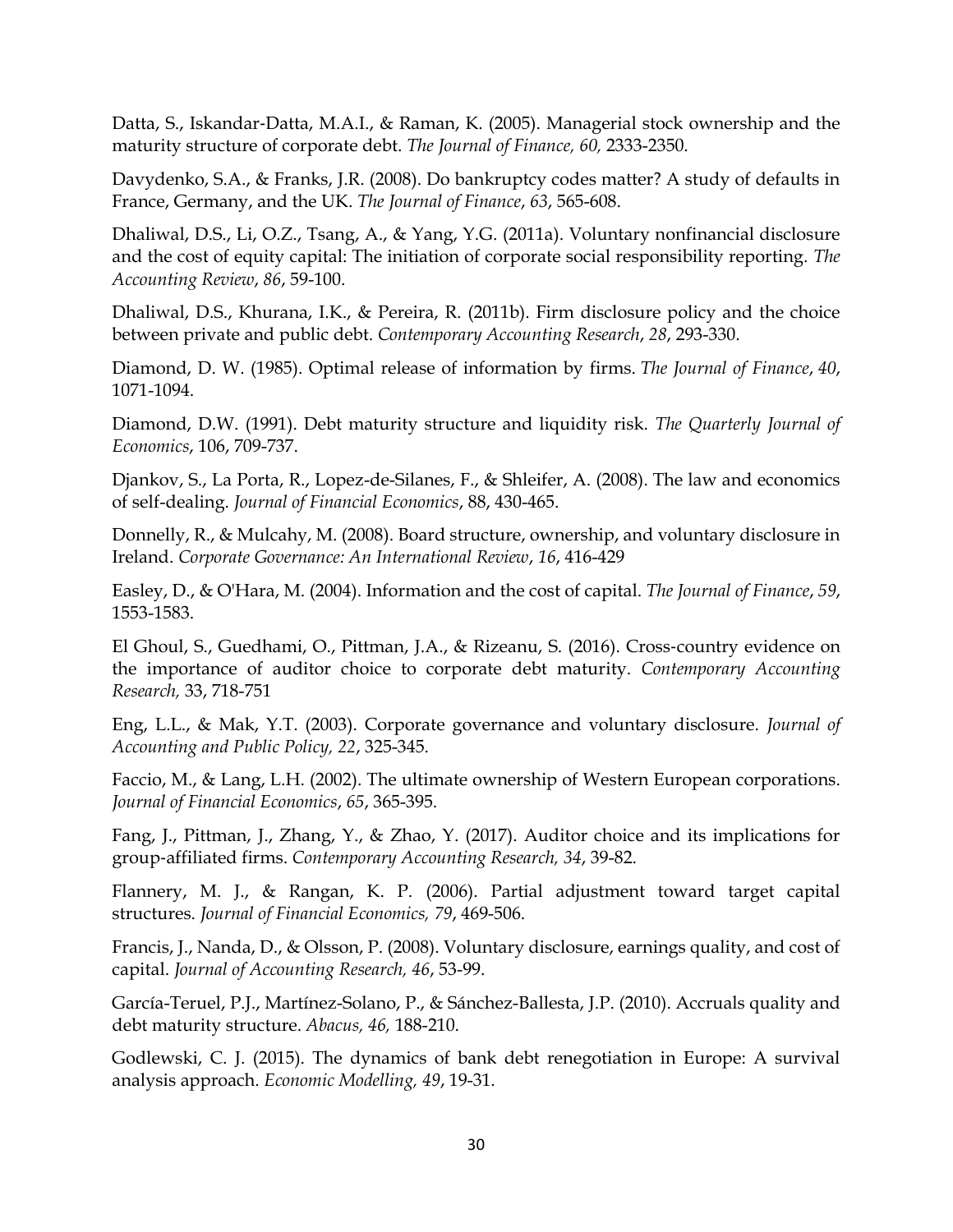Datta, S., Iskandar-Datta, M.A.I., & Raman, K. (2005). Managerial stock ownership and the maturity structure of corporate debt. *The Journal of Finance, 60,* 2333-2350.

Davydenko, S.A., & Franks, J.R. (2008). Do bankruptcy codes matter? A study of defaults in France, Germany, and the UK. *The Journal of Finance*, *63*, 565-608.

Dhaliwal, D.S., Li, O.Z., Tsang, A., & Yang, Y.G. (2011a). Voluntary nonfinancial disclosure and the cost of equity capital: The initiation of corporate social responsibility reporting. *The Accounting Review*, *86*, 59-100.

Dhaliwal, D.S., Khurana, I.K., & Pereira, R. (2011b). Firm disclosure policy and the choice between private and public debt. *Contemporary Accounting Research*, *28*, 293-330.

Diamond, D. W. (1985). Optimal release of information by firms. *The Journal of Finance*, *40*, 1071-1094.

Diamond, D.W. (1991). Debt maturity structure and liquidity risk. *The Quarterly Journal of Economics*, 106, 709-737.

Djankov, S., La Porta, R., Lopez-de-Silanes, F., & Shleifer, A. (2008). The law and economics of self-dealing. *Journal of Financial Economics*, 88, 430-465.

Donnelly, R., & Mulcahy, M. (2008). Board structure, ownership, and voluntary disclosure in Ireland. *Corporate Governance: An International Review*, *16*, 416-429

Easley, D., & O'Hara, M. (2004). Information and the cost of capital. *The Journal of Finance*, *59*, 1553-1583.

El Ghoul, S., Guedhami, O., Pittman, J.A., & Rizeanu, S. (2016). Cross-country evidence on the importance of auditor choice to corporate debt maturity. *Contemporary Accounting Research,* 33, 718-751

Eng, L.L., & Mak, Y.T. (2003). Corporate governance and voluntary disclosure. *Journal of Accounting and Public Policy, 22*, 325-345.

Faccio, M., & Lang, L.H. (2002). The ultimate ownership of Western European corporations. *Journal of Financial Economics*, *65*, 365-395.

Fang, J., Pittman, J., Zhang, Y., & Zhao, Y. (2017). Auditor choice and its implications for group-affiliated firms. *Contemporary Accounting Research, 34*, 39-82.

Flannery, M. J., & Rangan, K. P. (2006). Partial adjustment toward target capital structures. *Journal of Financial Economics, 79*, 469-506.

Francis, J., Nanda, D., & Olsson, P. (2008). Voluntary disclosure, earnings quality, and cost of capital. *Journal of Accounting Research, 46*, 53-99.

García-Teruel, P.J., Martínez-Solano, P., & Sánchez-Ballesta, J.P. (2010). Accruals quality and debt maturity structure. *Abacus, 46,* 188-210.

Godlewski, C. J. (2015). The dynamics of bank debt renegotiation in Europe: A survival analysis approach. *Economic Modelling, 49*, 19-31.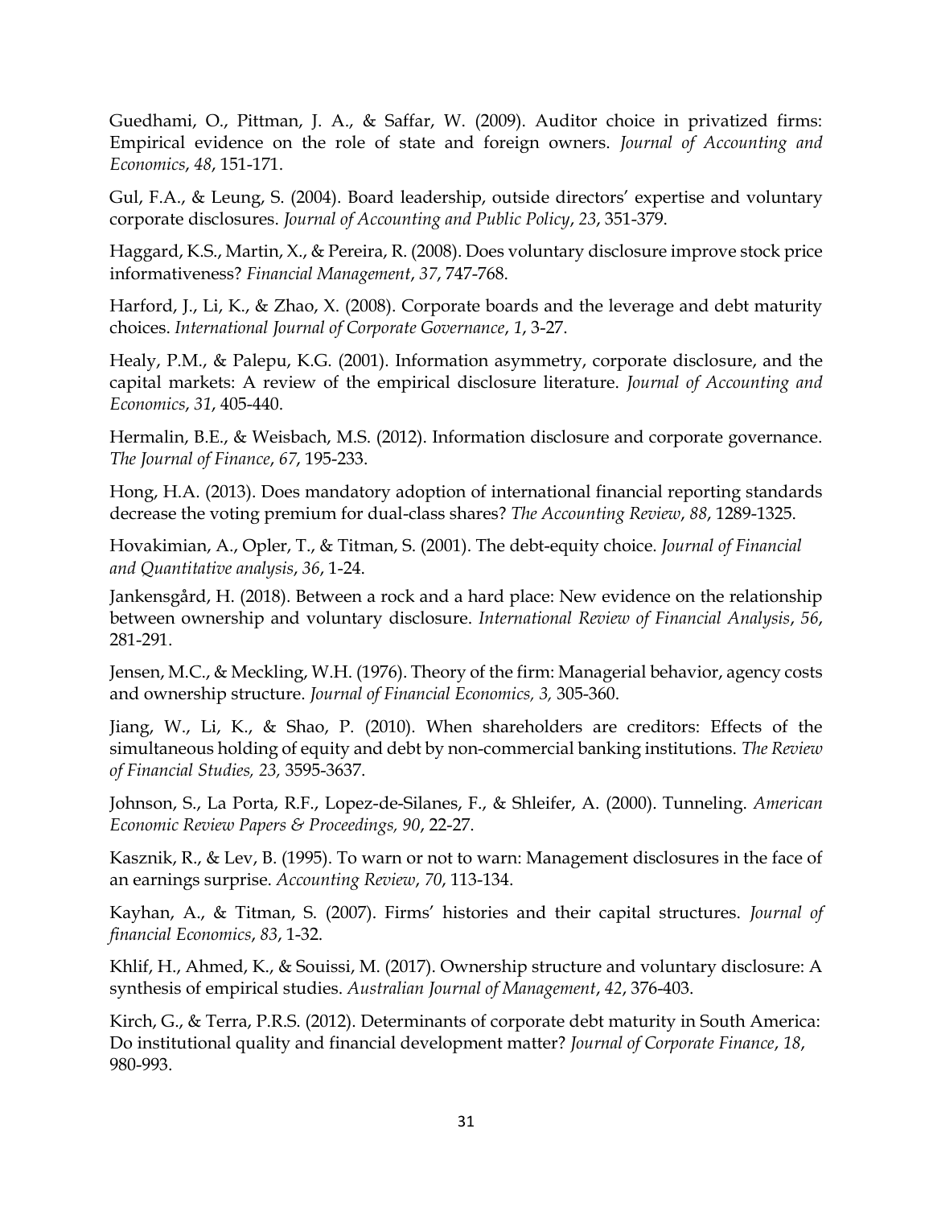Guedhami, O., Pittman, J. A., & Saffar, W. (2009). Auditor choice in privatized firms: Empirical evidence on the role of state and foreign owners. *Journal of Accounting and Economics*, *48*, 151-171.

Gul, F.A., & Leung, S. (2004). Board leadership, outside directors' expertise and voluntary corporate disclosures. *Journal of Accounting and Public Policy*, *23*, 351-379.

Haggard, K.S., Martin, X., & Pereira, R. (2008). Does voluntary disclosure improve stock price informativeness? *Financial Management*, *37*, 747-768.

Harford, J., Li, K., & Zhao, X. (2008). Corporate boards and the leverage and debt maturity choices. *International Journal of Corporate Governance*, *1*, 3-27.

Healy, P.M., & Palepu, K.G. (2001). Information asymmetry, corporate disclosure, and the capital markets: A review of the empirical disclosure literature. *Journal of Accounting and Economics*, *31*, 405-440.

Hermalin, B.E., & Weisbach, M.S. (2012). Information disclosure and corporate governance. *The Journal of Finance*, *67*, 195-233.

Hong, H.A. (2013). Does mandatory adoption of international financial reporting standards decrease the voting premium for dual-class shares? *The Accounting Review*, *88*, 1289-1325.

Hovakimian, A., Opler, T., & Titman, S. (2001). The debt-equity choice. *Journal of Financial and Quantitative analysis*, *36*, 1-24.

Jankensgård, H. (2018). Between a rock and a hard place: New evidence on the relationship between ownership and voluntary disclosure. *International Review of Financial Analysis*, *56*, 281-291.

Jensen, M.C., & Meckling, W.H. (1976). Theory of the firm: Managerial behavior, agency costs and ownership structure. *Journal of Financial Economics, 3,* 305-360.

Jiang, W., Li, K., & Shao, P. (2010). When shareholders are creditors: Effects of the simultaneous holding of equity and debt by non-commercial banking institutions. *The Review of Financial Studies, 23,* 3595-3637.

Johnson, S., La Porta, R.F., Lopez-de-Silanes, F., & Shleifer, A. (2000). Tunneling. *American Economic Review Papers & Proceedings, 90*, 22-27.

Kasznik, R., & Lev, B. (1995). To warn or not to warn: Management disclosures in the face of an earnings surprise. *Accounting Review*, *70*, 113-134.

Kayhan, A., & Titman, S. (2007). Firms' histories and their capital structures. *Journal of financial Economics*, *83*, 1-32.

Khlif, H., Ahmed, K., & Souissi, M. (2017). Ownership structure and voluntary disclosure: A synthesis of empirical studies. *Australian Journal of Management*, *42*, 376-403.

Kirch, G., & Terra, P.R.S. (2012). Determinants of corporate debt maturity in South America: Do institutional quality and financial development matter? *Journal of Corporate Finance*, *18*, 980-993.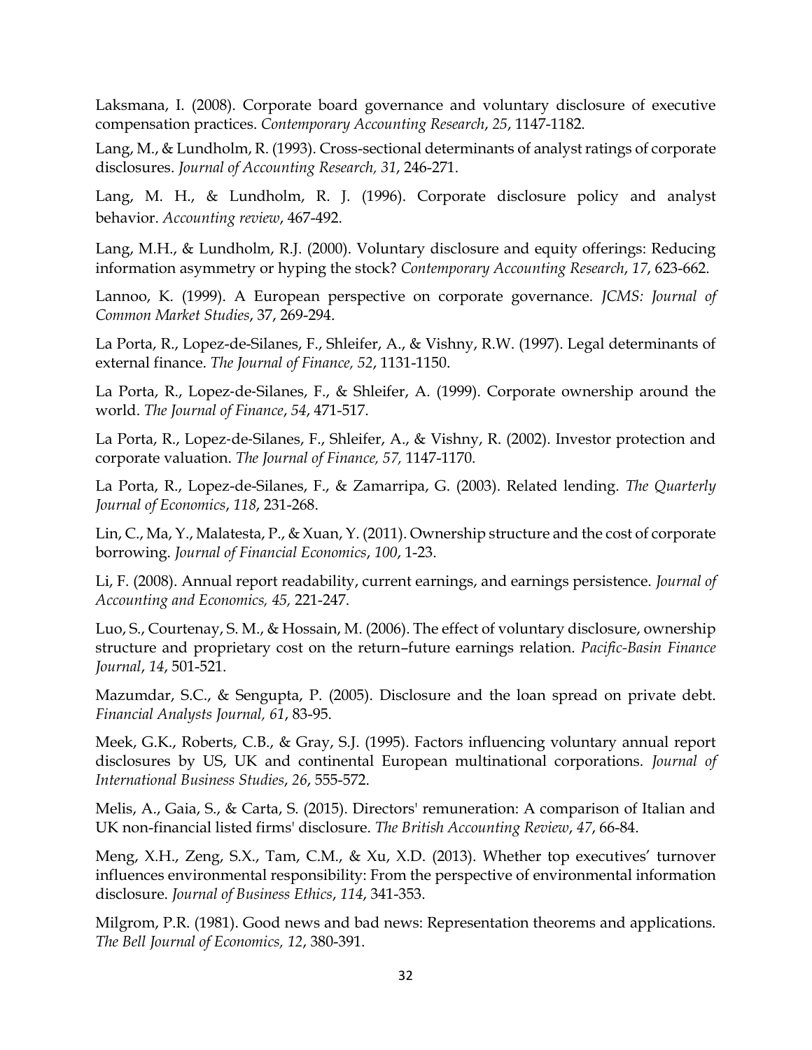Laksmana, I. (2008). Corporate board governance and voluntary disclosure of executive compensation practices. *Contemporary Accounting Research*, *25*, 1147-1182.

Lang, M., & Lundholm, R. (1993). Cross-sectional determinants of analyst ratings of corporate disclosures. *Journal of Accounting Research, 31*, 246-271.

Lang, M. H., & Lundholm, R. J. (1996). Corporate disclosure policy and analyst behavior. *Accounting review*, 467-492.

Lang, M.H., & Lundholm, R.J. (2000). Voluntary disclosure and equity offerings: Reducing information asymmetry or hyping the stock? *Contemporary Accounting Research*, *17*, 623-662.

Lannoo, K. (1999). A European perspective on corporate governance. *JCMS: Journal of Common Market Studies*, 37, 269-294.

La Porta, R., Lopez-de-Silanes, F., Shleifer, A., & Vishny, R.W. (1997). Legal determinants of external finance. *The Journal of Finance, 52*, 1131-1150.

La Porta, R., Lopez-de-Silanes, F., & Shleifer, A. (1999). Corporate ownership around the world. *The Journal of Finance*, *54*, 471-517.

La Porta, R., Lopez-de-Silanes, F., Shleifer, A., & Vishny, R. (2002). Investor protection and corporate valuation. *The Journal of Finance, 57,* 1147-1170.

La Porta, R., Lopez-de-Silanes, F., & Zamarripa, G. (2003). Related lending. *The Quarterly Journal of Economics*, *118*, 231-268.

Lin, C., Ma, Y., Malatesta, P., & Xuan, Y. (2011). Ownership structure and the cost of corporate borrowing. *Journal of Financial Economics*, *100*, 1-23.

Li, F. (2008). Annual report readability, current earnings, and earnings persistence. *Journal of Accounting and Economics, 45,* 221-247.

Luo, S., Courtenay, S. M., & Hossain, M. (2006). The effect of voluntary disclosure, ownership structure and proprietary cost on the return–future earnings relation. *Pacific-Basin Finance Journal*, *14*, 501-521.

Mazumdar, S.C., & Sengupta, P. (2005). Disclosure and the loan spread on private debt. *Financial Analysts Journal, 61*, 83-95.

Meek, G.K., Roberts, C.B., & Gray, S.J. (1995). Factors influencing voluntary annual report disclosures by US, UK and continental European multinational corporations. *Journal of International Business Studies*, *26*, 555-572.

Melis, A., Gaia, S., & Carta, S. (2015). Directors' remuneration: A comparison of Italian and UK non-financial listed firms' disclosure. *The British Accounting Review*, *47*, 66-84.

Meng, X.H., Zeng, S.X., Tam, C.M., & Xu, X.D. (2013). Whether top executives' turnover influences environmental responsibility: From the perspective of environmental information disclosure. *Journal of Business Ethics*, *114*, 341-353.

Milgrom, P.R. (1981). Good news and bad news: Representation theorems and applications. *The Bell Journal of Economics, 12*, 380-391.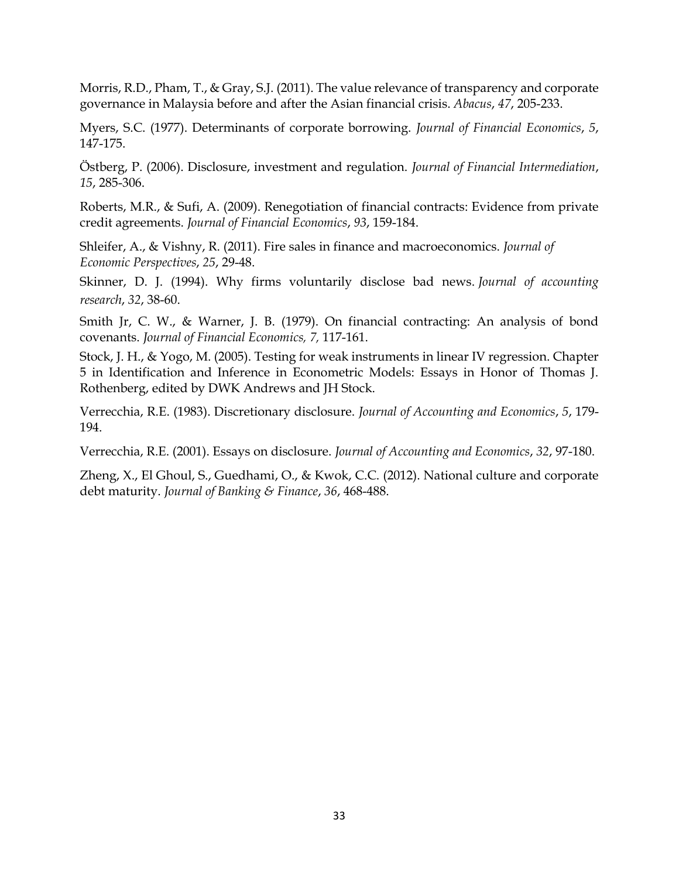Morris, R.D., Pham, T., & Gray, S.J. (2011). The value relevance of transparency and corporate governance in Malaysia before and after the Asian financial crisis. *Abacus*, *47*, 205-233.

Myers, S.C. (1977). Determinants of corporate borrowing. *Journal of Financial Economics*, *5*, 147-175.

Östberg, P. (2006). Disclosure, investment and regulation. *Journal of Financial Intermediation*, *15*, 285-306.

Roberts, M.R., & Sufi, A. (2009). Renegotiation of financial contracts: Evidence from private credit agreements. *Journal of Financial Economics*, *93*, 159-184.

Shleifer, A., & Vishny, R. (2011). Fire sales in finance and macroeconomics. *Journal of Economic Perspectives*, *25*, 29-48.

Skinner, D. J. (1994). Why firms voluntarily disclose bad news. *Journal of accounting research*, *32*, 38-60.

Smith Jr, C. W., & Warner, J. B. (1979). On financial contracting: An analysis of bond covenants. *Journal of Financial Economics, 7,* 117-161.

Stock, J. H., & Yogo, M. (2005). Testing for weak instruments in linear IV regression. Chapter 5 in Identification and Inference in Econometric Models: Essays in Honor of Thomas J. Rothenberg, edited by DWK Andrews and JH Stock.

Verrecchia, R.E. (1983). Discretionary disclosure. *Journal of Accounting and Economics*, *5*, 179-194.

Verrecchia, R.E. (2001). Essays on disclosure. *Journal of Accounting and Economics*, *32*, 97-180.

Zheng, X., El Ghoul, S., Guedhami, O., & Kwok, C.C. (2012). National culture and corporate debt maturity. *Journal of Banking & Finance*, *36*, 468-488.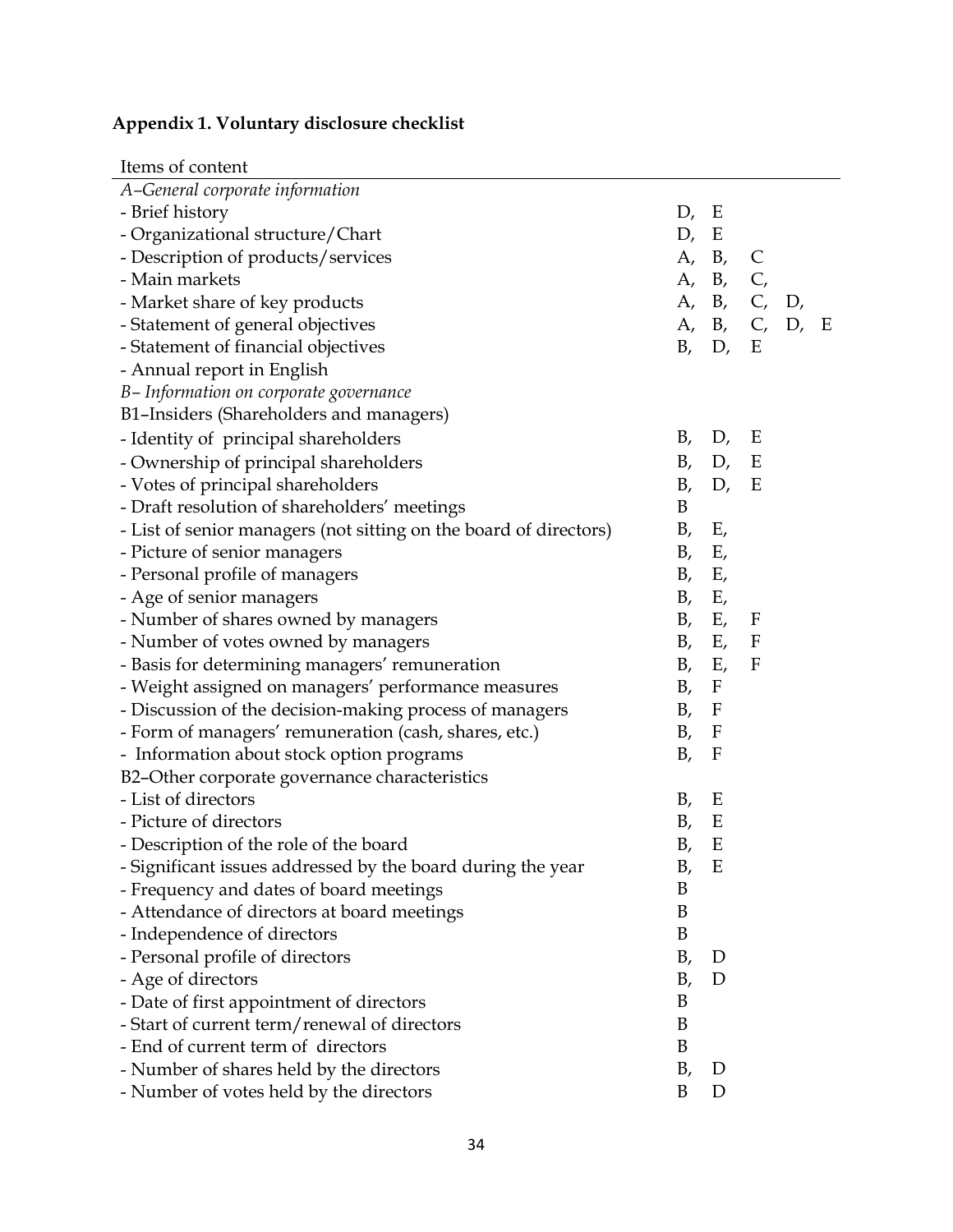## Appendix 1. Voluntary disclosure checklist

| Items of content | |
|---|---|
| *A–General corporate information* | |
| - Brief history | D, E |
| - Organizational structure/Chart | D, E |
| - Description of products/services | A, B, C |
| - Main markets | A, B, C, |
| - Market share of key products | A, B, C, D, |
| - Statement of general objectives | A, B, C, D, E |
| - Statement of financial objectives | B, D, E |
| - Annual report in English | |
| *B– Information on corporate governance* | |
| B1–Insiders (Shareholders and managers) | |
| - Identity of principal shareholders | B, D, E |
| - Ownership of principal shareholders | B, D, E |
| - Votes of principal shareholders | B, D, E |
| - Draft resolution of shareholders' meetings | B |
| - List of senior managers (not sitting on the board of directors) | B, E, |
| - Picture of senior managers | B, E, |
| - Personal profile of managers | B, E, |
| - Age of senior managers | B, E, |
| - Number of shares owned by managers | B, E, F |
| - Number of votes owned by managers | B, E, F |
| - Basis for determining managers' remuneration | B, E, F |
| - Weight assigned on managers' performance measures | B, F |
| - Discussion of the decision-making process of managers | B, F |
| - Form of managers' remuneration (cash, shares, etc.) | B, F |
| - Information about stock option programs | B, F |
| B2–Other corporate governance characteristics | |
| - List of directors | B, E |
| - Picture of directors | B, E |
| - Description of the role of the board | B, E |
| - Significant issues addressed by the board during the year | B, E |
| - Frequency and dates of board meetings | B |
| - Attendance of directors at board meetings | B |
| - Independence of directors | B |
| - Personal profile of directors | B, D |
| - Age of directors | B, D |
| - Date of first appointment of directors | B |
| - Start of current term/renewal of directors | B |
| - End of current term of directors | B |
| - Number of shares held by the directors | B, D |
| - Number of votes held by the directors | B D |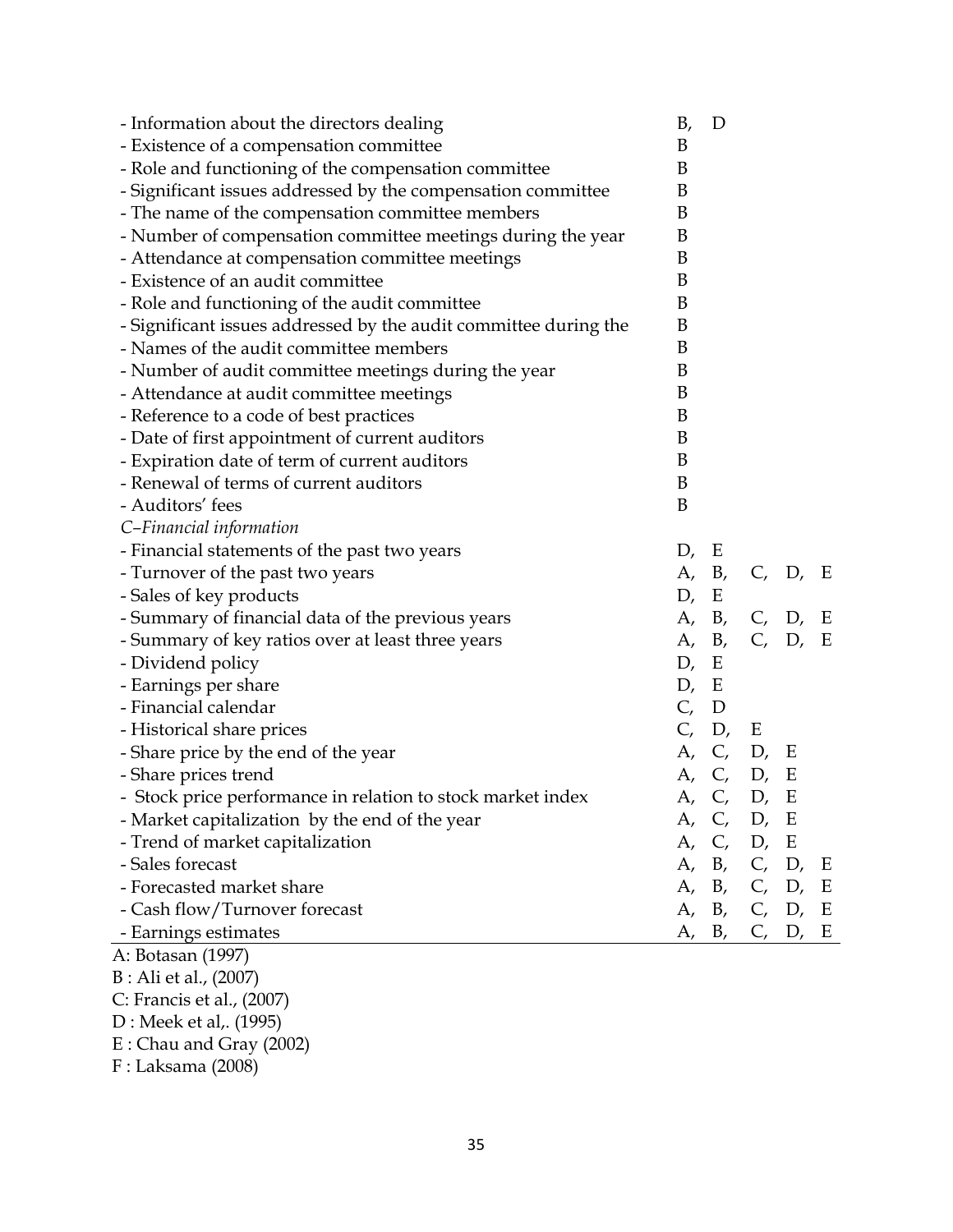| | |
|---|---|
| - Information about the directors dealing | B, D |
| - Existence of a compensation committee | B |
| - Role and functioning of the compensation committee | B |
| - Significant issues addressed by the compensation committee | B |
| - The name of the compensation committee members | B |
| - Number of compensation committee meetings during the year | B |
| - Attendance at compensation committee meetings | B |
| - Existence of an audit committee | B |
| - Role and functioning of the audit committee | B |
| - Significant issues addressed by the audit committee during the | B |
| - Names of the audit committee members | B |
| - Number of audit committee meetings during the year | B |
| - Attendance at audit committee meetings | B |
| - Reference to a code of best practices | B |
| - Date of first appointment of current auditors | B |
| - Expiration date of term of current auditors | B |
| - Renewal of terms of current auditors | B |
| - Auditors' fees | B |
| *C–Financial information* | |
| - Financial statements of the past two years | D, E |
| - Turnover of the past two years | A, B, C, D, E |
| - Sales of key products | D, E |
| - Summary of financial data of the previous years | A, B, C, D, E |
| - Summary of key ratios over at least three years | A, B, C, D, E |
| - Dividend policy | D, E |
| - Earnings per share | D, E |
| - Financial calendar | C, D |
| - Historical share prices | C, D, E |
| - Share price by the end of the year | A, C, D, E |
| - Share prices trend | A, C, D, E |
| - Stock price performance in relation to stock market index | A, C, D, E |
| - Market capitalization by the end of the year | A, C, D, E |
| - Trend of market capitalization | A, C, D, E |
| - Sales forecast | A, B, C, D, E |
| - Forecasted market share | A, B, C, D, E |
| - Cash flow/Turnover forecast | A, B, C, D, E |
| - Earnings estimates | A, B, C, D, E |

A: Botasan (1997)
B : Ali et al., (2007)
C: Francis et al., (2007)
D : Meek et al,. (1995)
E : Chau and Gray (2002)
F : Laksama (2008)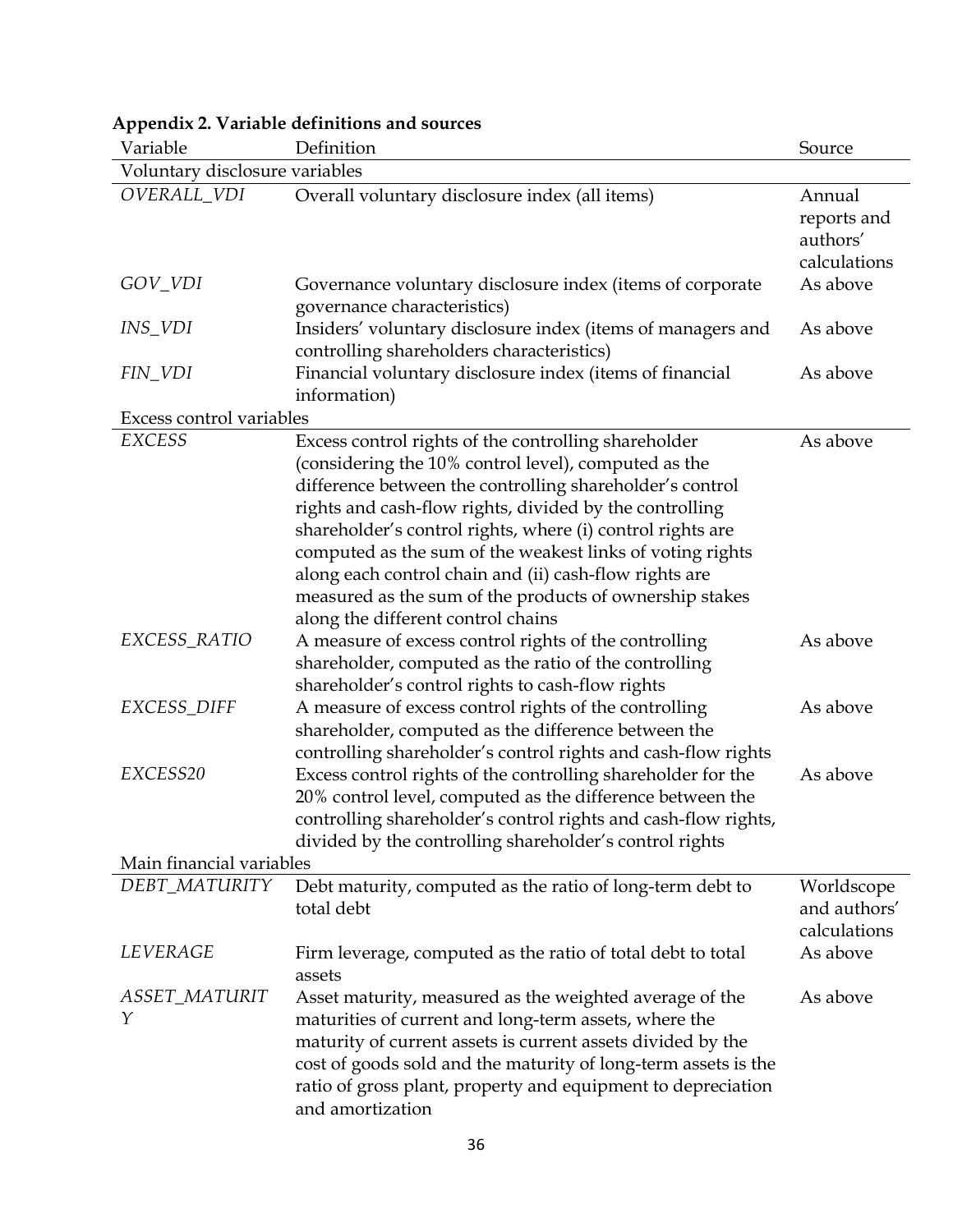**Appendix 2. Variable definitions and sources**

| Variable | Definition | Source |
|---|---|---|
| Voluntary disclosure variables | | |
| *OVERALL_VDI* | Overall voluntary disclosure index (all items) | Annual reports and authors' calculations |
| *GOV_VDI* | Governance voluntary disclosure index (items of corporate governance characteristics) | As above |
| *INS_VDI* | Insiders' voluntary disclosure index (items of managers and controlling shareholders characteristics) | As above |
| *FIN_VDI* | Financial voluntary disclosure index (items of financial information) | As above |
| Excess control variables | | |
| *EXCESS* | Excess control rights of the controlling shareholder (considering the 10% control level), computed as the difference between the controlling shareholder's control rights and cash-flow rights, divided by the controlling shareholder's control rights, where (i) control rights are computed as the sum of the weakest links of voting rights along each control chain and (ii) cash-flow rights are measured as the sum of the products of ownership stakes along the different control chains | As above |
| *EXCESS_RATIO* | A measure of excess control rights of the controlling shareholder, computed as the ratio of the controlling shareholder's control rights to cash-flow rights | As above |
| *EXCESS_DIFF* | A measure of excess control rights of the controlling shareholder, computed as the difference between the controlling shareholder's control rights and cash-flow rights | As above |
| *EXCESS20* | Excess control rights of the controlling shareholder for the 20% control level, computed as the difference between the controlling shareholder's control rights and cash-flow rights, divided by the controlling shareholder's control rights | As above |
| Main financial variables | | |
| *DEBT_MATURITY* | Debt maturity, computed as the ratio of long-term debt to total debt | Worldscope and authors' calculations |
| *LEVERAGE* | Firm leverage, computed as the ratio of total debt to total assets | As above |
| *ASSET_MATURITY* | Asset maturity, measured as the weighted average of the maturities of current and long-term assets, where the maturity of current assets is current assets divided by the cost of goods sold and the maturity of long-term assets is the ratio of gross plant, property and equipment to depreciation and amortization | As above |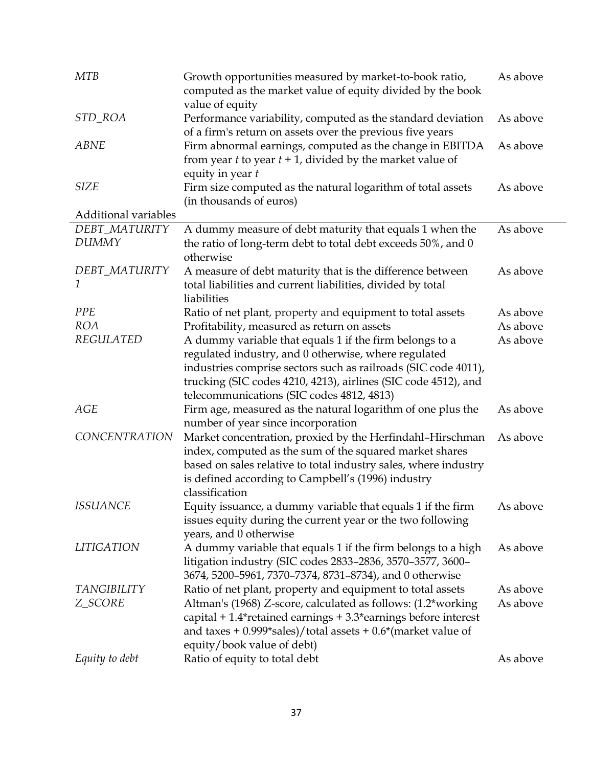| | | |
|---|---|---|
| *MTB* | Growth opportunities measured by market-to-book ratio, computed as the market value of equity divided by the book value of equity | As above |
| *STD_ROA* | Performance variability, computed as the standard deviation of a firm's return on assets over the previous five years | As above |
| *ABNE* | Firm abnormal earnings, computed as the change in EBITDA from year *t* to year *t* + 1, divided by the market value of equity in year *t* | As above |
| *SIZE* | Firm size computed as the natural logarithm of total assets (in thousands of euros) | As above |
| Additional variables | | |
| *DEBT_MATURITY DUMMY* | A dummy measure of debt maturity that equals 1 when the the ratio of long-term debt to total debt exceeds 50%, and 0 otherwise | As above |
| *DEBT_MATURITY 1* | A measure of debt maturity that is the difference between total liabilities and current liabilities, divided by total liabilities | As above |
| *PPE* | Ratio of net plant, property and equipment to total assets | As above |
| *ROA* | Profitability, measured as return on assets | As above |
| *REGULATED* | A dummy variable that equals 1 if the firm belongs to a regulated industry, and 0 otherwise, where regulated industries comprise sectors such as railroads (SIC code 4011), trucking (SIC codes 4210, 4213), airlines (SIC code 4512), and telecommunications (SIC codes 4812, 4813) | As above |
| *AGE* | Firm age, measured as the natural logarithm of one plus the number of year since incorporation | As above |
| *CONCENTRATION* | Market concentration, proxied by the Herfindahl–Hirschman index, computed as the sum of the squared market shares based on sales relative to total industry sales, where industry is defined according to Campbell's (1996) industry classification | As above |
| *ISSUANCE* | Equity issuance, a dummy variable that equals 1 if the firm issues equity during the current year or the two following years, and 0 otherwise | As above |
| *LITIGATION* | A dummy variable that equals 1 if the firm belongs to a high litigation industry (SIC codes 2833–2836, 3570–3577, 3600–3674, 5200–5961, 7370–7374, 8731–8734), and 0 otherwise | As above |
| *TANGIBILITY* | Ratio of net plant, property and equipment to total assets | As above |
| *Z_SCORE* | Altman's (1968) *Z*-score, calculated as follows: (1.2*working capital + 1.4*retained earnings + 3.3*earnings before interest and taxes + 0.999*sales)/total assets + 0.6*(market value of equity/book value of debt) | As above |
| *Equity to debt* | Ratio of equity to total debt | As above |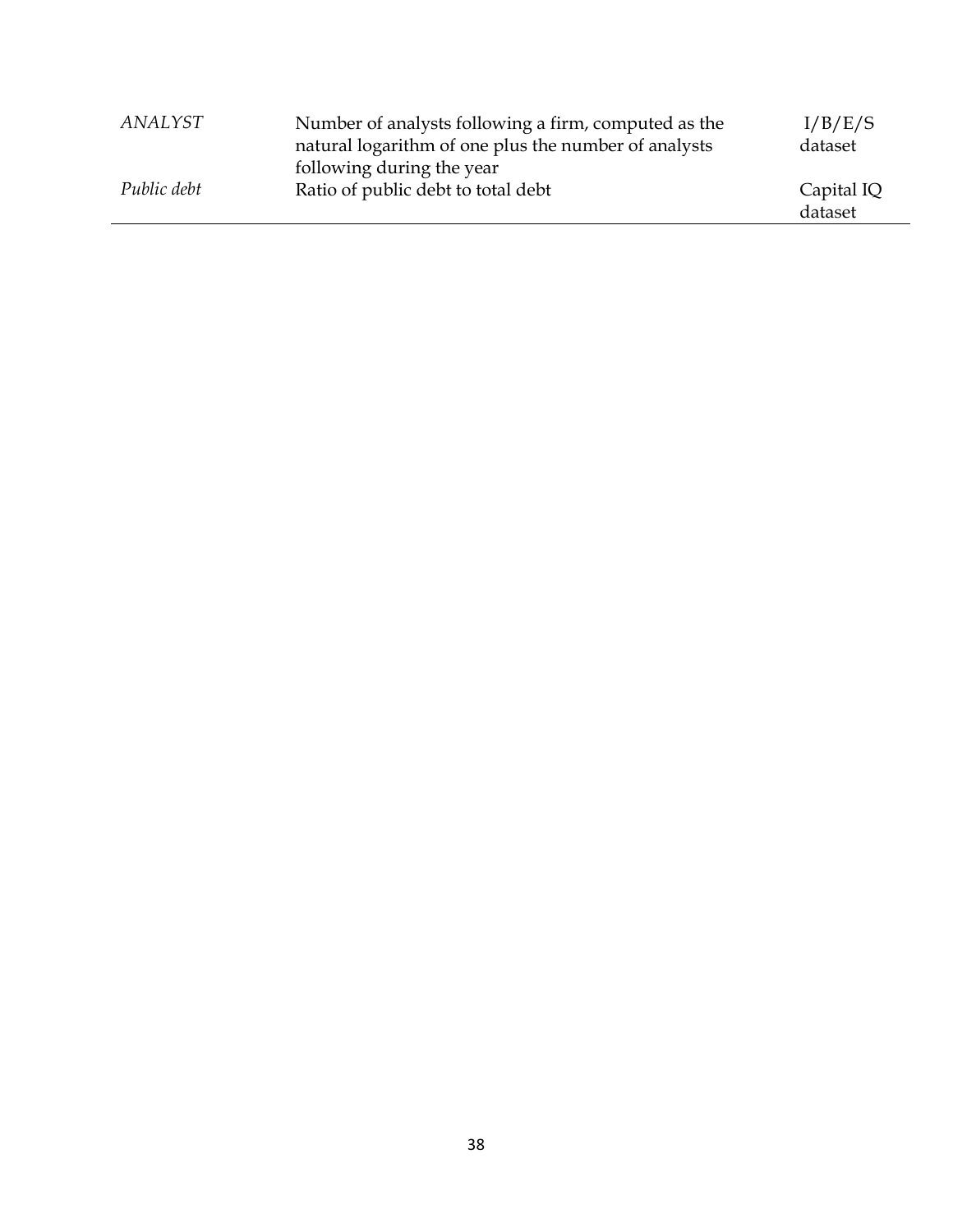| | | |
|---|---|---|
| *ANALYST* | Number of analysts following a firm, computed as the natural logarithm of one plus the number of analysts following during the year | I/B/E/S dataset |
| *Public debt* | Ratio of public debt to total debt | Capital IQ dataset |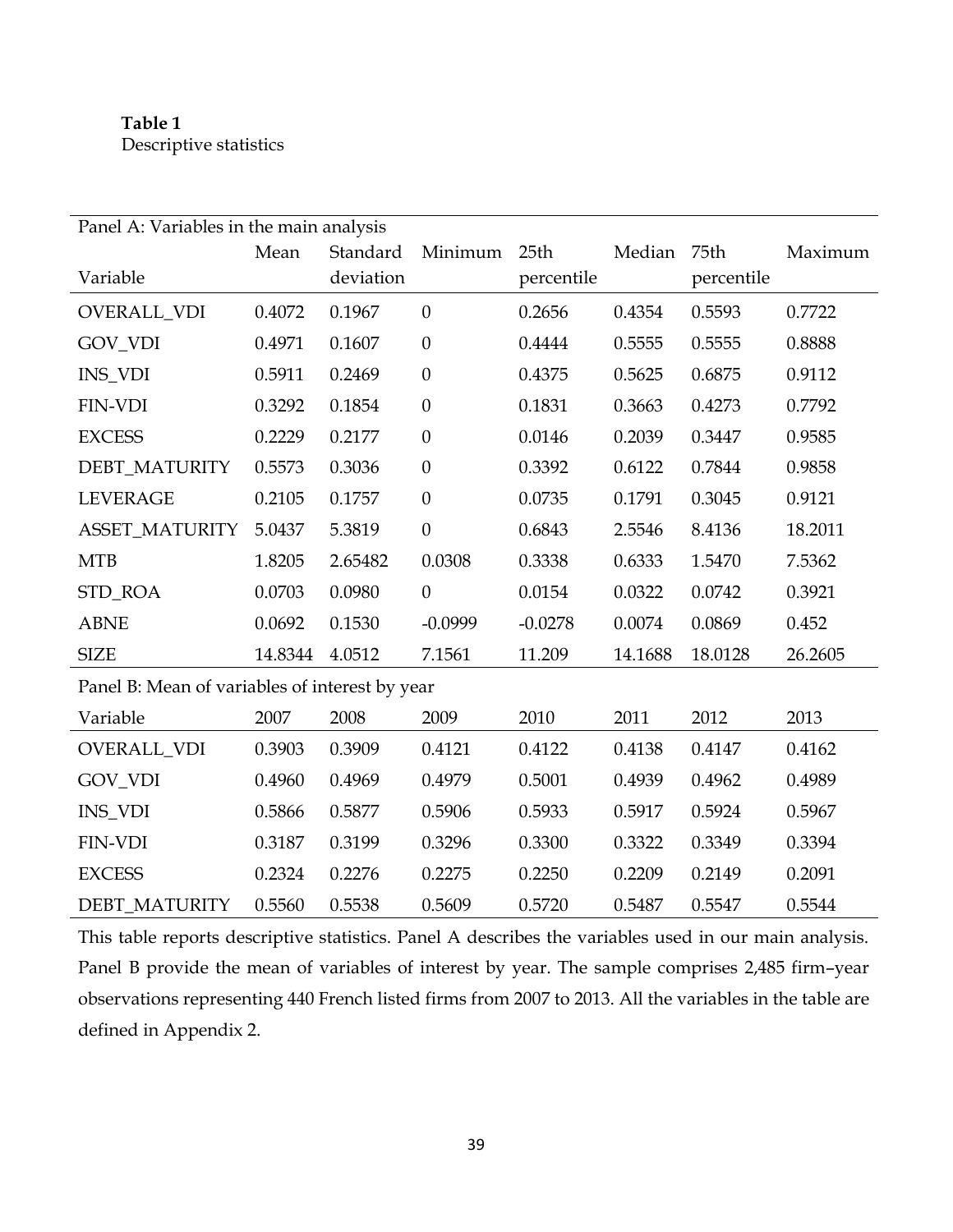**Table 1**
Descriptive statistics

| Panel A: Variables in the main analysis | | | | | | | |
|---|---|---|---|---|---|---|---|
| Variable | Mean | Standard deviation | Minimum | 25th percentile | Median | 75th percentile | Maximum |
| OVERALL_VDI | 0.4072 | 0.1967 | 0 | 0.2656 | 0.4354 | 0.5593 | 0.7722 |
| GOV_VDI | 0.4971 | 0.1607 | 0 | 0.4444 | 0.5555 | 0.5555 | 0.8888 |
| INS_VDI | 0.5911 | 0.2469 | 0 | 0.4375 | 0.5625 | 0.6875 | 0.9112 |
| FIN-VDI | 0.3292 | 0.1854 | 0 | 0.1831 | 0.3663 | 0.4273 | 0.7792 |
| EXCESS | 0.2229 | 0.2177 | 0 | 0.0146 | 0.2039 | 0.3447 | 0.9585 |
| DEBT_MATURITY | 0.5573 | 0.3036 | 0 | 0.3392 | 0.6122 | 0.7844 | 0.9858 |
| LEVERAGE | 0.2105 | 0.1757 | 0 | 0.0735 | 0.1791 | 0.3045 | 0.9121 |
| ASSET_MATURITY | 5.0437 | 5.3819 | 0 | 0.6843 | 2.5546 | 8.4136 | 18.2011 |
| MTB | 1.8205 | 2.65482 | 0.0308 | 0.3338 | 0.6333 | 1.5470 | 7.5362 |
| STD_ROA | 0.0703 | 0.0980 | 0 | 0.0154 | 0.0322 | 0.0742 | 0.3921 |
| ABNE | 0.0692 | 0.1530 | -0.0999 | -0.0278 | 0.0074 | 0.0869 | 0.452 |
| SIZE | 14.8344 | 4.0512 | 7.1561 | 11.209 | 14.1688 | 18.0128 | 26.2605 |
| **Panel B: Mean of variables of interest by year** | | | | | | | |
| Variable | 2007 | 2008 | 2009 | 2010 | 2011 | 2012 | 2013 |
| OVERALL_VDI | 0.3903 | 0.3909 | 0.4121 | 0.4122 | 0.4138 | 0.4147 | 0.4162 |
| GOV_VDI | 0.4960 | 0.4969 | 0.4979 | 0.5001 | 0.4939 | 0.4962 | 0.4989 |
| INS_VDI | 0.5866 | 0.5877 | 0.5906 | 0.5933 | 0.5917 | 0.5924 | 0.5967 |
| FIN-VDI | 0.3187 | 0.3199 | 0.3296 | 0.3300 | 0.3322 | 0.3349 | 0.3394 |
| EXCESS | 0.2324 | 0.2276 | 0.2275 | 0.2250 | 0.2209 | 0.2149 | 0.2091 |
| DEBT_MATURITY | 0.5560 | 0.5538 | 0.5609 | 0.5720 | 0.5487 | 0.5547 | 0.5544 |

This table reports descriptive statistics. Panel A describes the variables used in our main analysis. Panel B provide the mean of variables of interest by year. The sample comprises 2,485 firm–year observations representing 440 French listed firms from 2007 to 2013. All the variables in the table are defined in Appendix 2.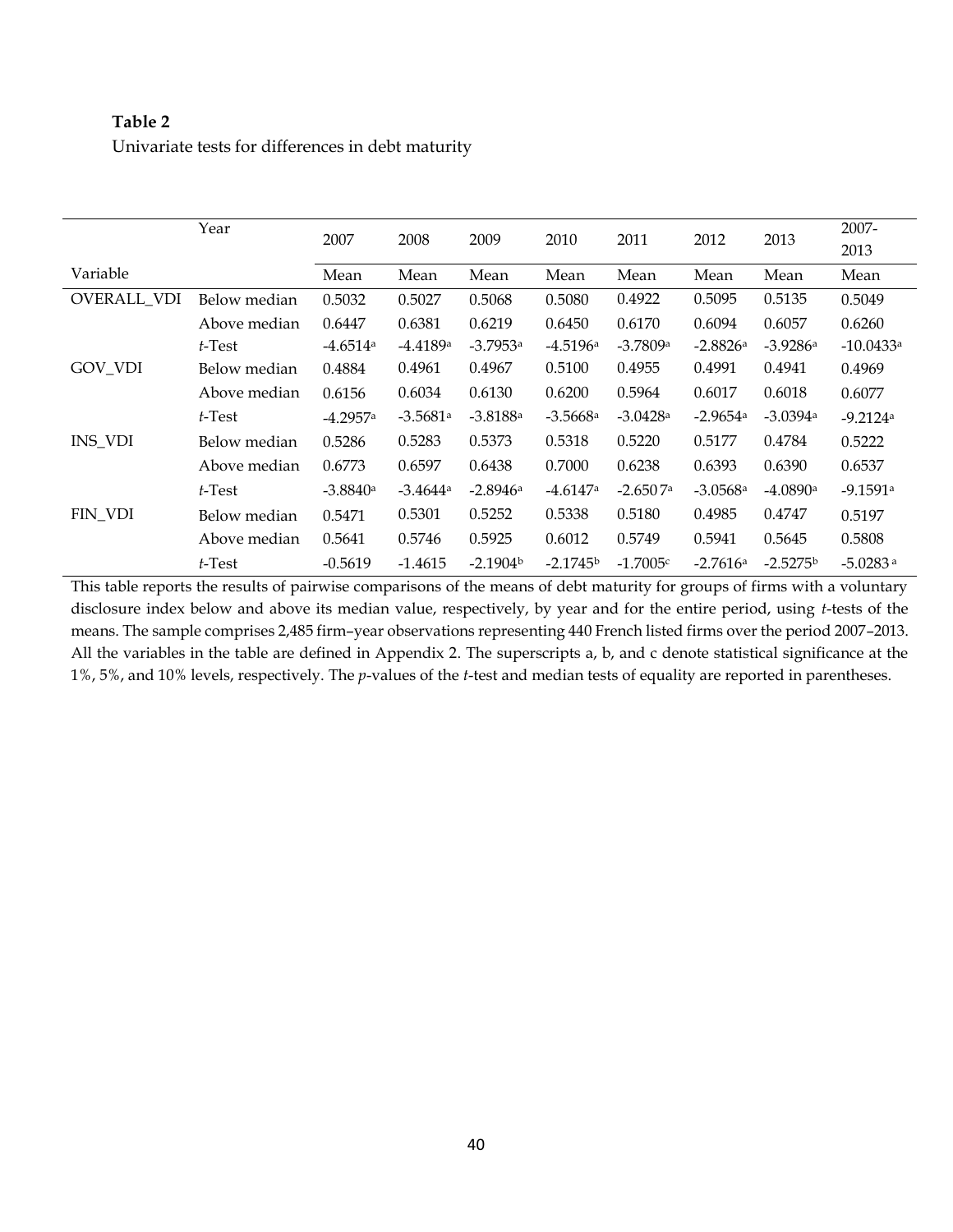**Table 2**

Univariate tests for differences in debt maturity

| Variable | Year | 2007 | 2008 | 2009 | 2010 | 2011 | 2012 | 2013 | 2007-2013 |
|---|---|---|---|---|---|---|---|---|---|
| | | Mean | Mean | Mean | Mean | Mean | Mean | Mean | Mean |
| OVERALL_VDI | Below median | 0.5032 | 0.5027 | 0.5068 | 0.5080 | 0.4922 | 0.5095 | 0.5135 | 0.5049 |
| | Above median | 0.6447 | 0.6381 | 0.6219 | 0.6450 | 0.6170 | 0.6094 | 0.6057 | 0.6260 |
| | *t*-Test | -4.6514[a] | -4.4189[a] | -3.7953[a] | -4.5196[a] | -3.7809[a] | -2.8826[a] | -3.9286[a] | -10.0433[a] |
| GOV_VDI | Below median | 0.4884 | 0.4961 | 0.4967 | 0.5100 | 0.4955 | 0.4991 | 0.4941 | 0.4969 |
| | Above median | 0.6156 | 0.6034 | 0.6130 | 0.6200 | 0.5964 | 0.6017 | 0.6018 | 0.6077 |
| | *t*-Test | -4.2957[a] | -3.5681[a] | -3.8188[a] | -3.5668[a] | -3.0428[a] | -2.9654[a] | -3.0394[a] | -9.2124[a] |
| INS_VDI | Below median | 0.5286 | 0.5283 | 0.5373 | 0.5318 | 0.5220 | 0.5177 | 0.4784 | 0.5222 |
| | Above median | 0.6773 | 0.6597 | 0.6438 | 0.7000 | 0.6238 | 0.6393 | 0.6390 | 0.6537 |
| | *t*-Test | -3.8840[a] | -3.4644[a] | -2.8946[a] | -4.6147[a] | -2.6507[a] | -3.0568[a] | -4.0890[a] | -9.1591[a] |
| FIN_VDI | Below median | 0.5471 | 0.5301 | 0.5252 | 0.5338 | 0.5180 | 0.4985 | 0.4747 | 0.5197 |
| | Above median | 0.5641 | 0.5746 | 0.5925 | 0.6012 | 0.5749 | 0.5941 | 0.5645 | 0.5808 |
| | *t*-Test | -0.5619 | -1.4615 | -2.1904[b] | -2.1745[b] | -1.7005[c] | -2.7616[a] | -2.5275[b] | -5.0283[a] |

This table reports the results of pairwise comparisons of the means of debt maturity for groups of firms with a voluntary disclosure index below and above its median value, respectively, by year and for the entire period, using *t*-tests of the means. The sample comprises 2,485 firm–year observations representing 440 French listed firms over the period 2007–2013. All the variables in the table are defined in Appendix 2. The superscripts a, b, and c denote statistical significance at the 1%, 5%, and 10% levels, respectively. The *p*-values of the *t*-test and median tests of equality are reported in parentheses.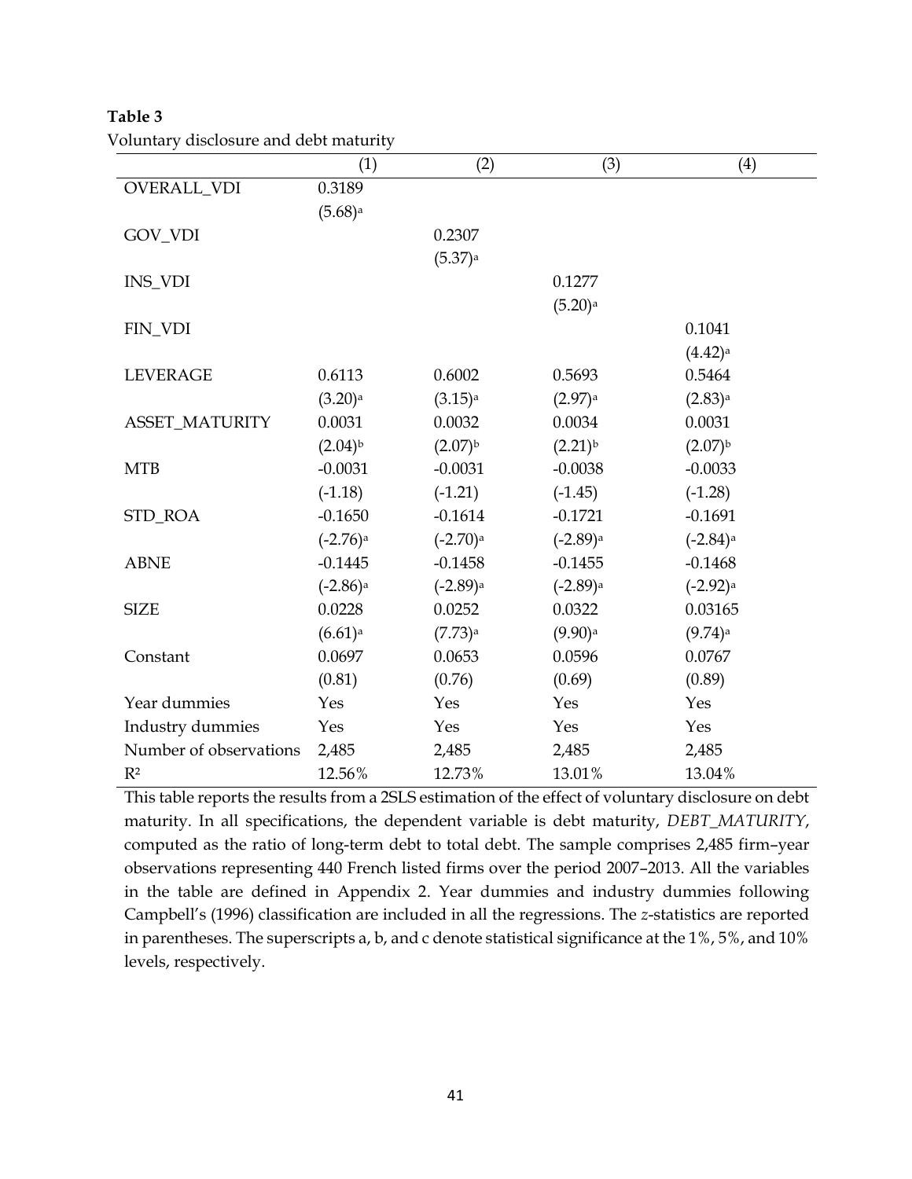**Table 3**

Voluntary disclosure and debt maturity

| | (1) | (2) | (3) | (4) |
|---|---|---|---|---|
| OVERALL_VDI | 0.3189 | | | |
| | (5.68)[a] | | | |
| GOV_VDI | | 0.2307 | | |
| | | (5.37)[a] | | |
| INS_VDI | | | 0.1277 | |
| | | | (5.20)[a] | |
| FIN_VDI | | | | 0.1041 |
| | | | | (4.42)[a] |
| LEVERAGE | 0.6113 | 0.6002 | 0.5693 | 0.5464 |
| | (3.20)[a] | (3.15)[a] | (2.97)[a] | (2.83)[a] |
| ASSET_MATURITY | 0.0031 | 0.0032 | 0.0034 | 0.0031 |
| | (2.04)[b] | (2.07)[b] | (2.21)[b] | (2.07)[b] |
| MTB | -0.0031 | -0.0031 | -0.0038 | -0.0033 |
| | (-1.18) | (-1.21) | (-1.45) | (-1.28) |
| STD_ROA | -0.1650 | -0.1614 | -0.1721 | -0.1691 |
| | (-2.76)[a] | (-2.70)[a] | (-2.89)[a] | (-2.84)[a] |
| ABNE | -0.1445 | -0.1458 | -0.1455 | -0.1468 |
| | (-2.86)[a] | (-2.89)[a] | (-2.89)[a] | (-2.92)[a] |
| SIZE | 0.0228 | 0.0252 | 0.0322 | 0.03165 |
| | (6.61)[a] | (7.73)[a] | (9.90)[a] | (9.74)[a] |
| Constant | 0.0697 | 0.0653 | 0.0596 | 0.0767 |
| | (0.81) | (0.76) | (0.69) | (0.89) |
| Year dummies | Yes | Yes | Yes | Yes |
| Industry dummies | Yes | Yes | Yes | Yes |
| Number of observations | 2,485 | 2,485 | 2,485 | 2,485 |
| $R^2$ | 12.56% | 12.73% | 13.01% | 13.04% |

This table reports the results from a 2SLS estimation of the effect of voluntary disclosure on debt maturity. In all specifications, the dependent variable is debt maturity, *DEBT_MATURITY*, computed as the ratio of long-term debt to total debt. The sample comprises 2,485 firm–year observations representing 440 French listed firms over the period 2007–2013. All the variables in the table are defined in Appendix 2. Year dummies and industry dummies following Campbell's (1996) classification are included in all the regressions. The *z*-statistics are reported in parentheses. The superscripts a, b, and c denote statistical significance at the 1%, 5%, and 10% levels, respectively.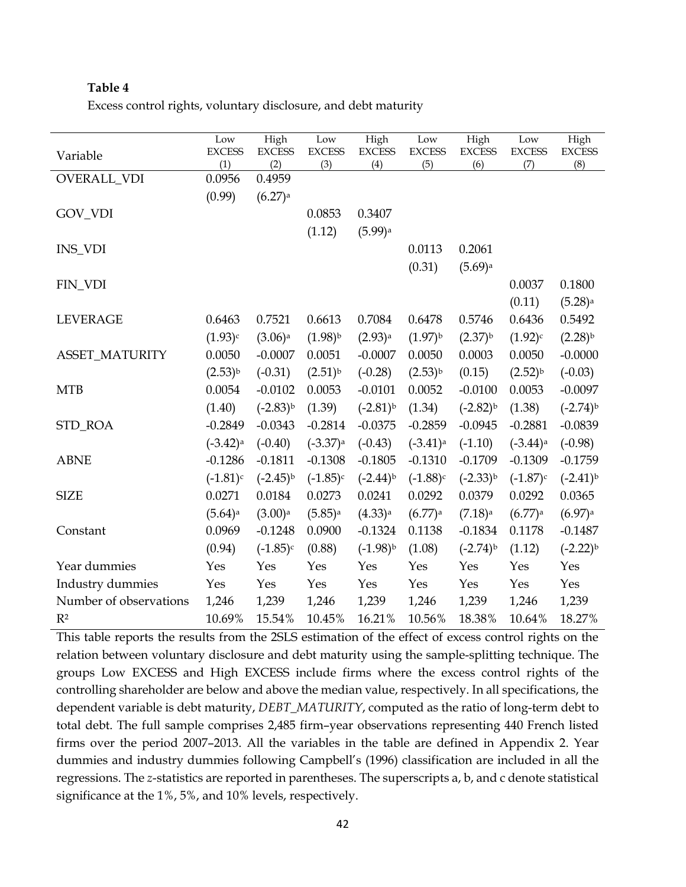**Table 4**

Excess control rights, voluntary disclosure, and debt maturity

| Variable | Low EXCESS (1) | High EXCESS (2) | Low EXCESS (3) | High EXCESS (4) | Low EXCESS (5) | High EXCESS (6) | Low EXCESS (7) | High EXCESS (8) |
|---|---|---|---|---|---|---|---|---|
| OVERALL_VDI | 0.0956 | 0.4959 | | | | | | |
| | (0.99) | (6.27)[a] | | | | | | |
| GOV_VDI | | | 0.0853 | 0.3407 | | | | |
| | | | (1.12) | (5.99)[a] | | | | |
| INS_VDI | | | | | 0.0113 | 0.2061 | | |
| | | | | | (0.31) | (5.69)[a] | | |
| FIN_VDI | | | | | | | 0.0037 | 0.1800 |
| | | | | | | | (0.11) | (5.28)[a] |
| LEVERAGE | 0.6463 | 0.7521 | 0.6613 | 0.7084 | 0.6478 | 0.5746 | 0.6436 | 0.5492 |
| | (1.93)[c] | (3.06)[a] | (1.98)[b] | (2.93)[a] | (1.97)[b] | (2.37)[b] | (1.92)[c] | (2.28)[b] |
| ASSET_MATURITY | 0.0050 | -0.0007 | 0.0051 | -0.0007 | 0.0050 | 0.0003 | 0.0050 | -0.0000 |
| | (2.53)[b] | (-0.31) | (2.51)[b] | (-0.28) | (2.53)[b] | (0.15) | (2.52)[b] | (-0.03) |
| MTB | 0.0054 | -0.0102 | 0.0053 | -0.0101 | 0.0052 | -0.0100 | 0.0053 | -0.0097 |
| | (1.40) | (-2.83)[b] | (1.39) | (-2.81)[b] | (1.34) | (-2.82)[b] | (1.38) | (-2.74)[b] |
| STD_ROA | -0.2849 | -0.0343 | -0.2814 | -0.0375 | -0.2859 | -0.0945 | -0.2881 | -0.0839 |
| | (-3.42)[a] | (-0.40) | (-3.37)[a] | (-0.43) | (-3.41)[a] | (-1.10) | (-3.44)[a] | (-0.98) |
| ABNE | -0.1286 | -0.1811 | -0.1308 | -0.1805 | -0.1310 | -0.1709 | -0.1309 | -0.1759 |
| | (-1.81)[c] | (-2.45)[b] | (-1.85)[c] | (-2.44)[b] | (-1.88)[c] | (-2.33)[b] | (-1.87)[c] | (-2.41)[b] |
| SIZE | 0.0271 | 0.0184 | 0.0273 | 0.0241 | 0.0292 | 0.0379 | 0.0292 | 0.0365 |
| | (5.64)[a] | (3.00)[a] | (5.85)[a] | (4.33)[a] | (6.77)[a] | (7.18)[a] | (6.77)[a] | (6.97)[a] |
| Constant | 0.0969 | -0.1248 | 0.0900 | -0.1324 | 0.1138 | -0.1834 | 0.1178 | -0.1487 |
| | (0.94) | (-1.85)[c] | (0.88) | (-1.98)[b] | (1.08) | (-2.74)[b] | (1.12) | (-2.22)[b] |
| Year dummies | Yes | Yes | Yes | Yes | Yes | Yes | Yes | Yes |
| Industry dummies | Yes | Yes | Yes | Yes | Yes | Yes | Yes | Yes |
| Number of observations | 1,246 | 1,239 | 1,246 | 1,239 | 1,246 | 1,239 | 1,246 | 1,239 |
| $R^2$ | 10.69% | 15.54% | 10.45% | 16.21% | 10.56% | 18.38% | 10.64% | 18.27% |

This table reports the results from the 2SLS estimation of the effect of excess control rights on the relation between voluntary disclosure and debt maturity using the sample-splitting technique. The groups Low EXCESS and High EXCESS include firms where the excess control rights of the controlling shareholder are below and above the median value, respectively. In all specifications, the dependent variable is debt maturity, *DEBT_MATURITY*, computed as the ratio of long-term debt to total debt. The full sample comprises 2,485 firm–year observations representing 440 French listed firms over the period 2007–2013. All the variables in the table are defined in Appendix 2. Year dummies and industry dummies following Campbell's (1996) classification are included in all the regressions. The *z*-statistics are reported in parentheses. The superscripts a, b, and c denote statistical significance at the 1%, 5%, and 10% levels, respectively.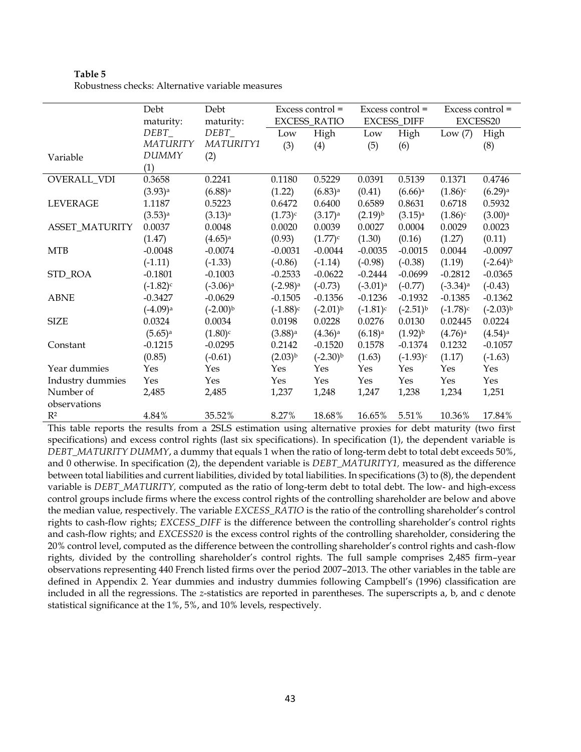**Table 5**
Robustness checks: Alternative variable measures

| Variable | Debt maturity: *DEBT_MATURITY DUMMY* (1) | Debt maturity: *DEBT_MATURITY1* (2) | Excess control = EXCESS_RATIO Low (3) | Excess control = EXCESS_RATIO High (4) | Excess control = EXCESS_DIFF Low (5) | Excess control = EXCESS_DIFF High (6) | Excess control = EXCESS20 Low (7) | Excess control = EXCESS20 High (8) |
|---|---|---|---|---|---|---|---|---|
| OVERALL_VDI | 0.3658 | 0.2241 | 0.1180 | 0.5229 | 0.0391 | 0.5139 | 0.1371 | 0.4746 |
| | (3.93)[a] | (6.88)[a] | (1.22) | (6.83)[a] | (0.41) | (6.66)[a] | (1.86)[c] | (6.29)[a] |
| LEVERAGE | 1.1187 | 0.5223 | 0.6472 | 0.6400 | 0.6589 | 0.8631 | 0.6718 | 0.5932 |
| | (3.53)[a] | (3.13)[a] | (1.73)[c] | (3.17)[a] | (2.19)[b] | (3.15)[a] | (1.86)[c] | (3.00)[a] |
| ASSET_MATURITY | 0.0037 | 0.0048 | 0.0020 | 0.0039 | 0.0027 | 0.0004 | 0.0029 | 0.0023 |
| | (1.47) | (4.65)[a] | (0.93) | (1.77)[c] | (1.30) | (0.16) | (1.27) | (0.11) |
| MTB | -0.0048 | -0.0074 | -0.0031 | -0.0044 | -0.0035 | -0.0015 | 0.0044 | -0.0097 |
| | (-1.11) | (-1.33) | (-0.86) | (-1.14) | (-0.98) | (-0.38) | (1.19) | (-2.64)[b] |
| STD_ROA | -0.1801 | -0.1003 | -0.2533 | -0.0622 | -0.2444 | -0.0699 | -0.2812 | -0.0365 |
| | (-1.82)[c] | (-3.06)[a] | (-2.98)[a] | (-0.73) | (-3.01)[a] | (-0.77) | (-3.34)[a] | (-0.43) |
| ABNE | -0.3427 | -0.0629 | -0.1505 | -0.1356 | -0.1236 | -0.1932 | -0.1385 | -0.1362 |
| | (-4.09)[a] | (-2.00)[b] | (-1.88)[c] | (-2.01)[b] | (-1.81)[c] | (-2.51)[b] | (-1.78)[c] | (-2.03)[b] |
| SIZE | 0.0324 | 0.0034 | 0.0198 | 0.0228 | 0.0276 | 0.0130 | 0.02445 | 0.0224 |
| | (5.65)[a] | (1.80)[c] | (3.88)[a] | (4.36)[a] | (6.18)[a] | (1.92)[b] | (4.76)[a] | (4.54)[a] |
| Constant | -0.1215 | -0.0295 | 0.2142 | -0.1520 | 0.1578 | -0.1374 | 0.1232 | -0.1057 |
| | (0.85) | (-0.61) | (2.03)[b] | (-2.30)[b] | (1.63) | (-1.93)[c] | (1.17) | (-1.63) |
| Year dummies | Yes | Yes | Yes | Yes | Yes | Yes | Yes | Yes |
| Industry dummies | Yes | Yes | Yes | Yes | Yes | Yes | Yes | Yes |
| Number of observations | 2,485 | 2,485 | 1,237 | 1,248 | 1,247 | 1,238 | 1,234 | 1,251 |
| $R^2$ | 4.84% | 35.52% | 8.27% | 18.68% | 16.65% | 5.51% | 10.36% | 17.84% |

This table reports the results from a 2SLS estimation using alternative proxies for debt maturity (two first specifications) and excess control rights (last six specifications). In specification (1), the dependent variable is *DEBT_MATURITY DUMMY*, a dummy that equals 1 when the ratio of long-term debt to total debt exceeds 50%, and 0 otherwise. In specification (2), the dependent variable is *DEBT_MATURITY1,* measured as the difference between total liabilities and current liabilities, divided by total liabilities. In specifications (3) to (8), the dependent variable is *DEBT_MATURITY,* computed as the ratio of long-term debt to total debt. The low- and high-excess control groups include firms where the excess control rights of the controlling shareholder are below and above the median value, respectively. The variable *EXCESS_RATIO* is the ratio of the controlling shareholder's control rights to cash-flow rights; *EXCESS_DIFF* is the difference between the controlling shareholder's control rights and cash-flow rights; and *EXCESS20* is the excess control rights of the controlling shareholder, considering the 20% control level, computed as the difference between the controlling shareholder's control rights and cash-flow rights, divided by the controlling shareholder's control rights. The full sample comprises 2,485 firm–year observations representing 440 French listed firms over the period 2007–2013. The other variables in the table are defined in Appendix 2. Year dummies and industry dummies following Campbell's (1996) classification are included in all the regressions. The *z*-statistics are reported in parentheses. The superscripts a, b, and c denote statistical significance at the 1%, 5%, and 10% levels, respectively.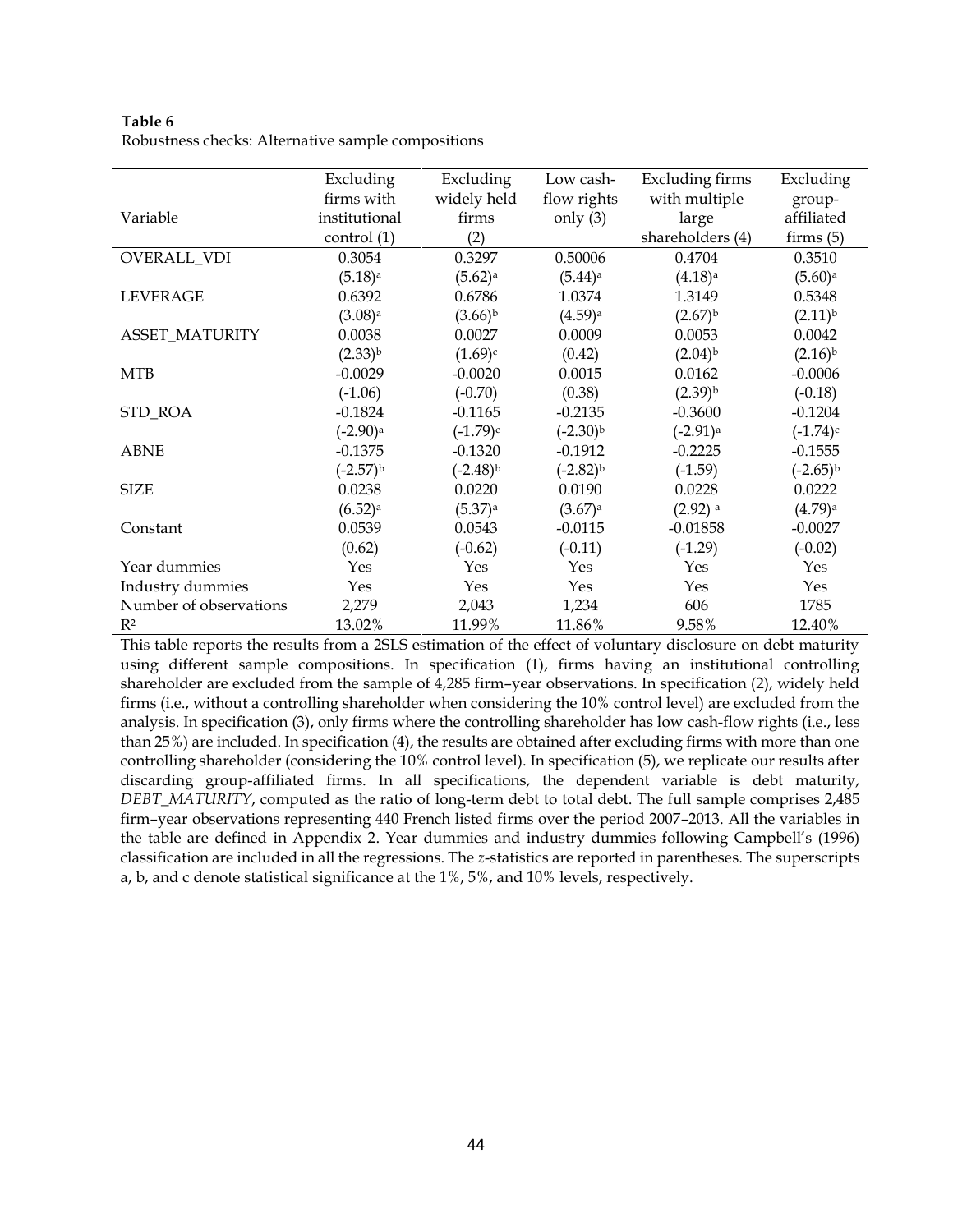**Table 6**
Robustness checks: Alternative sample compositions

| Variable | Excluding firms with institutional control (1) | Excluding widely held firms (2) | Low cash-flow rights only (3) | Excluding firms with multiple large shareholders (4) | Excluding group-affiliated firms (5) |
|---|---|---|---|---|---|
| OVERALL_VDI | 0.3054 | 0.3297 | 0.50006 | 0.4704 | 0.3510 |
| | (5.18)[a] | (5.62)[a] | (5.44)[a] | (4.18)[a] | (5.60)[a] |
| LEVERAGE | 0.6392 | 0.6786 | 1.0374 | 1.3149 | 0.5348 |
| | (3.08)[a] | (3.66)[b] | (4.59)[a] | (2.67)[b] | (2.11)[b] |
| ASSET_MATURITY | 0.0038 | 0.0027 | 0.0009 | 0.0053 | 0.0042 |
| | (2.33)[b] | (1.69)[c] | (0.42) | (2.04)[b] | (2.16)[b] |
| MTB | -0.0029 | -0.0020 | 0.0015 | 0.0162 | -0.0006 |
| | (-1.06) | (-0.70) | (0.38) | (2.39)[b] | (-0.18) |
| STD_ROA | -0.1824 | -0.1165 | -0.2135 | -0.3600 | -0.1204 |
| | (-2.90)[a] | (-1.79)[c] | (-2.30)[b] | (-2.91)[a] | (-1.74)[c] |
| ABNE | -0.1375 | -0.1320 | -0.1912 | -0.2225 | -0.1555 |
| | (-2.57)[b] | (-2.48)[b] | (-2.82)[b] | (-1.59) | (-2.65)[b] |
| SIZE | 0.0238 | 0.0220 | 0.0190 | 0.0228 | 0.0222 |
| | (6.52)[a] | (5.37)[a] | (3.67)[a] | (2.92) [a] | (4.79)[a] |
| Constant | 0.0539 | 0.0543 | -0.0115 | -0.01858 | -0.0027 |
| | (0.62) | (-0.62) | (-0.11) | (-1.29) | (-0.02) |
| Year dummies | Yes | Yes | Yes | Yes | Yes |
| Industry dummies | Yes | Yes | Yes | Yes | Yes |
| Number of observations | 2,279 | 2,043 | 1,234 | 606 | 1785 |
| $R^2$ | 13.02% | 11.99% | 11.86% | 9.58% | 12.40% |

This table reports the results from a 2SLS estimation of the effect of voluntary disclosure on debt maturity using different sample compositions. In specification (1), firms having an institutional controlling shareholder are excluded from the sample of 4,285 firm–year observations. In specification (2), widely held firms (i.e., without a controlling shareholder when considering the 10% control level) are excluded from the analysis. In specification (3), only firms where the controlling shareholder has low cash-flow rights (i.e., less than 25%) are included. In specification (4), the results are obtained after excluding firms with more than one controlling shareholder (considering the 10% control level). In specification (5), we replicate our results after discarding group-affiliated firms. In all specifications, the dependent variable is debt maturity, *DEBT_MATURITY*, computed as the ratio of long-term debt to total debt. The full sample comprises 2,485 firm–year observations representing 440 French listed firms over the period 2007–2013. All the variables in the table are defined in Appendix 2. Year dummies and industry dummies following Campbell's (1996) classification are included in all the regressions. The *z*-statistics are reported in parentheses. The superscripts a, b, and c denote statistical significance at the 1%, 5%, and 10% levels, respectively.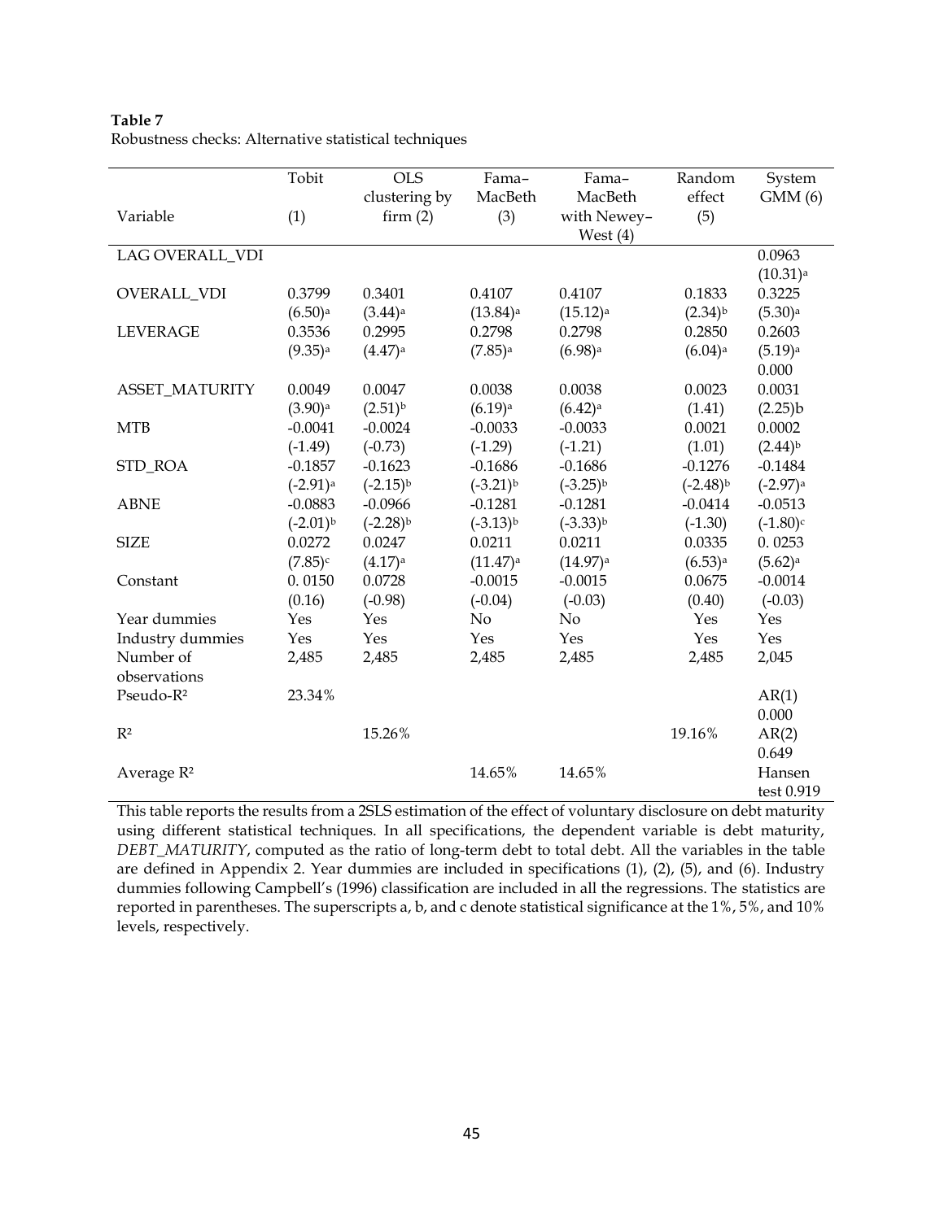**Table 7**
Robustness checks: Alternative statistical techniques

| Variable | Tobit (1) | OLS clustering by firm (2) | Fama–MacBeth (3) | Fama–MacBeth with Newey–West (4) | Random effect (5) | System GMM (6) |
|---|---|---|---|---|---|---|
| LAG OVERALL_VDI | | | | | | 0.0963 |
| | | | | | | (10.31)[a] |
| OVERALL_VDI | 0.3799 | 0.3401 | 0.4107 | 0.4107 | 0.1833 | 0.3225 |
| | (6.50)[a] | (3.44)[a] | (13.84)[a] | (15.12)[a] | (2.34)[b] | (5.30)[a] |
| LEVERAGE | 0.3536 | 0.2995 | 0.2798 | 0.2798 | 0.2850 | 0.2603 |
| | (9.35)[a] | (4.47)[a] | (7.85)[a] | (6.98)[a] | (6.04)[a] | (5.19)[a] |
| | | | | | | 0.000 |
| ASSET_MATURITY | 0.0049 | 0.0047 | 0.0038 | 0.0038 | 0.0023 | 0.0031 |
| | (3.90)[a] | (2.51)[b] | (6.19)[a] | (6.42)[a] | (1.41) | (2.25)b |
| MTB | -0.0041 | -0.0024 | -0.0033 | -0.0033 | 0.0021 | 0.0002 |
| | (-1.49) | (-0.73) | (-1.29) | (-1.21) | (1.01) | (2.44)[b] |
| STD_ROA | -0.1857 | -0.1623 | -0.1686 | -0.1686 | -0.1276 | -0.1484 |
| | (-2.91)[a] | (-2.15)[b] | (-3.21)[b] | (-3.25)[b] | (-2.48)[b] | (-2.97)[a] |
| ABNE | -0.0883 | -0.0966 | -0.1281 | -0.1281 | -0.0414 | -0.0513 |
| | (-2.01)[b] | (-2.28)[b] | (-3.13)[b] | (-3.33)[b] | (-1.30) | (-1.80)[c] |
| SIZE | 0.0272 | 0.0247 | 0.0211 | 0.0211 | 0.0335 | 0. 0253 |
| | (7.85)[c] | (4.17)[a] | (11.47)[a] | (14.97)[a] | (6.53)[a] | (5.62)[a] |
| Constant | 0. 0150 | 0.0728 | -0.0015 | -0.0015 | 0.0675 | -0.0014 |
| | (0.16) | (-0.98) | (-0.04) | (-0.03) | (0.40) | (-0.03) |
| Year dummies | Yes | Yes | No | No | Yes | Yes |
| Industry dummies | Yes | Yes | Yes | Yes | Yes | Yes |
| Number of observations | 2,485 | 2,485 | 2,485 | 2,485 | 2,485 | 2,045 |
| Pseudo-$R^2$ | 23.34% | | | | | AR(1) 0.000 |
| $R^2$ | | 15.26% | | | 19.16% | AR(2) 0.649 |
| Average $R^2$ | | | 14.65% | 14.65% | | Hansen test 0.919 |

This table reports the results from a 2SLS estimation of the effect of voluntary disclosure on debt maturity using different statistical techniques. In all specifications, the dependent variable is debt maturity, *DEBT_MATURITY*, computed as the ratio of long-term debt to total debt. All the variables in the table are defined in Appendix 2. Year dummies are included in specifications (1), (2), (5), and (6). Industry dummies following Campbell's (1996) classification are included in all the regressions. The statistics are reported in parentheses. The superscripts a, b, and c denote statistical significance at the 1%, 5%, and 10% levels, respectively.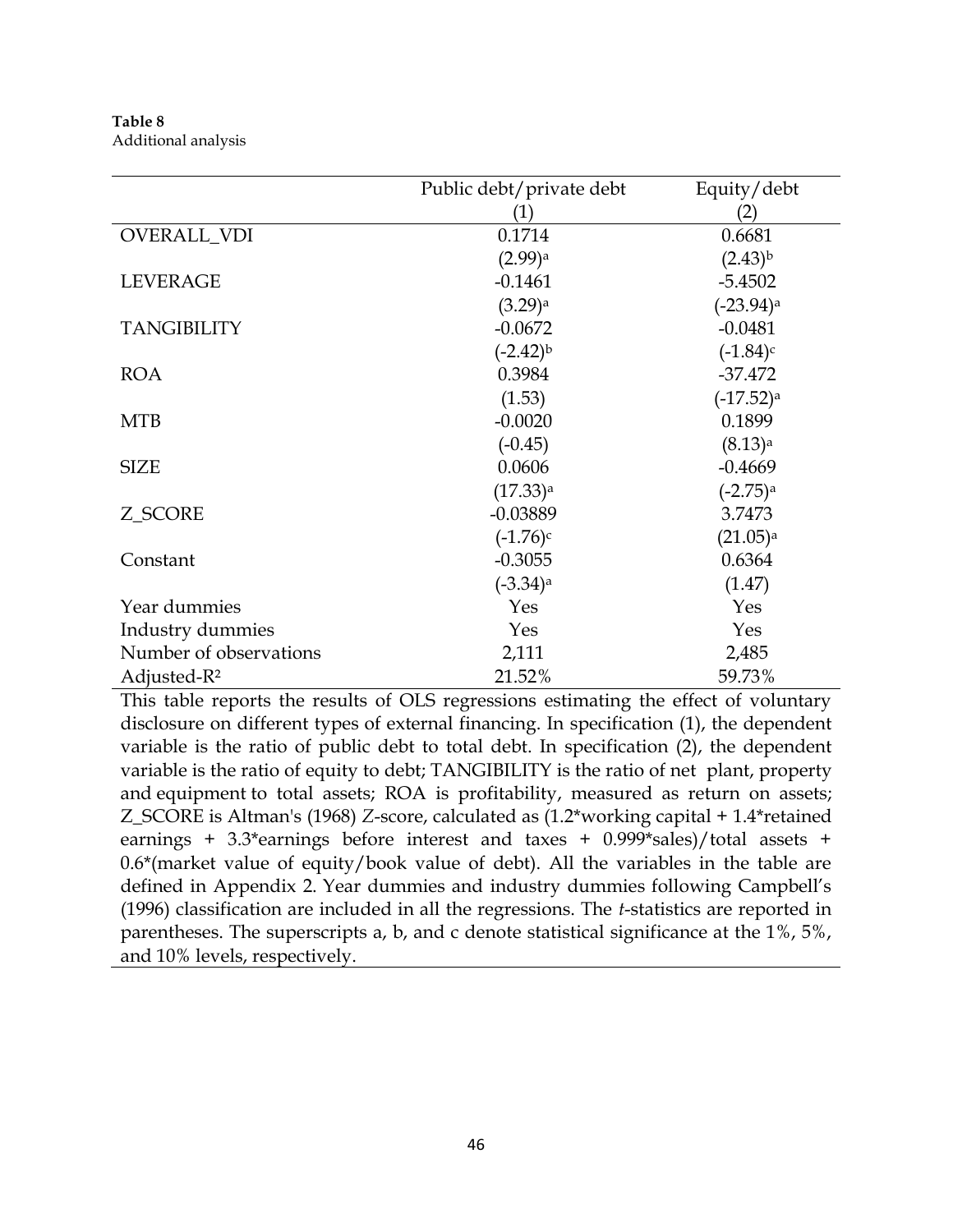**Table 8**
Additional analysis

| | Public debt/private debt | Equity/debt |
|---|---|---|
| | (1) | (2) |
| OVERALL_VDI | 0.1714 | 0.6681 |
| | (2.99)[a] | (2.43)[b] |
| LEVERAGE | -0.1461 | -5.4502 |
| | (3.29)[a] | (-23.94)[a] |
| TANGIBILITY | -0.0672 | -0.0481 |
| | (-2.42)[b] | (-1.84)[c] |
| ROA | 0.3984 | -37.472 |
| | (1.53) | (-17.52)[a] |
| MTB | -0.0020 | 0.1899 |
| | (-0.45) | (8.13)[a] |
| SIZE | 0.0606 | -0.4669 |
| | (17.33)[a] | (-2.75)[a] |
| Z_SCORE | -0.03889 | 3.7473 |
| | (-1.76)[c] | (21.05)[a] |
| Constant | -0.3055 | 0.6364 |
| | (-3.34)[a] | (1.47) |
| Year dummies | Yes | Yes |
| Industry dummies | Yes | Yes |
| Number of observations | 2,111 | 2,485 |
| Adjusted-$R^2$ | 21.52% | 59.73% |

This table reports the results of OLS regressions estimating the effect of voluntary disclosure on different types of external financing. In specification (1), the dependent variable is the ratio of public debt to total debt. In specification (2), the dependent variable is the ratio of equity to debt; TANGIBILITY is the ratio of net plant, property and equipment to total assets; ROA is profitability, measured as return on assets; Z_SCORE is Altman's (1968) *Z*-score, calculated as (1.2*working capital + 1.4*retained earnings + 3.3*earnings before interest and taxes + 0.999*sales)/total assets + 0.6*(market value of equity/book value of debt). All the variables in the table are defined in Appendix 2. Year dummies and industry dummies following Campbell's (1996) classification are included in all the regressions. The *t*-statistics are reported in parentheses. The superscripts a, b, and c denote statistical significance at the 1%, 5%, and 10% levels, respectively.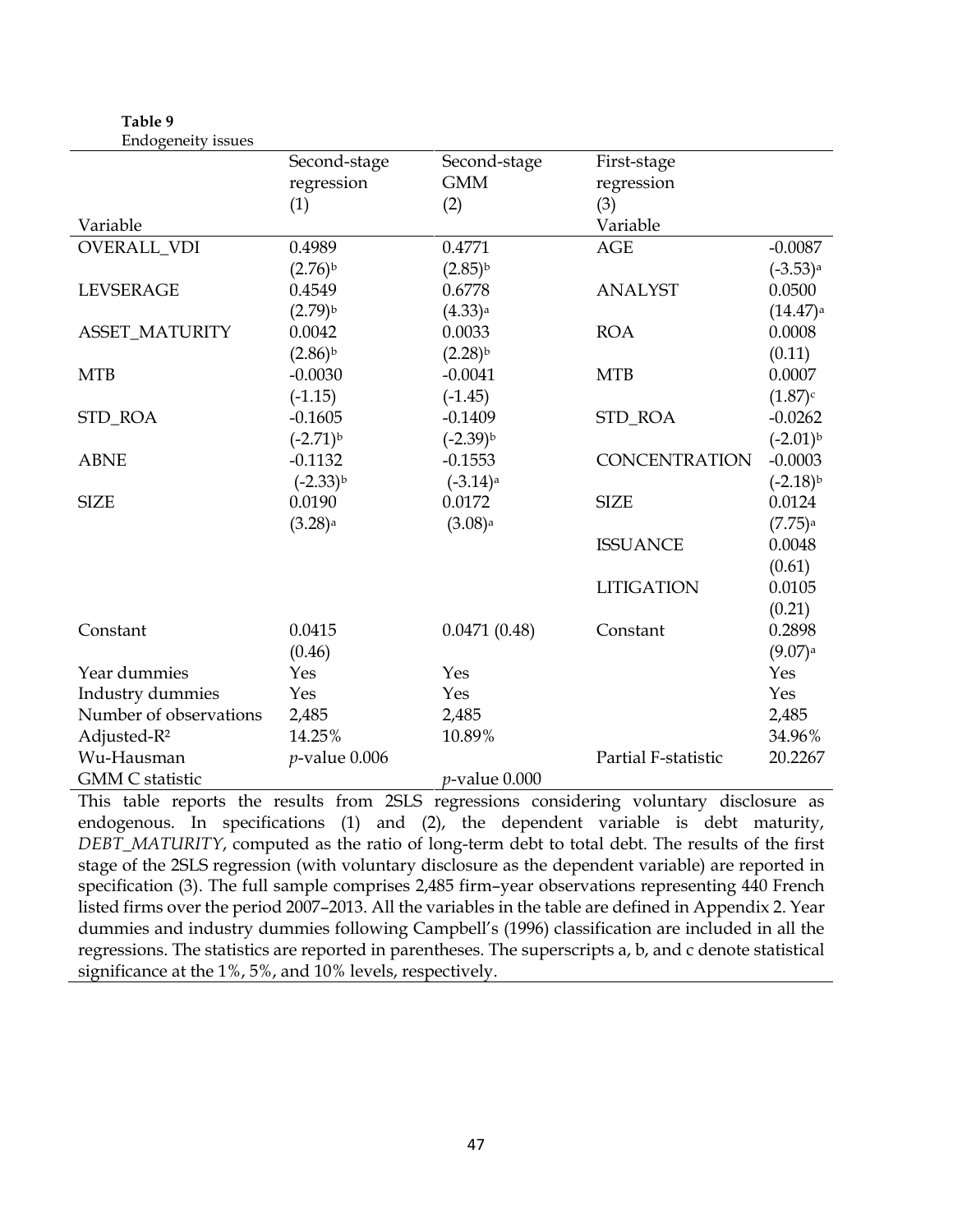**Table 9**
Endogeneity issues

| Variable | Second-stage regression (1) | Second-stage GMM (2) | First-stage regression (3) Variable | |
|---|---|---|---|---|
| OVERALL_VDI | 0.4989 | 0.4771 | AGE | -0.0087 |
| | (2.76)[b] | (2.85)[b] | | (-3.53)[a] |
| LEVSERAGE | 0.4549 | 0.6778 | ANALYST | 0.0500 |
| | (2.79)[b] | (4.33)[a] | | (14.47)[a] |
| ASSET_MATURITY | 0.0042 | 0.0033 | ROA | 0.0008 |
| | (2.86)[b] | (2.28)[b] | | (0.11) |
| MTB | -0.0030 | -0.0041 | MTB | 0.0007 |
| | (-1.15) | (-1.45) | | (1.87)[c] |
| STD_ROA | -0.1605 | -0.1409 | STD_ROA | -0.0262 |
| | (-2.71)[b] | (-2.39)[b] | | (-2.01)[b] |
| ABNE | -0.1132 | -0.1553 | CONCENTRATION | -0.0003 |
| | (-2.33)[b] | (-3.14)[a] | | (-2.18)[b] |
| SIZE | 0.0190 | 0.0172 | SIZE | 0.0124 |
| | (3.28)[a] | (3.08)[a] | | (7.75)[a] |
| | | | ISSUANCE | 0.0048 |
| | | | | (0.61) |
| | | | LITIGATION | 0.0105 |
| | | | | (0.21) |
| Constant | 0.0415 | 0.0471 (0.48) | Constant | 0.2898 |
| | (0.46) | | | (9.07)[a] |
| Year dummies | Yes | Yes | | Yes |
| Industry dummies | Yes | Yes | | Yes |
| Number of observations | 2,485 | 2,485 | | 2,485 |
| Adjusted-$R^2$ | 14.25% | 10.89% | | 34.96% |
| Wu-Hausman | $p$-value 0.006 | | Partial F-statistic | 20.2267 |
| GMM C statistic | | $p$-value 0.000 | | |

This table reports the results from 2SLS regressions considering voluntary disclosure as endogenous. In specifications (1) and (2), the dependent variable is debt maturity, *DEBT_MATURITY*, computed as the ratio of long-term debt to total debt. The results of the first stage of the 2SLS regression (with voluntary disclosure as the dependent variable) are reported in specification (3). The full sample comprises 2,485 firm–year observations representing 440 French listed firms over the period 2007–2013. All the variables in the table are defined in Appendix 2. Year dummies and industry dummies following Campbell's (1996) classification are included in all the regressions. The statistics are reported in parentheses. The superscripts a, b, and c denote statistical significance at the 1%, 5%, and 10% levels, respectively.